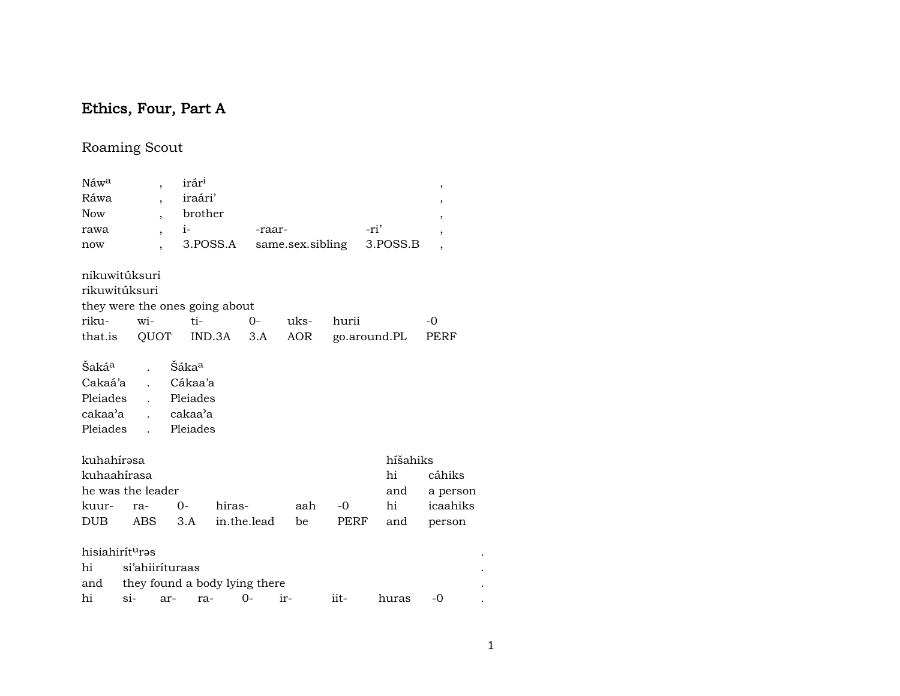# Ethics, Four, Part A

## Roaming Scout

| | | | | | |
|---|---|---|---|---|---|
| Náwᵃ | , | irárⁱ | | | , |
| Ráwa | , | iraári’ | | | , |
| Now | , | brother | | | , |
| rawa | , | i- | -raar- | -ri’ | , |
| now | , | 3.POSS.A | same.sex.sibling | 3.POSS.B | , |

| | | | | | | |
|---|---|---|---|---|---|---|
| nikuwitúksuri | | | | | | |
| rikuwitúksuri | | | | | | |
| they were the ones going about | | | | | | |
| riku- | wi- | ti- | 0- | uks- | hurii | -0 |
| that.is | QUOT | IND.3A | 3.A | AOR | go.around.PL | PERF |

| | | |
|---|---|---|
| Šakáᵃ | . | Šákaᵃ |
| Cakaá’a | . | Cákaa’a |
| Pleiades | . | Pleiades |
| cakaa’a | . | cakaa’a |
| Pleiades | . | Pleiades |

| | | | | | | | |
|---|---|---|---|---|---|---|---|
| kuhahírəsa | | | | | | híšahiks | |
| kuhaahírasa | | | | | | hi | cáhiks |
| he was the leader | | | | | | and | a person |
| kuur- | ra- | 0- | hiras- | aah | -0 | hi | icaahiks |
| DUB | ABS | 3.A | in.the.lead | be | PERF | and | person |

| | | | | | | | | | |
|---|---|---|---|---|---|---|---|---|---|
| hisiahirítᵘrəs | | | | | | | | | . |
| hi | si’ahiiríturaas | | | | | | | | . |
| and | they found a body lying there | | | | | | | | . |
| hi | si- | ar- | ra- | 0- | ir- | iit- | huras | -0 | . |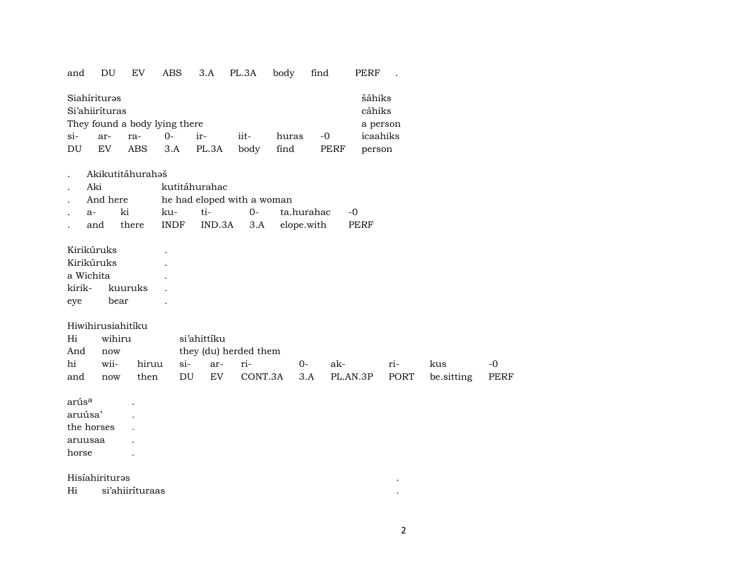| and | DU | EV | ABS | 3.A | PL.3A | body | find | PERF | . |
|---|---|---|---|---|---|---|---|---|---|

| Siahíriturəs | | | | | | | | šáhiks |
|---|---|---|---|---|---|---|---|---|
| Si'ahiiríturas | | | | | | | | cáhiks |
| They found a body lying there | | | | | | | | a person |
| si- | ar- | ra- | 0- | ir- | iit- | huras | -0 | icaahiks |
| DU | EV | ABS | 3.A | PL.3A | body | find | PERF | person |

| . | Akikutitáhurahəš | | | | | | |
|---|---|---|---|---|---|---|---|
| . | Aki | | kutitáhurahac | | | | |
| . | And here | | he had eloped with a woman | | | | |
| . | a- | ki | ku- | ti- | 0- | ta.hurahac | -0 |
| . | and | there | INDF | IND.3A | 3.A | elope.with | PERF |

| Kirikúruks | | . |
|---|---|---|
| Kirikúruks | | . |
| a Wichita | | . |
| kirik- | kuuruks | . |
| eye | bear | . |

| Hiwihirusiahitíku | | | | | | | | | | |
|---|---|---|---|---|---|---|---|---|---|---|
| Hi | wihiru | | si'ahittíku | | | | | | | |
| And | now | | they (du) herded them | | | | | | | |
| hi | wii- | hiruu | si- | ar- | ri- | 0- | ak- | ri- | kus | -0 |
| and | now | then | DU | EV | CONT.3A | 3.A | PL.AN.3P | PORT | be.sitting | PERF |

| arús[a] | . |
|---|---|
| aruúsa' | . |
| the horses | . |
| aruusaa | . |
| horse | . |

| Hisíahiriturəs | | . |
|---|---|---|
| Hi | si'ahiiríturaas | . |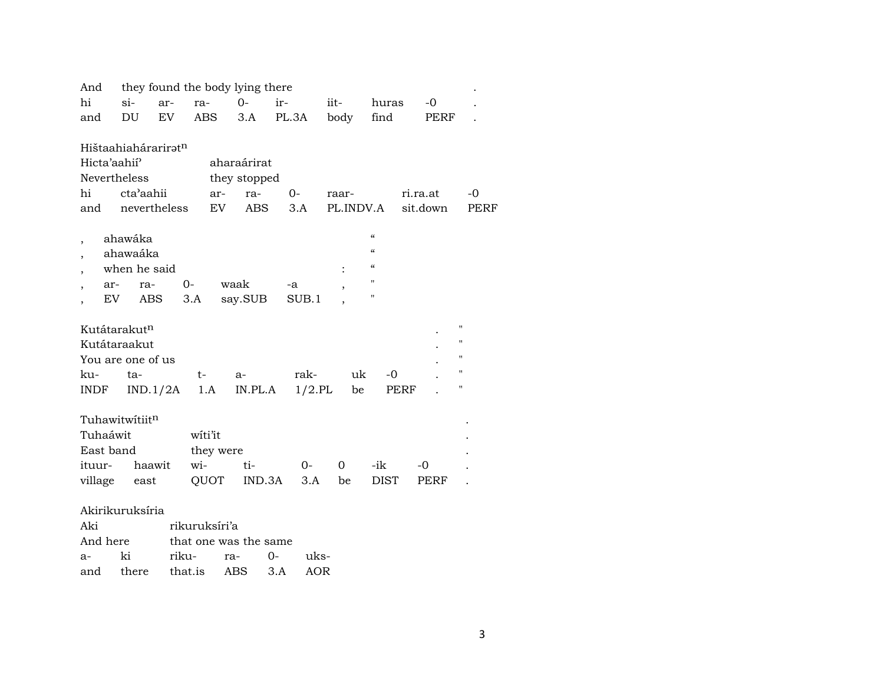| And | they found the body lying there | | | | | | | | . |
|---|---|---|---|---|---|---|---|---|---|
| hi | si- | ar- | ra- | 0- | ir- | iit- | huras | -0 | . |
| and | DU | EV | ABS | 3.A | PL.3A | body | find | PERF | . |

Hištaahiahárarirətn

| Hicta'aahiiʔ | | aharaárirat | | | | | |
|---|---|---|---|---|---|---|---|
| Nevertheless | | they stopped | | | | | |
| hi | cta'aahii | ar- | ra- | 0- | raar- | ri.ra.at | -0 |
| and | nevertheless | EV | ABS | 3.A | PL.INDV.A | sit.down | PERF |

| , | ahawáka | | | | | | " |
|---|---|---|---|---|---|---|---|
| , | ahawaáka | | | | | | " |
| , | when he said | | | | | : | " |
| , | ar- | ra- | 0- | waak | -a | , | " |
| , | EV | ABS | 3.A | say.SUB | SUB.1 | , | " |

| Kutátarakutn | | | | | | | . | " |
|---|---|---|---|---|---|---|---|---|
| Kutátaraakut | | | | | | | . | " |
| You are one of us | | | | | | | . | " |
| ku- | ta- | t- | a- | rak- | uk | -0 | . | " |
| INDF | IND.1/2A | 1.A | IN.PL.A | 1/2.PL | be | PERF | . | " |

Tuhawitwítiitn .

| Tuhaáwit | | wíti'it | | | | | | . |
|---|---|---|---|---|---|---|---|---|
| East band | | they were | | | | | | . |
| ituur- | haawit | wi- | ti- | 0- | 0 | -ik | -0 | . |
| village | east | QUOT | IND.3A | 3.A | be | DIST | PERF | . |

Akirikuruksíria

| Aki | | rikuruksíri'a | | | |
|---|---|---|---|---|---|
| And here | | that one was the same | | | |
| a- | ki | riku- | ra- | 0- | uks- |
| and | there | that.is | ABS | 3.A | AOR |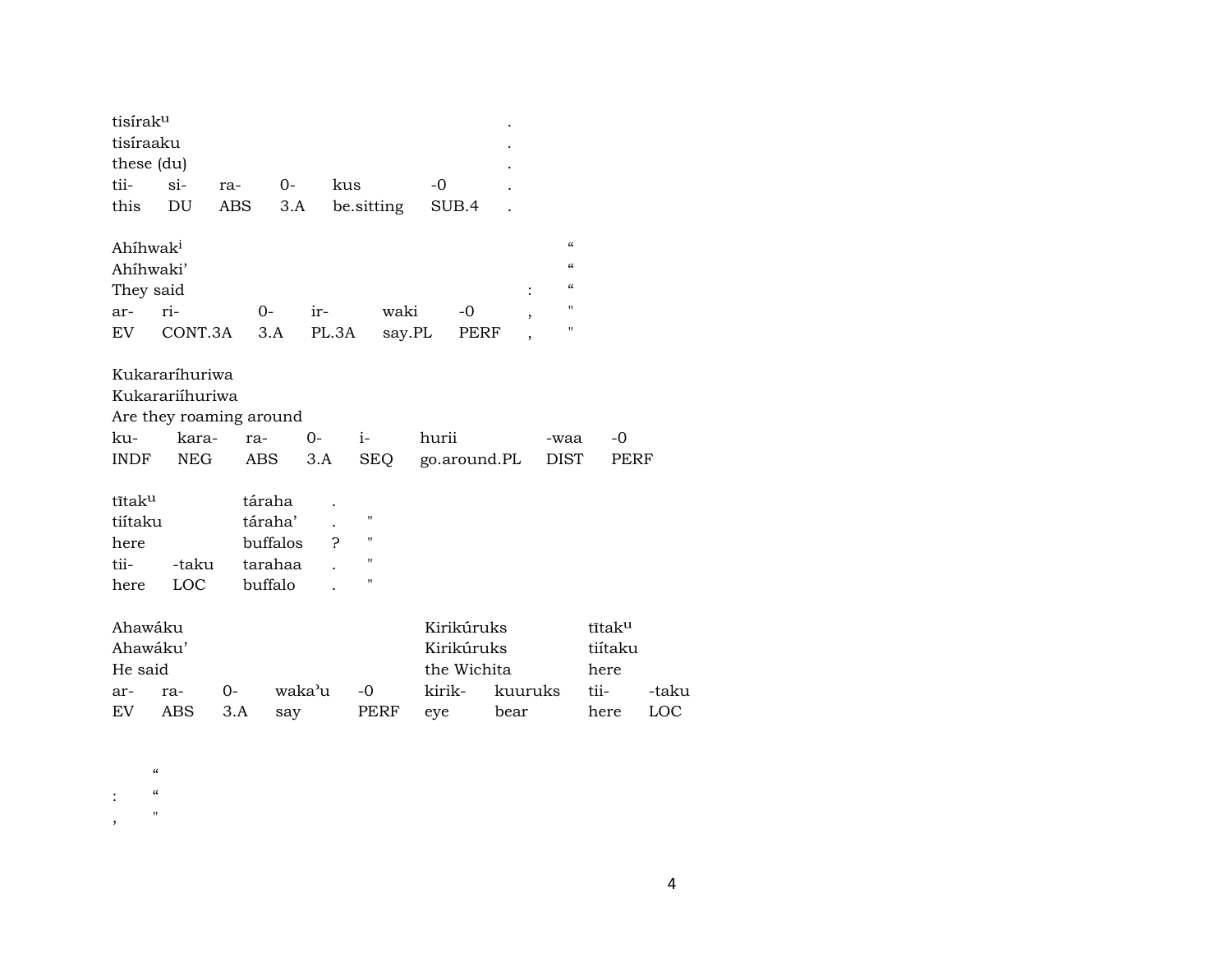| tisírak^u | | | | | | . |
|---|---|---|---|---|---|---|
| tisíraaku | | | | | | . |
| these (du) | | | | | | . |
| tii- | si- | ra- | 0- | kus | -0 | . |
| this | DU | ABS | 3.A | be.sitting | SUB.4 | . |

| Ahíhwak^i | | | | | | | “ |
|---|---|---|---|---|---|---|---|
| Ahíhwaki’ | | | | | | | “ |
| They said | | | | | | : | “ |
| ar- | ri- | 0- | ir- | waki | -0 | , | " |
| EV | CONT.3A | 3.A | PL.3A | say.PL | PERF | , | " |

| Kukararíhuriwa | | | | | | | |
|---|---|---|---|---|---|---|---|
| Kukarariíhuriwa | | | | | | | |
| Are they roaming around | | | | | | | |
| ku- | kara- | ra- | 0- | i- | hurii | -waa | -0 |
| INDF | NEG | ABS | 3.A | SEQ | go.around.PL | DIST | PERF |

| tĩtak^u | | táraha | . | |
|---|---|---|---|---|
| tiítaku | | táraha’ | . | " |
| here | | buffalos | ? | " |
| tii- | -taku | tarahaa | . | " |
| here | LOC | buffalo | . | " |

| Ahawáku | | | | | Kirikúruks | | tĩtak^u | |
|---|---|---|---|---|---|---|---|---|
| Ahawáku’ | | | | | Kirikúruks | | tiítaku | |
| He said | | | | | the Wichita | | here | |
| ar- | ra- | 0- | waka’u | -0 | kirik- | kuuruks | tii- | -taku |
| EV | ABS | 3.A | say | PERF | eye | bear | here | LOC |

| | “ |
|---|---|
| : | “ |
| , | " |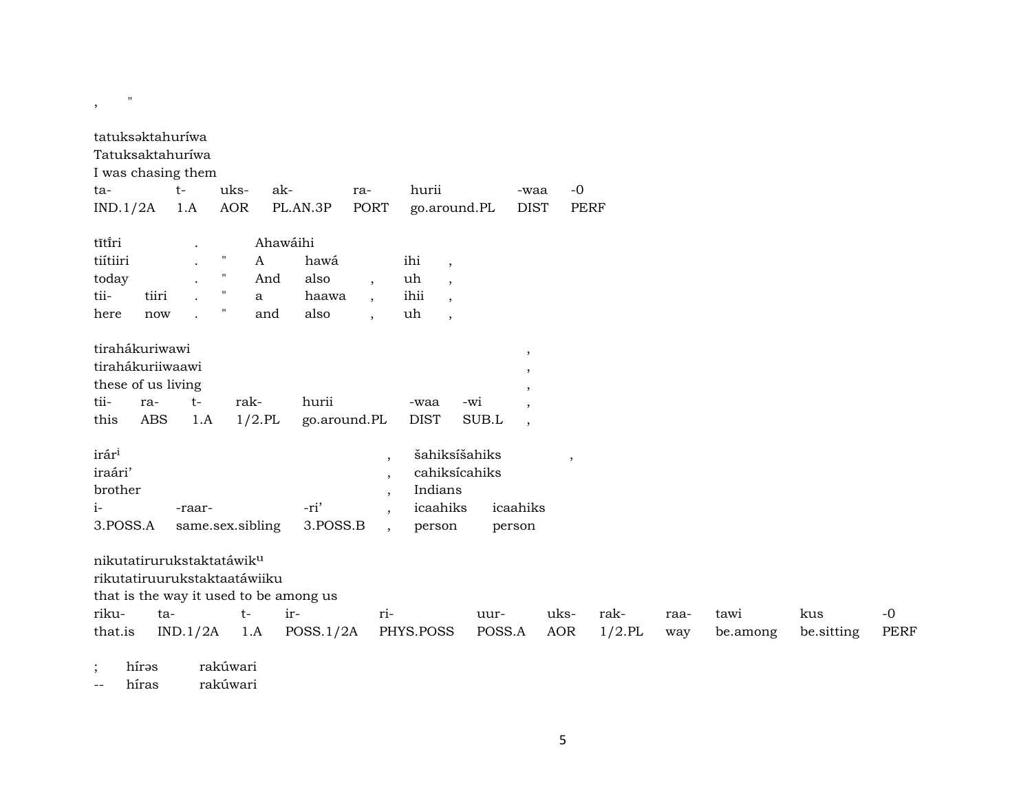,     "

tatuksəktahuríwa
Tatuksaktahuríwa
I was chasing them

| ta- | t- | uks- | ak- | ra- | hurii | -waa | -0 |
|---|---|---|---|---|---|---|---|
| IND.1/2A | 1.A | AOR | PL.AN.3P | PORT | go.around.PL | DIST | PERF |

| tĩtĩ́ri | | . | | Ahawáihi | | | | |
|---|---|---|---|---|---|---|---|---|
| tiítiiri | | . | " | A | hawá | | ihi | , |
| today | | . | " | And | also | , | uh | , |
| tii- | tiiri | . | " | a | haawa | , | ihii | , |
| here | now | . | " | and | also | , | uh | , |

tirahákuriwawi ,
tirahákuriiwaawi ,
these of us living ,

| tii- | ra- | t- | rak- | hurii | -waa | -wi | , |
|---|---|---|---|---|---|---|---|
| this | ABS | 1.A | 1/2.PL | go.around.PL | DIST | SUB.L | , |

| irár[i] | | | , | šahiksíšahiks | | , |
|---|---|---|---|---|---|---|
| iraári’ | | | , | cahiksícahiks | | |
| brother | | | , | Indians | | |
| i- | -raar- | -ri’ | , | icaahiks | icaahiks | |
| 3.POSS.A | same.sex.sibling | 3.POSS.B | , | person | person | |

nikutatirurukstaktatáwik[u]
rikutatiruurukstaktaatáwiiku
that is the way it used to be among us

| riku- | ta- | t- | ir- | ri- | uur- | uks- | rak- | raa- | tawi | kus | -0 |
|---|---|---|---|---|---|---|---|---|---|---|---|
| that.is | IND.1/2A | 1.A | POSS.1/2A | PHYS.POSS | POSS.A | AOR | 1/2.PL | way | be.among | be.sitting | PERF |

; híras rakúwari
-- híras rakúwari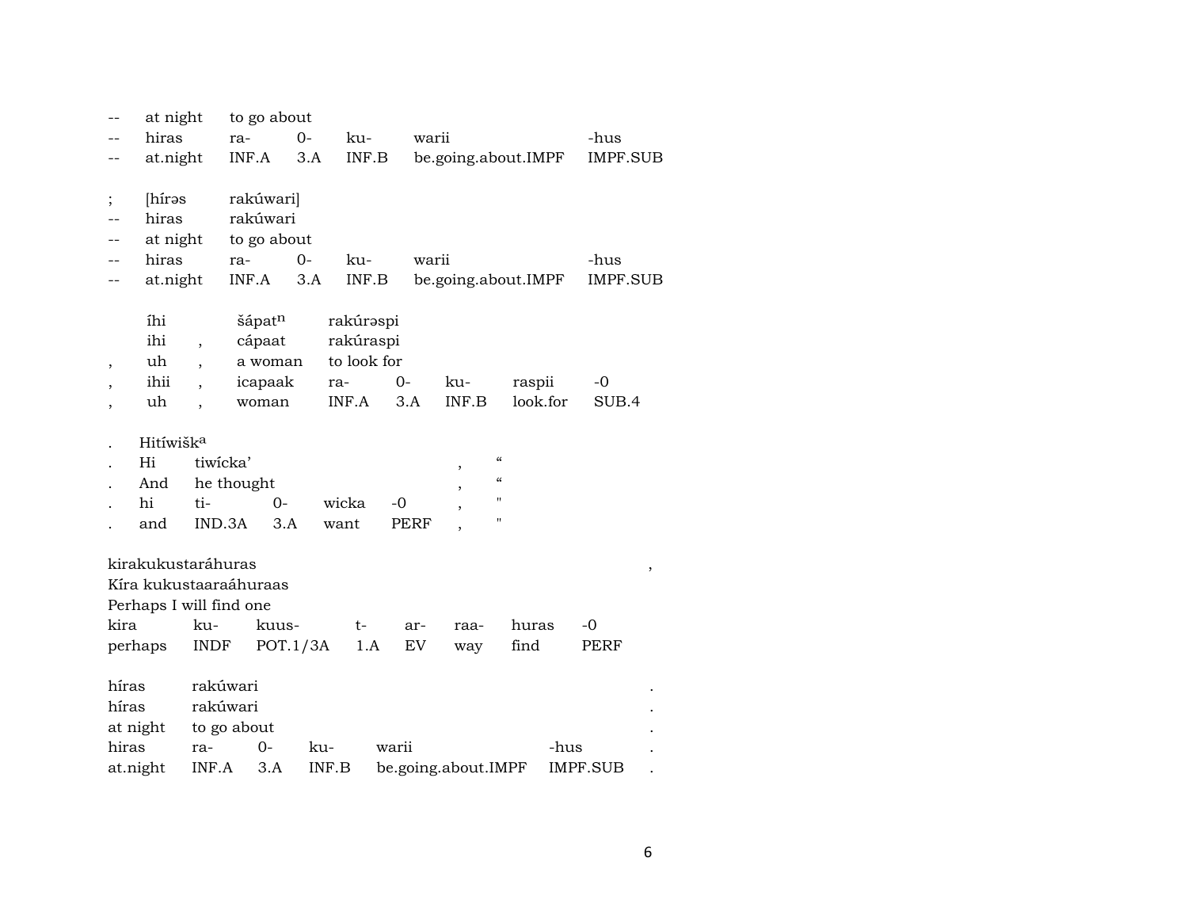| -- | at night | to go about | | | | |
|---|---|---|---|---|---|---|
| -- | hiras | ra- | 0- | ku- | warii | -hus |
| -- | at.night | INF.A | 3.A | INF.B | be.going.about.IMPF | IMPF.SUB |

| ; | [hírəs | rakúwari] | | | | |
|---|---|---|---|---|---|---|
| -- | hiras | rakúwari | | | | |
| -- | at night | to go about | | | | |
| -- | hiras | ra- | 0- | ku- | warii | -hus |
| -- | at.night | INF.A | 3.A | INF.B | be.going.about.IMPF | IMPF.SUB |

| | íhi | | šápat^n | rakúrəspi | | | | |
|---|---|---|---|---|---|---|---|---|
| | ihi | , | cápaat | rakúraspi | | | | |
| , | uh | , | a woman | to look for | | | | |
| , | ihii | , | icapaak | ra- | 0- | ku- | raspii | -0 |
| , | uh | , | woman | INF.A | 3.A | INF.B | look.for | SUB.4 |

| . | Hitíwišk^a | | | | | |
|---|---|---|---|---|---|---|
| . | Hi | tiwícka’ | | | , | “ |
| . | And | he thought | | | , | “ |
| . | hi | ti- | 0- | wicka | -0 | , | " |
| . | and | IND.3A | 3.A | want | PERF | , | " |

| kirakukustaráhuras | | | | | | | , |
|---|---|---|---|---|---|---|---|
| Kíra kukustaaraáhuraas | | | | | | | |
| Perhaps I will find one | | | | | | | |
| kira | ku- | kuus- | t- | ar- | raa- | huras | -0 |
| perhaps | INDF | POT.1/3A | 1.A | EV | way | find | PERF |

| híras | rakúwari | | | | | . |
|---|---|---|---|---|---|---|
| híras | rakúwari | | | | | . |
| at night | to go about | | | | | . |
| hiras | ra- | 0- | ku- | warii | -hus | . |
| at.night | INF.A | 3.A | INF.B | be.going.about.IMPF | IMPF.SUB | . |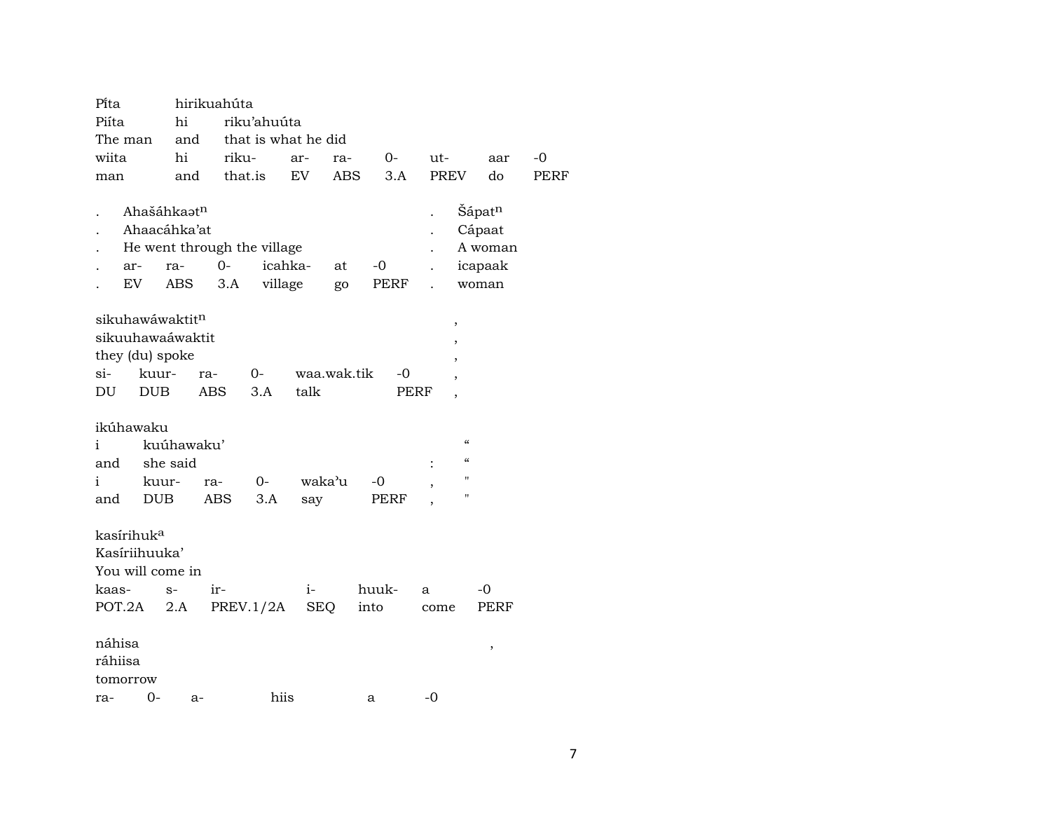| Pi̊ta | hirikuahúta | | | | | | | |
|---|---|---|---|---|---|---|---|---|
| Piíta | hi | riku'ahuúta | | | | | | |
| The man | and | that is what he did | | | | | | |
| wiita | hi | riku- | ar- | ra- | 0- | ut- | aar | -0 |
| man | and | that.is | EV | ABS | 3.A | PREV | do | PERF |

| . | Ahašáhkaət$^{n}$ | | | | | | . | Šápat$^{n}$ |
|---|---|---|---|---|---|---|---|---|
| . | Ahaacáhka'at | | | | | | . | Cápaat |
| . | He went through the village | | | | | | . | A woman |
| . | ar- | ra- | 0- | icahka- | at | -0 | . | icapaak |
| . | EV | ABS | 3.A | village | go | PERF | . | woman |

| sikuhawáwaktit$^{n}$ | | | | | | , |
|---|---|---|---|---|---|---|
| sikuuhawaáwaktit | | | | | | , |
| they (du) spoke | | | | | | , |
| si- | kuur- | ra- | 0- | waa.wak.tik | -0 | , |
| DU | DUB | ABS | 3.A | talk | PERF | , |

| ikúhawaku | | | | | | | |
|---|---|---|---|---|---|---|---|
| i | kuúhawaku' | | | | | | " |
| and | she said | | | | | : | " |
| i | kuur- | ra- | 0- | waka'u | -0 | , | " |
| and | DUB | ABS | 3.A | say | PERF | , | " |

| kasírihuk$^{a}$ | | | | | | |
|---|---|---|---|---|---|---|
| Kasíriihuuka' | | | | | | |
| You will come in | | | | | | |
| kaas- | s- | ir- | i- | huuk- | a | -0 |
| POT.2A | 2.A | PREV.1/2A | SEQ | into | come | PERF |

| náhisa | | | | | | , |
|---|---|---|---|---|---|---|
| ráhiisa | | | | | | |
| tomorrow | | | | | | |
| ra- | 0- | a- | hiis | a | -0 | |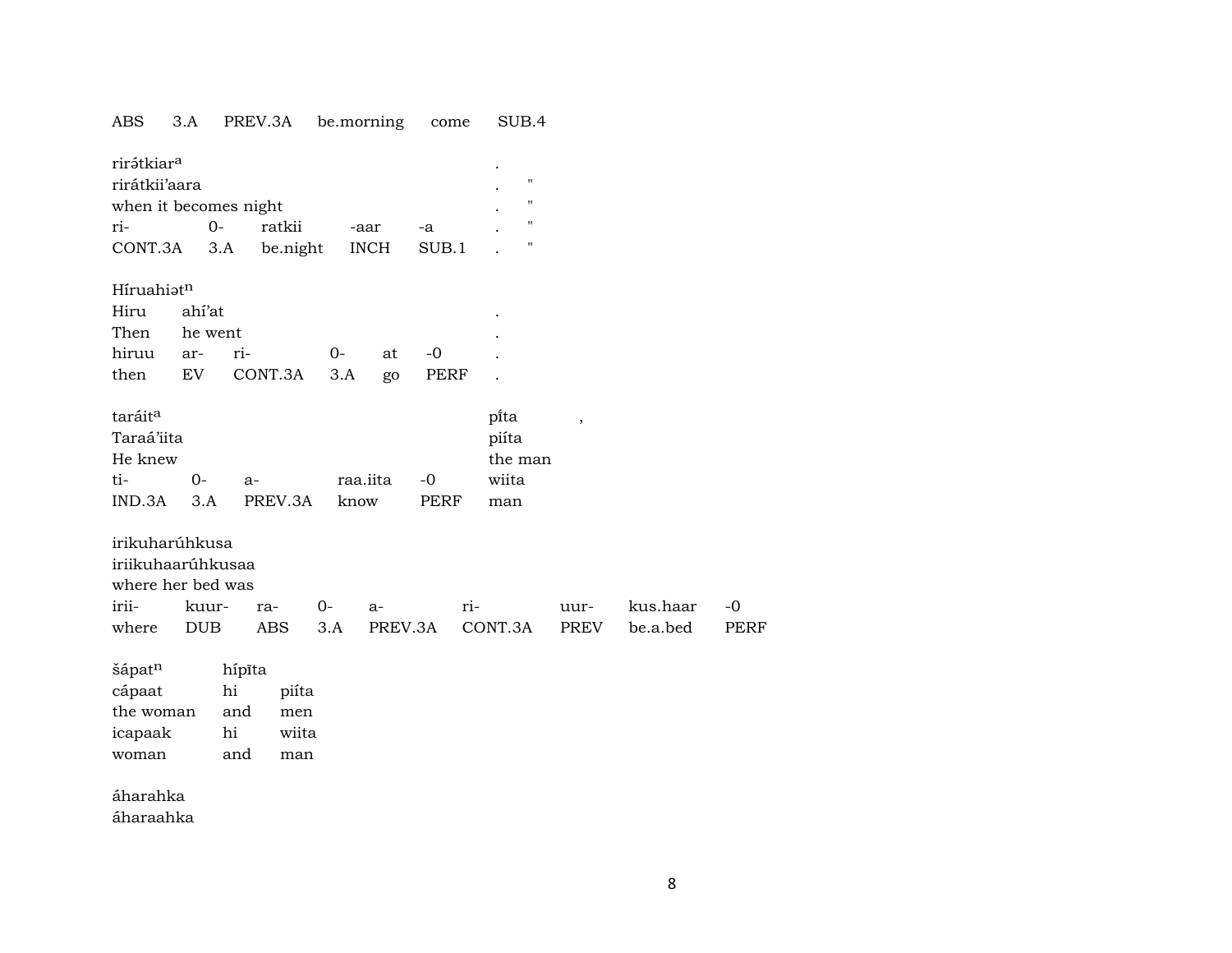ABS 3.A PREV.3A be.morning come SUB.4

rirə́tkiar[a] .
rirátkii'aara . "
when it becomes night . "
ri- 0- ratkii -aar -a . "
CONT.3A 3.A be.night INCH SUB.1 . "

Híruahiət[n]
Hiru ahí'at .
Then he went .
hiruu ar- ri- 0- at -0 .
then EV CONT.3A 3.A go PERF .

taráit[a] pī́ta ,
Taraá'iita piíta
He knew the man
ti- 0- a- raa.iita -0 wiita
IND.3A 3.A PREV.3A know PERF man

irikuharúhkusa
iriikuhaarúhkusaa
where her bed was
irii- kuur- ra- 0- a- ri- uur- kus.haar -0
where DUB ABS 3.A PREV.3A CONT.3A PREV be.a.bed PERF

šápat[n] hípīta
cápaat hi piíta
the woman and men
icapaak hi wiita
woman and man

áharahka
áharaahka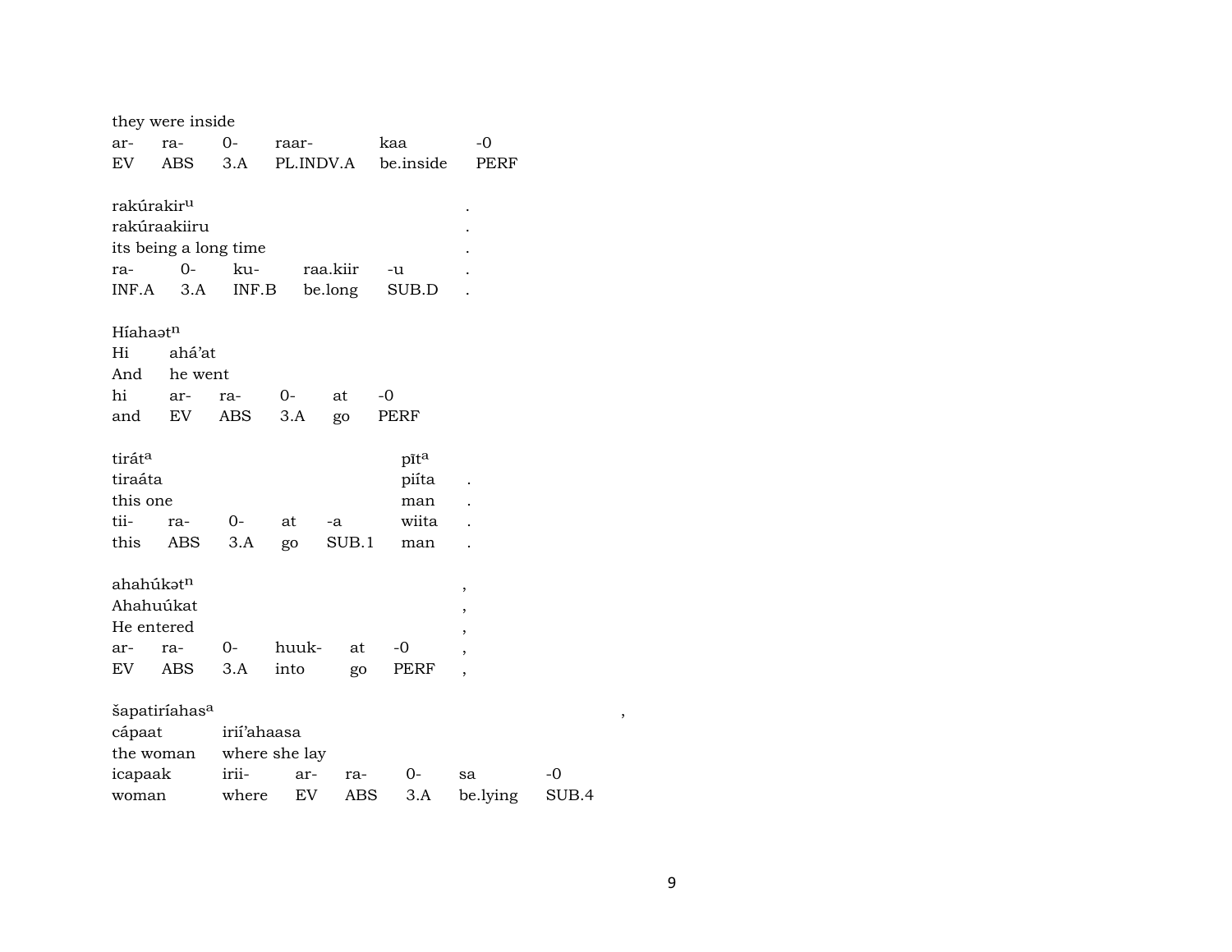they were inside

| ar- | ra- | 0- | raar- | kaa | -0 |
|---|---|---|---|---|---|
| EV | ABS | 3.A | PL.INDV.A | be.inside | PERF |

rakúrakir$^{u}$ .
rakúraakiiru .
its being a long time .

| ra- | 0- | ku- | raa.kiir | -u | . |
|---|---|---|---|---|---|
| INF.A | 3.A | INF.B | be.long | SUB.D | . |

Híahaət$^{n}$

| Hi | ahá'at | | | |
|---|---|---|---|---|
| And | he went | | | |
| hi | ar- | ra- | 0- | at | -0 |
| and | EV | ABS | 3.A | go | PERF |

| tirát$^{a}$ | | | | | pĩt$^{a}$ | |
|---|---|---|---|---|---|---|
| tiraáta | | | | | piíta | . |
| this one | | | | | man | . |
| tii- | ra- | 0- | at | -a | wiita | . |
| this | ABS | 3.A | go | SUB.1 | man | . |

ahahúkət$^{n}$ ,
Ahahuúkat ,
He entered ,

| ar- | ra- | 0- | huuk- | at | -0 | , |
|---|---|---|---|---|---|---|
| EV | ABS | 3.A | into | go | PERF | , |

šapatiríahas$^{a}$ ,

| cápaat | irií'ahaasa | | | | | |
|---|---|---|---|---|---|---|
| the woman | where she lay | | | | | |
| icapaak | irii- | ar- | ra- | 0- | sa | -0 |
| woman | where | EV | ABS | 3.A | be.lying | SUB.4 |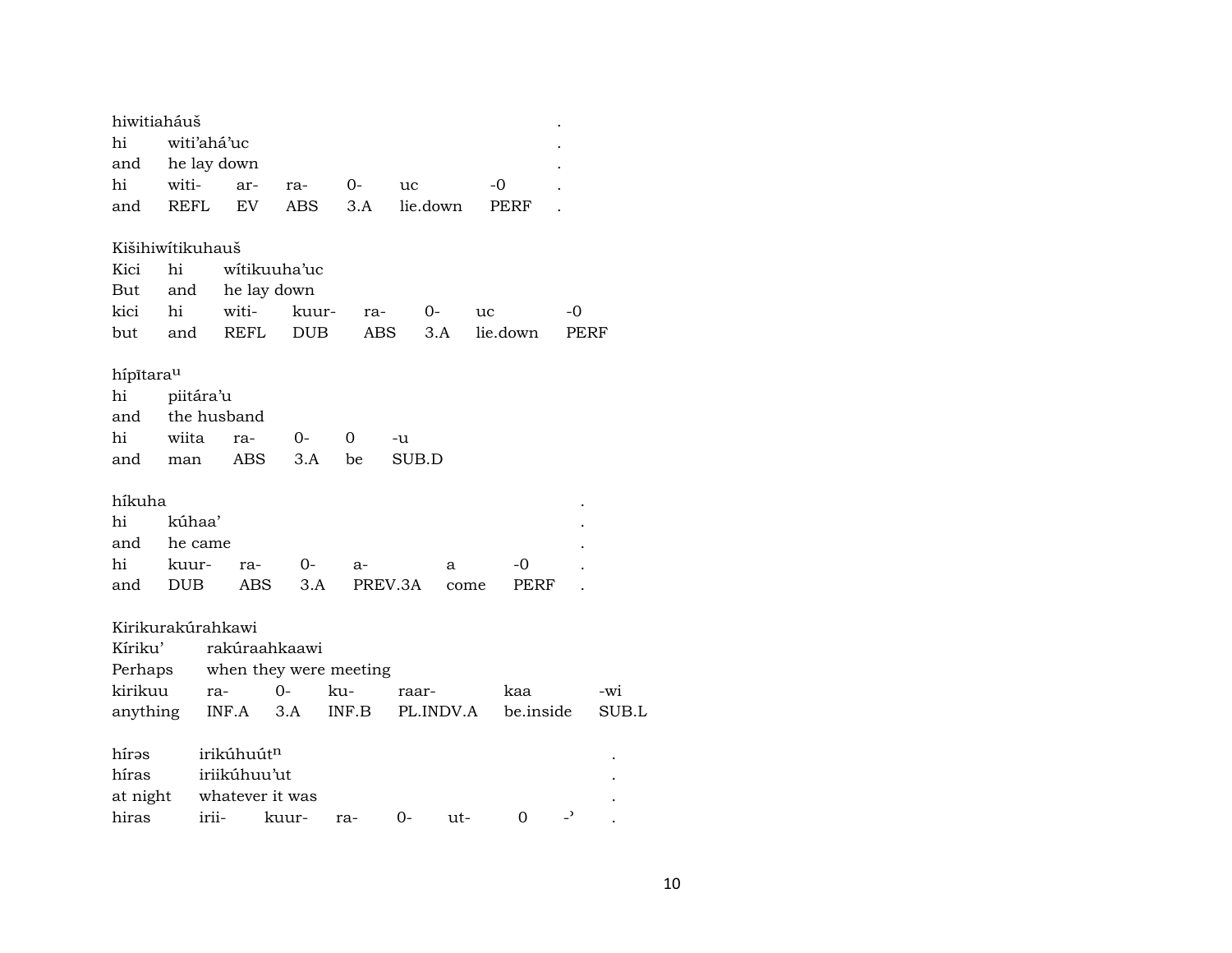hiwitiaháuš .
| hi | witi'ahá'uc | | | | | | |
|---|---|---|---|---|---|---|---|
| and | he lay down | | | | | | . |
| hi | witi- | ar- | ra- | 0- | uc | -0 | . |
| and | REFL | EV | ABS | 3.A | lie.down | PERF | . |

Kišihiwítikuhauš

| Kici | hi | wítikuuha'uc | | | | | |
|---|---|---|---|---|---|---|---|
| But | and | he lay down | | | | | |
| kici | hi | witi- | kuur- | ra- | 0- | uc | -0 |
| but | and | REFL | DUB | ABS | 3.A | lie.down | PERF |

hípītara^u

| hi | piitára'u | | | | |
|---|---|---|---|---|---|
| and | the husband | | | | |
| hi | wiita | ra- | 0- | 0 | -u |
| and | man | ABS | 3.A | be | SUB.D |

híkuha .

| hi | kúhaa' | | | | | | . |
|---|---|---|---|---|---|---|---|
| and | he came | | | | | | . |
| hi | kuur- | ra- | 0- | a- | a | -0 | . |
| and | DUB | ABS | 3.A | PREV.3A | come | PERF | . |

Kirikurakúrahkawi

| Kíriku' | rakúraahkaawi | | | | | |
|---|---|---|---|---|---|---|
| Perhaps | when they were meeting | | | | | |
| kirikuu | ra- | 0- | ku- | raar- | kaa | -wi |
| anything | INF.A | 3.A | INF.B | PL.INDV.A | be.inside | SUB.L |

híras irikúhuút^n .

| híras | iriikúhuu'ut | | | | | | . |
|---|---|---|---|---|---|---|---|
| at night | whatever it was | | | | | | . |
| hiras | irii- | kuur- | ra- | 0- | ut- | 0 | -ʾ . |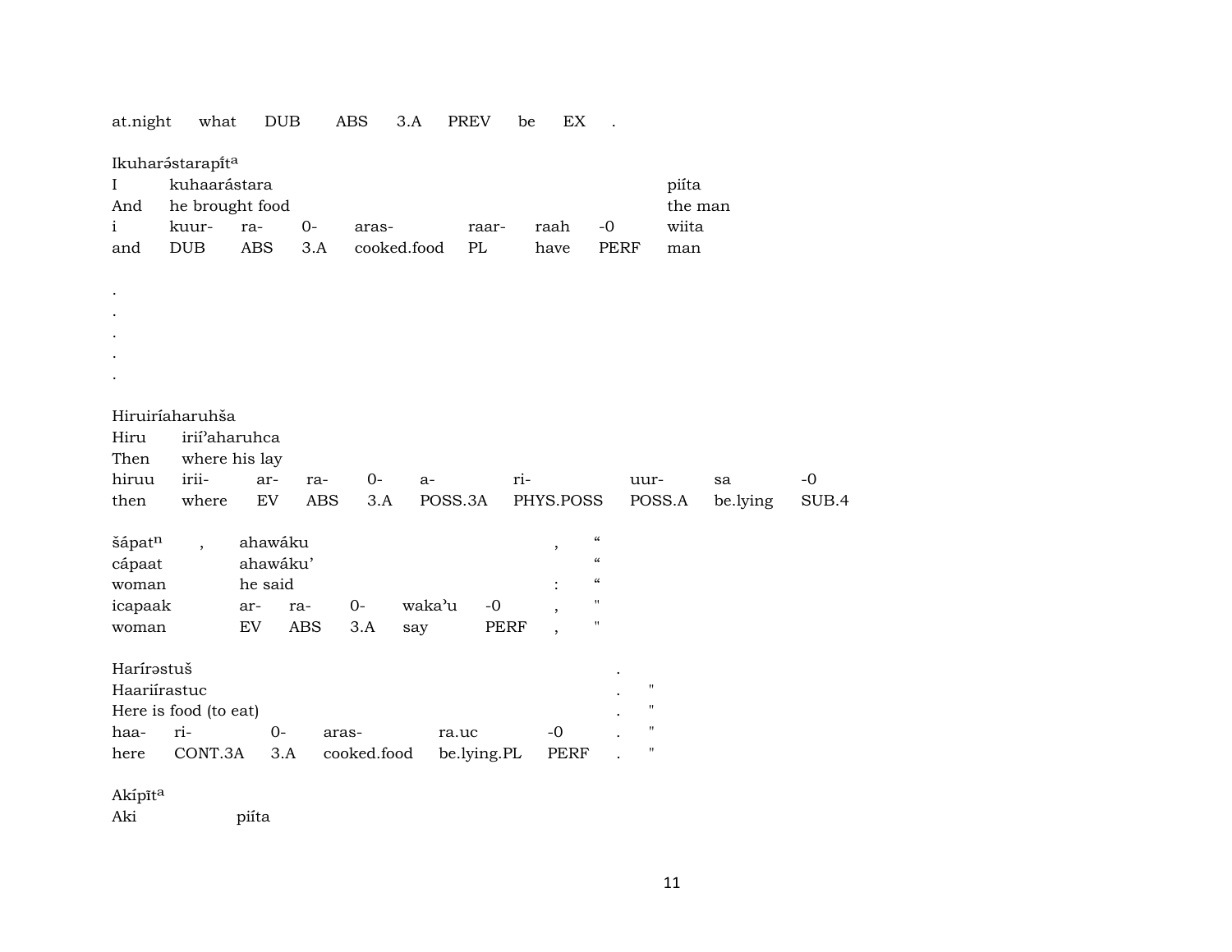| at.night | what | DUB | ABS | 3.A | PREV | be | EX | . |
|---|---|---|---|---|---|---|---|---|

Ikuharə́starapı̃t[a]

| I | kuhaarástara | | | | | | | piíta |
|---|---|---|---|---|---|---|---|---|
| And | he brought food | | | | | | | the man |
| i | kuur- | ra- | 0- | aras- | raar- | raah | -0 | wiita |
| and | DUB | ABS | 3.A | cooked.food | PL | have | PERF | man |

.
.
.
.
.

Hiruiríaharuhša

| Hiru | irií'aharuhca | | | | | | | | |
|---|---|---|---|---|---|---|---|---|---|
| Then | where his lay | | | | | | | | |
| hiruu | irii- | ar- | ra- | 0- | a- | ri- | uur- | sa | -0 |
| then | where | EV | ABS | 3.A | POSS.3A | PHYS.POSS | POSS.A | be.lying | SUB.4 |

| šápat[n] | , | ahawáku | | | | | , | " |
|---|---|---|---|---|---|---|---|---|
| cápaat | | ahawáku' | | | | | | " |
| woman | | he said | | | | | : | " |
| icapaak | | ar- | ra- | 0- | waka'u | -0 | , | " |
| woman | | EV | ABS | 3.A | say | PERF | , | " |

| Harírəstuš | | | | | | . | |
|---|---|---|---|---|---|---|---|
| Haariírastuc | | | | | | . | " |
| Here is food (to eat) | | | | | | . | " |
| haa- | ri- | 0- | aras- | ra.uc | -0 | . | " |
| here | CONT.3A | 3.A | cooked.food | be.lying.PL | PERF | . | " |

Akípīt[a]

| Aki | piíta |
|---|---|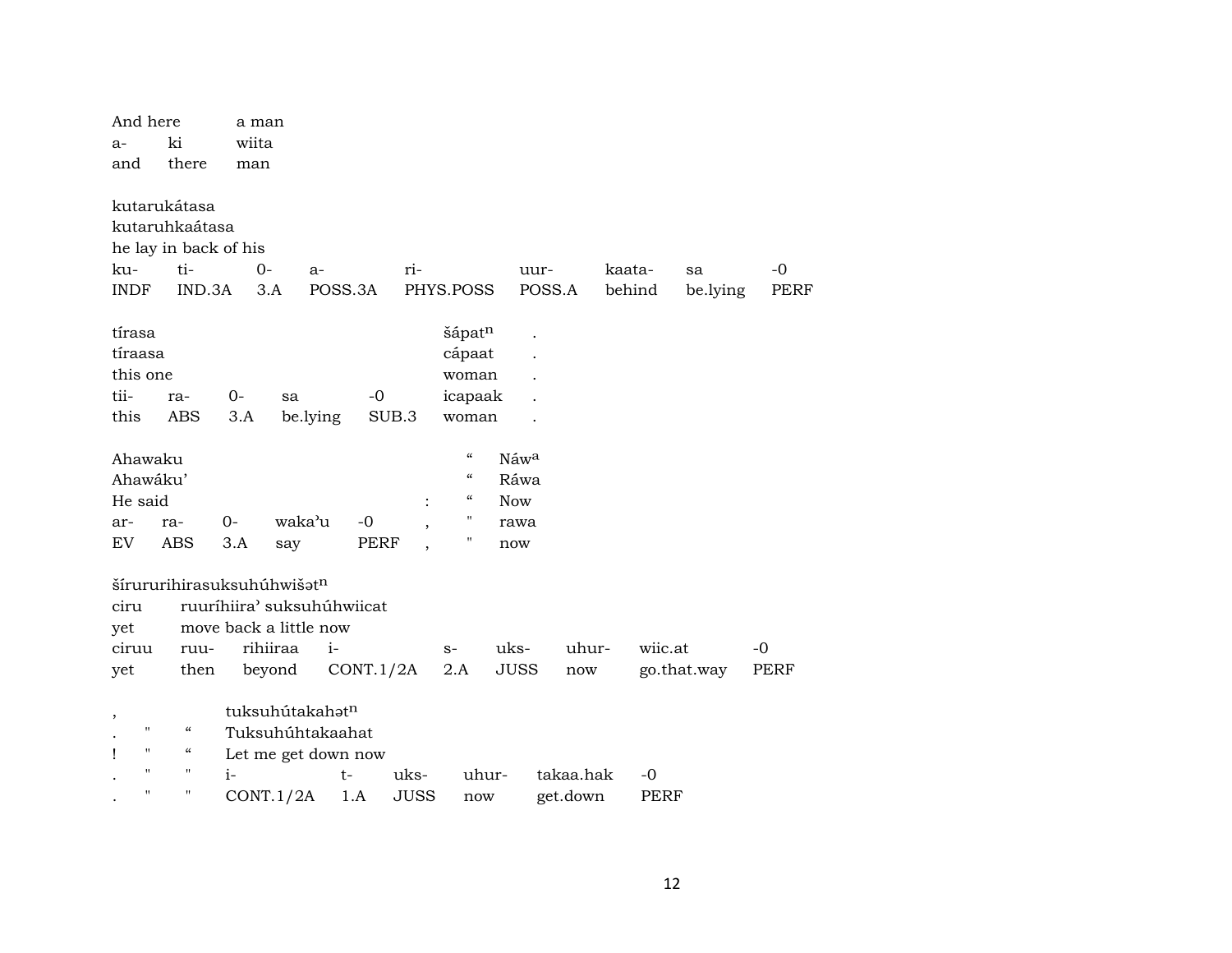| And here | | a man |
|---|---|---|
| a- | ki | wiita |
| and | there | man |

kutarukátasa
kutaruhkaátasa
he lay in back of his

| ku- | ti- | 0- | a- | ri- | uur- | kaata- | sa | -0 |
|---|---|---|---|---|---|---|---|---|
| INDF | IND.3A | 3.A | POSS.3A | PHYS.POSS | POSS.A | behind | be.lying | PERF |

| tírasa | | | | | šápat^n | . |
|---|---|---|---|---|---|---|
| tíraasa | | | | | cápaat | . |
| this one | | | | | woman | . |
| tii- | ra- | 0- | sa | -0 | icapaak | . |
| this | ABS | 3.A | be.lying | SUB.3 | woman | . |

| Ahawaku | | | | | | “ | Náw^a |
|---|---|---|---|---|---|---|---|
| Ahawáku’ | | | | | | “ | Ráwa |
| He said | | | | | : | “ | Now |
| ar- | ra- | 0- | waka’u | -0 | , | " | rawa |
| EV | ABS | 3.A | say | PERF | , | " | now |

šírururihirasuksuhúhwišət^n

| ciru | ruuríhiira’ suksuhúhwiicat | | | | | | |
|---|---|---|---|---|---|---|---|
| yet | move back a little now | | | | | | |
| ciruu | ruu- | rihiiraa | i- | s- | uks- | uhur- | wiic.at | -0 |
| yet | then | beyond | CONT.1/2A | 2.A | JUSS | now | go.that.way | PERF |

| , | | | tuksuhútakahət^n | | | | |
|---|---|---|---|---|---|---|---|
| . | " | “ | Tuksuhúhtakaahat | | | | |
| ! | " | “ | Let me get down now | | | | |
| . | " | " | i- | t- | uks- | uhur- | takaa.hak | -0 |
| . | " | " | CONT.1/2A | 1.A | JUSS | now | get.down | PERF |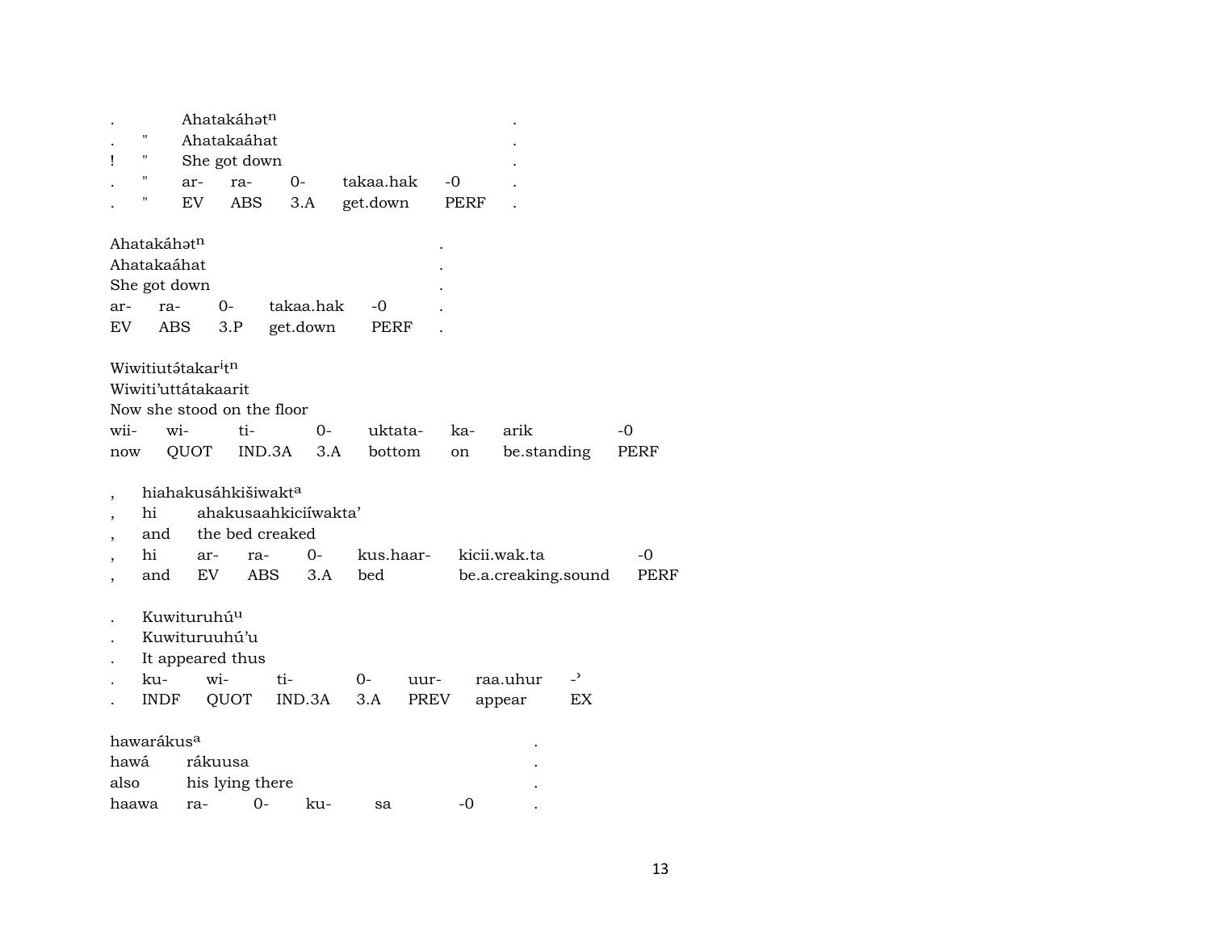.  Ahatakáhətn  .
.  "  Ahatakaáhat  .
!  "  She got down  .
.  "  ar-  ra-  0-  takaa.hak  -0  .
.  "  EV  ABS  3.A  get.down  PERF  .

Ahatakáhətn  .
Ahatakaáhat  .
She got down  .
ar-  ra-  0-  takaa.hak  -0  .
EV  ABS  3.P  get.down  PERF  .

Wiwitiutə́takar[i]t[n]
Wiwiti'uttátakaarit
Now she stood on the floor
wii-  wi-  ti-  0-  uktata-  ka-  arik  -0
now  QUOT  IND.3A  3.A  bottom  on  be.standing  PERF

,  hiahakusáhkišiwakt[a]
,  hi  ahakusaahkiciíwakta'
,  and  the bed creaked
,  hi  ar-  ra-  0-  kus.haar-  kicii.wak.ta  -0
,  and  EV  ABS  3.A  bed  be.a.creaking.sound  PERF

.  Kuwituruhú[u]
.  Kuwituruuhú'u
.  It appeared thus
.  ku-  wi-  ti-  0-  uur-  raa.uhur  -'
.  INDF  QUOT  IND.3A  3.A  PREV  appear  EX

hawarákus[a]  .
hawá  rákuusa  .
also  his lying there  .
haawa  ra-  0-  ku-  sa  -0  .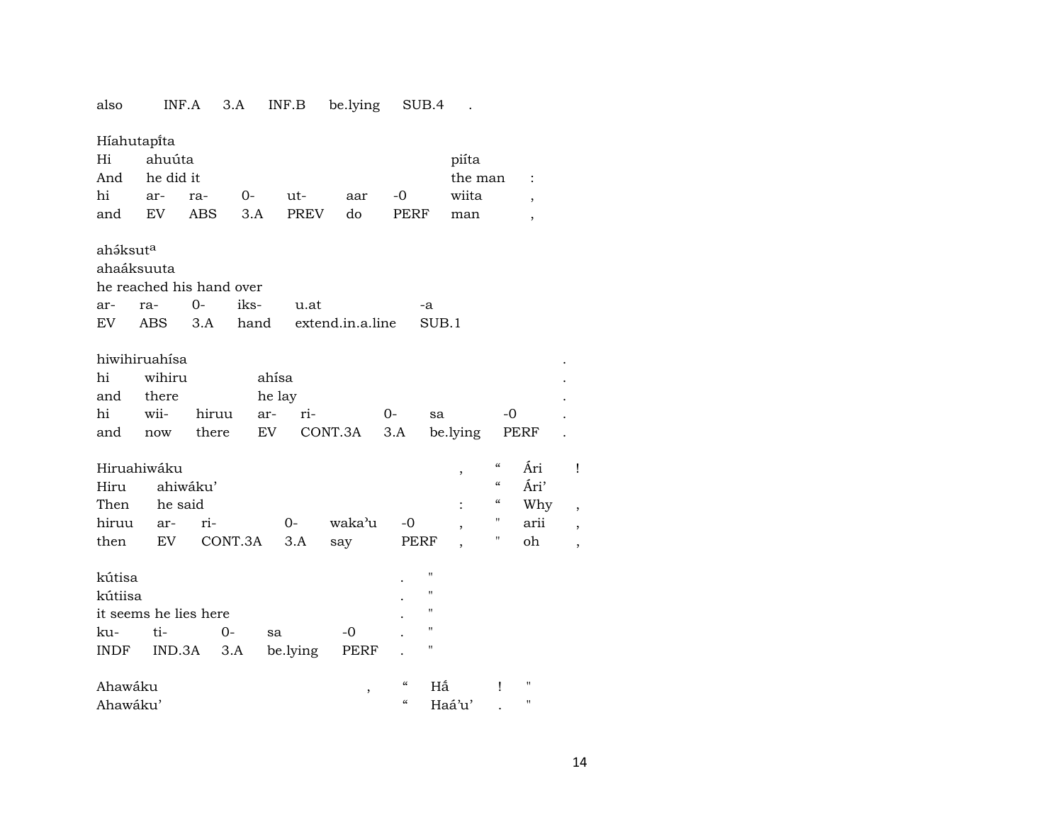also INF.A 3.A INF.B be.lying SUB.4 .

| Híahutapi̋ta | | | | | | | | |
|---|---|---|---|---|---|---|---|---|
| Hi | ahuúta | | | | | | piíta | |
| And | he did it | | | | | | the man | : |
| hi | ar- | ra- | 0- | ut- | aar | -0 | wiita | , |
| and | EV | ABS | 3.A | PREV | do | PERF | man | , |

| ahə́ksut^a | | | | | |
|---|---|---|---|---|---|
| ahaáksuuta | | | | | |
| he reached his hand over | | | | | |
| ar- | ra- | 0- | iks- | u.at | -a |
| EV | ABS | 3.A | hand | extend.in.a.line | SUB.1 |

| hiwihiruahísa | | | | | | | | .|
|---|---|---|---|---|---|---|---|---|
| hi | wihiru | | ahísa | | | | | . |
| and | there | | he lay | | | | | . |
| hi | wii- | hiruu | ar- | ri- | 0- | sa | -0 | . |
| and | now | there | EV | CONT.3A | 3.A | be.lying | PERF | . |

| Hiruahiwáku | | | | | | , | “ | Ári | ! |
|---|---|---|---|---|---|---|---|---|---|
| Hiru | ahiwáku’ | | | | | | “ | Ári’ | |
| Then | he said | | | | | : | “ | Why | , |
| hiruu | ar- | ri- | 0- | waka’u | -0 | , | " | arii | , |
| then | EV | CONT.3A | 3.A | say | PERF | , | " | oh | , |

| kútisa | | | | | . | " |
|---|---|---|---|---|---|---|
| kútiisa | | | | | . | " |
| it seems he lies here | | | | | . | " |
| ku- | ti- | 0- | sa | -0 | . | " |
| INDF | IND.3A | 3.A | be.lying | PERF | . | " |

| Ahawáku | , | “ | Hə́ | ! | " |
|---|---|---|---|---|---|
| Ahawáku’ | | “ | Haá’u’ | . | " |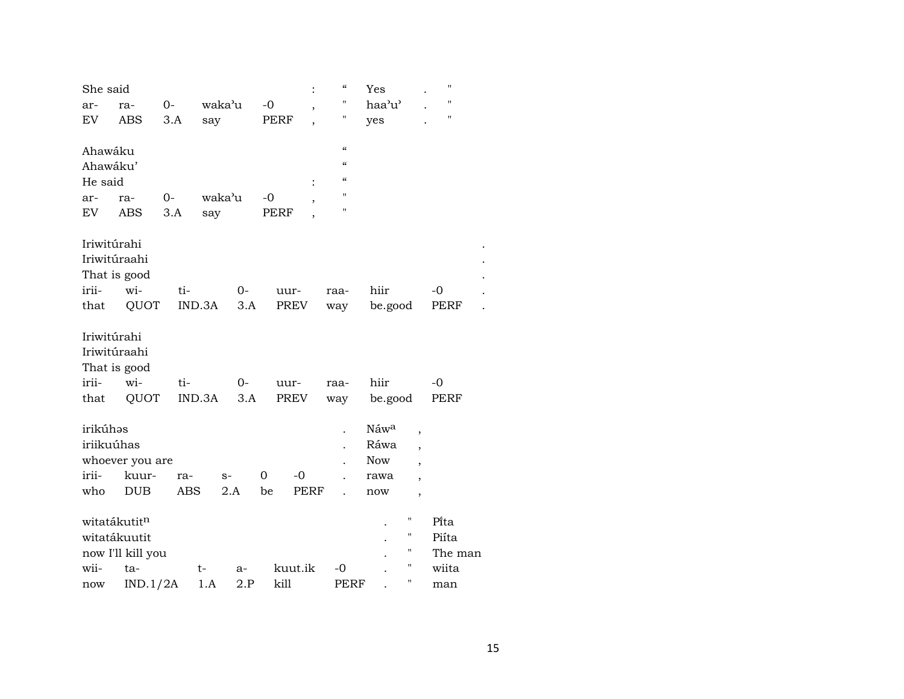| She said | | | | | : | " | Yes | . | " |
|---|---|---|---|---|---|---|---|---|---|
| ar- | ra- | 0- | wakaʾu | -0 | , | " | haaʾuʾ | . | " |
| EV | ABS | 3.A | say | PERF | , | " | yes | . | " |

| Ahawáku | | | | | | " |
|---|---|---|---|---|---|---|
| Ahawákuʾ | | | | | | " |
| He said | | | | | : | " |
| ar- | ra- | 0- | wakaʾu | -0 | , | " |
| EV | ABS | 3.A | say | PERF | , | " |

| Iriwitúrahi | | | | | | | | . |
|---|---|---|---|---|---|---|---|---|
| Iriwitúraahi | | | | | | | | . |
| That is good | | | | | | | | . |
| irii- | wi- | ti- | 0- | uur- | raa- | hiir | -0 | . |
| that | QUOT | IND.3A | 3.A | PREV | way | be.good | PERF | . |

| Iriwitúrahi | | | | | | | |
|---|---|---|---|---|---|---|---|
| Iriwitúraahi | | | | | | | |
| That is good | | | | | | | |
| irii- | wi- | ti- | 0- | uur- | raa- | hiir | -0 |
| that | QUOT | IND.3A | 3.A | PREV | way | be.good | PERF |

| irikúhəs | | | | | | . | Náw[a] | , |
|---|---|---|---|---|---|---|---|---|
| iriikuúhas | | | | | | . | Ráwa | , |
| whoever you are | | | | | | . | Now | , |
| irii- | kuur- | ra- | s- | 0 | -0 | . | rawa | , |
| who | DUB | ABS | 2.A | be | PERF | . | now | , |

| witatákutit[n] | | | | | | . | " | Píta |
|---|---|---|---|---|---|---|---|---|
| witatákuutit | | | | | | . | " | Piíta |
| now I'll kill you | | | | | | . | " | The man |
| wii- | ta- | t- | a- | kuut.ik | -0 | . | " | wiita |
| now | IND.1/2A | 1.A | 2.P | kill | PERF | . | " | man |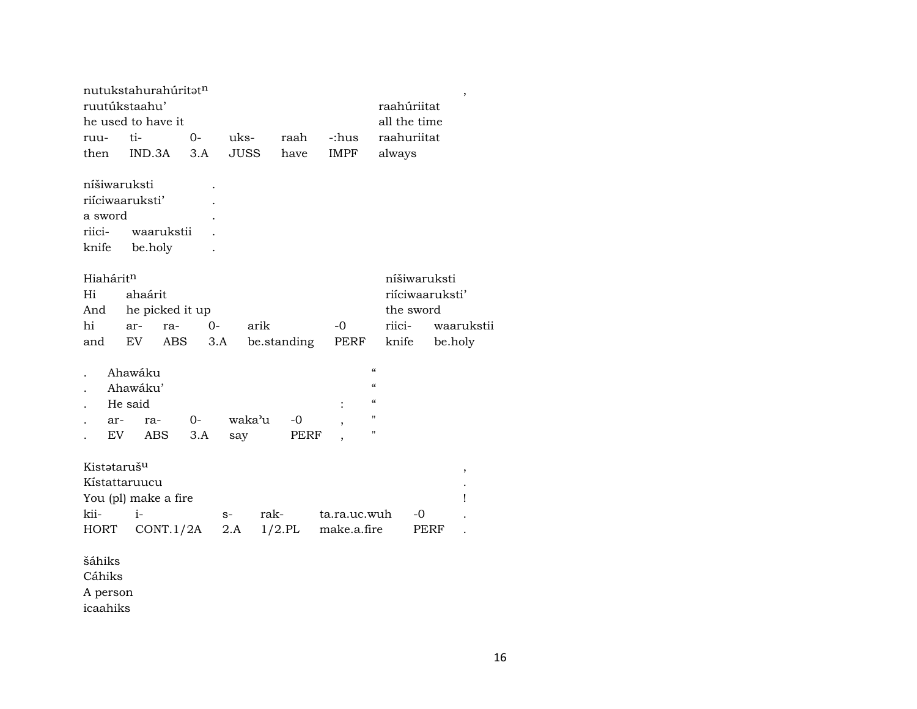| nutukstahurahúritət$^{n}$ | | | | | | | , |
|---|---|---|---|---|---|---|---|
| ruutúkstaahu' | | | | | | raahúriitat | |
| he used to have it | | | | | | all the time | |
| ruu- | ti- | 0- | uks- | raah | -:hus | raahuriitat | |
| then | IND.3A | 3.A | JUSS | have | IMPF | always | |

| níšiwaruksti | | . |
|---|---|---|
| riíciwaaruksti' | | . |
| a sword | | . |
| riici- | waarukstii | . |
| knife | be.holy | . |

| Hiahárit$^{n}$ | | | | | | | níšiwaruksti | |
|---|---|---|---|---|---|---|---|---|
| Hi | ahaárit | | | | | | riíciwaaruksti' | |
| And | he picked it up | | | | | | the sword | |
| hi | ar- | ra- | 0- | arik | -0 | | riici- | waarukstii |
| and | EV | ABS | 3.A | be.standing | PERF | | knife | be.holy |

| . | Ahawáku | | | | | | “ |
|---|---|---|---|---|---|---|---|
| . | Ahawáku' | | | | | | “ |
| . | He said | | | | | : | “ |
| . | ar- | ra- | 0- | waka'u | -0 | , | " |
| . | EV | ABS | 3.A | say | PERF | , | " |

| Kistətaruš$^{u}$ | | | | | | , |
|---|---|---|---|---|---|---|
| Kístattaruucu | | | | | | . |
| You (pl) make a fire | | | | | | ! |
| kii- | i- | s- | rak- | ta.ra.uc.wuh | -0 | . |
| HORT | CONT.1/2A | 2.A | 1/2.PL | make.a.fire | PERF | . |

šáhiks
Cáhiks
A person
icaahiks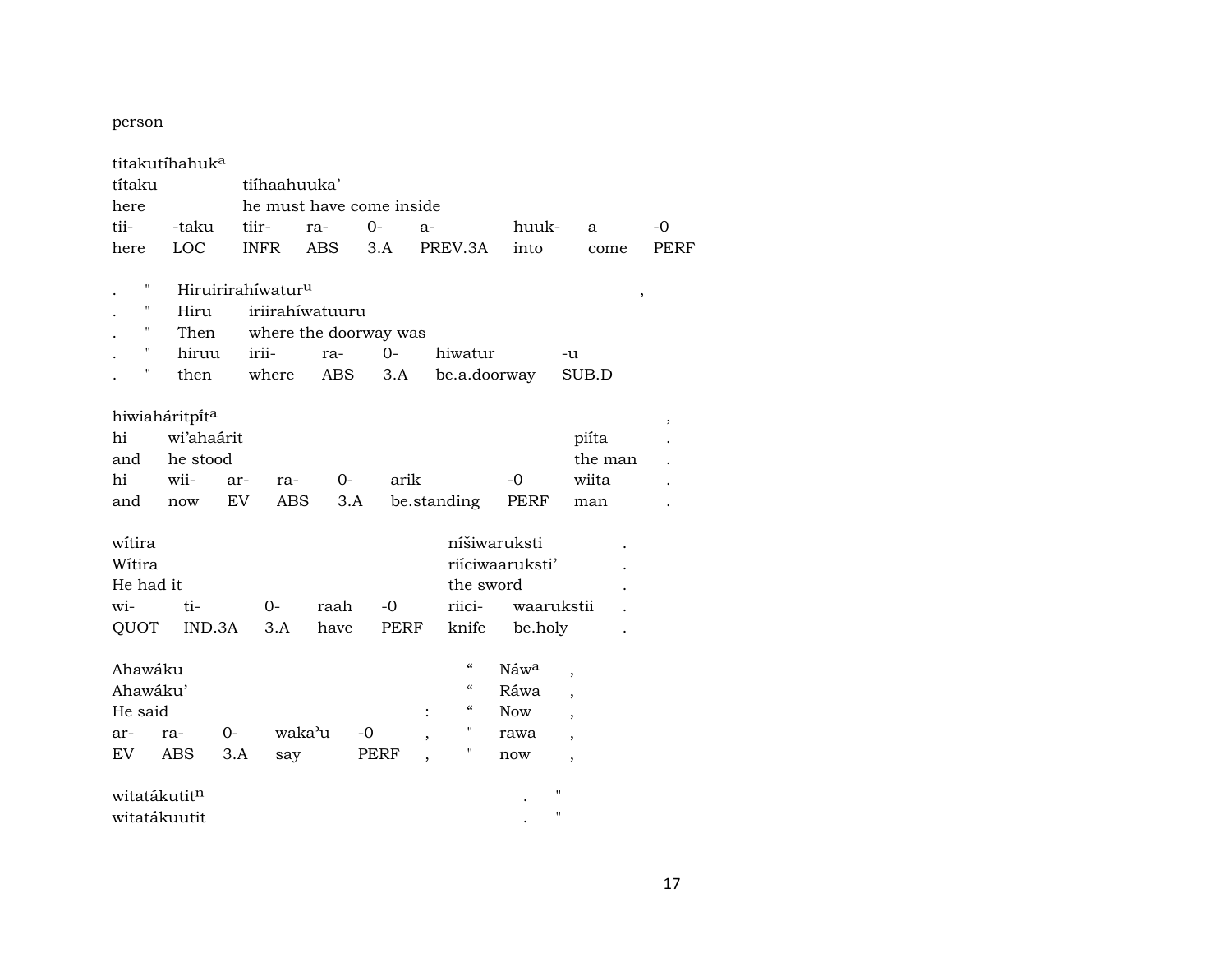person

titakutíhahuk[a]
títaku tiíhaahuuka’
here he must have come inside

| tii- | -taku | tiir- | ra- | 0- | a- | huuk- | a | -0 |
|---|---|---|---|---|---|---|---|---|
| here | LOC | INFR | ABS | 3.A | PREV.3A | into | come | PERF |

. " Hiruirirahíwatur[u] ,
. " Hiru iriirahíwatuuru
. " Then where the doorway was

| . | " | hiruu | irii- | ra- | 0- | hiwatur | -u |
|---|---|---|---|---|---|---|---|
| . | " | then | where | ABS | 3.A | be.a.doorway | SUB.D |

hiwiaháritpi̍t[a] ,
hi wi’ahaárit piíta .
and he stood the man .

| hi | wii- | ar- | ra- | 0- | arik | -0 | wiita | . |
|---|---|---|---|---|---|---|---|---|
| and | now | EV | ABS | 3.A | be.standing | PERF | man | . |

wítira níšiwaruksti .
Wítira riíciwaaruksti’ .
He had it the sword .

| wi- | ti- | 0- | raah | -0 | riici- | waarukstii | . |
|---|---|---|---|---|---|---|---|
| QUOT | IND.3A | 3.A | have | PERF | knife | be.holy | . |

Ahawáku “ Náw[a] ,
Ahawáku’ “ Ráwa ,
He said : “ Now ,

| ar- | ra- | 0- | waka’u | -0 | , | " | rawa | , |
|---|---|---|---|---|---|---|---|---|
| EV | ABS | 3.A | say | PERF | , | " | now | , |

witatákutit[n] . "
witatákuutit . "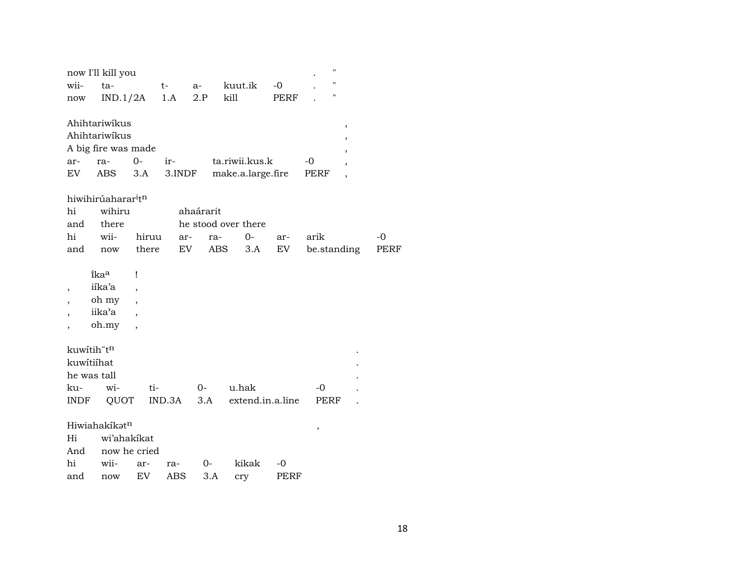now I'll kill you . "

| wii- | ta- | t- | a- | kuut.ik | -0 | . | " |
|---|---|---|---|---|---|---|---|
| now | IND.1/2A | 1.A | 2.P | kill | PERF | . | " |

Ahihtariwíkus ,
Ahihtariwíkus ,
A big fire was made ,

| ar- | ra- | 0- | ir- | ta.riwii.kus.k | -0 | , |
|---|---|---|---|---|---|---|
| EV | ABS | 3.A | 3.INDF | make.a.large.fire | PERF | , |

hiwihirúaharar$^{i}$t$^{n}$

hi wihiru ahaárarit
and there he stood over there

| hi | wii- | hiruu | ar- | ra- | 0- | ar- | arik | -0 |
|---|---|---|---|---|---|---|---|---|
| and | now | there | EV | ABS | 3.A | EV | be.standing | PERF |

íka$^{a}$ !
, iíka'a ,
, oh my ,
, iika'a ,
, oh.my ,

kuwítih¨t$^{n}$ .
kuwítiíhat .
he was tall .

| ku- | wi- | ti- | 0- | u.hak | -0 | . |
|---|---|---|---|---|---|---|
| INDF | QUOT | IND.3A | 3.A | extend.in.a.line | PERF | . |

Hiwiahakíkət$^{n}$ ,

Hi wi'ahakíkat
And now he cried

| hi | wii- | ar- | ra- | 0- | kikak | -0 |
|---|---|---|---|---|---|---|
| and | now | EV | ABS | 3.A | cry | PERF |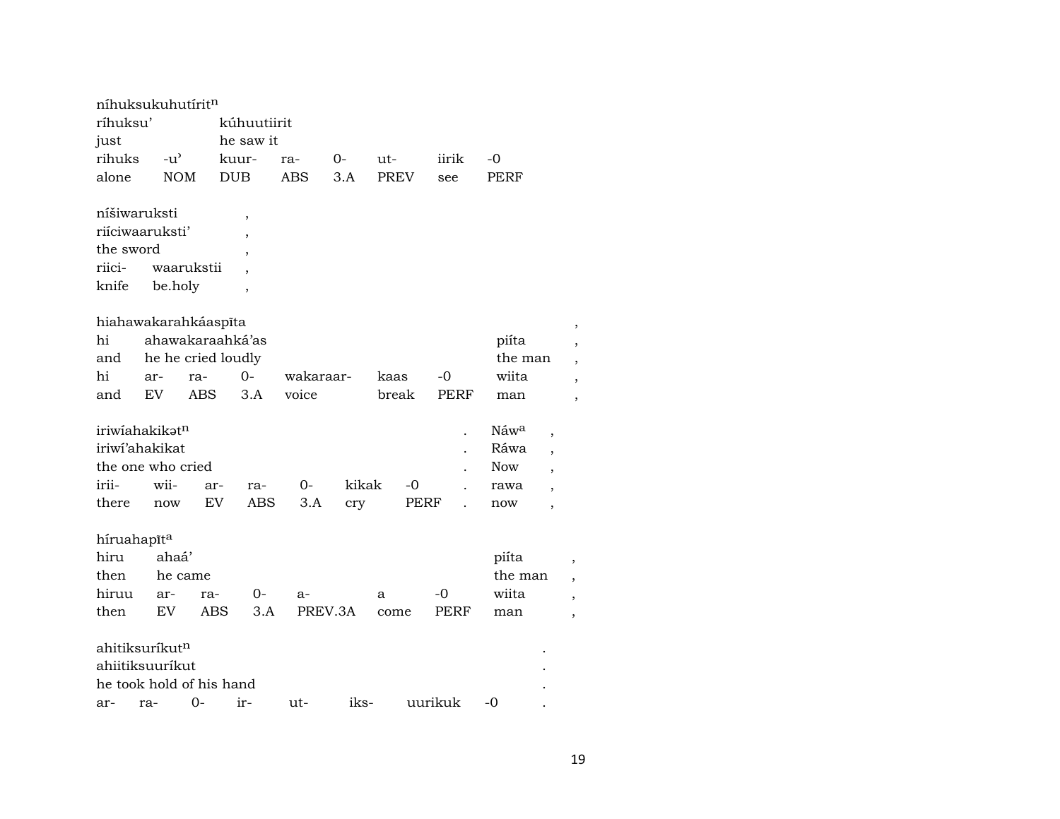níhuksukuhutírit[n]

| ríhuksu’ | | kúhuutiirit | | | | | |
|---|---|---|---|---|---|---|---|
| just | | he saw it | | | | | |
| rihuks | -u’ | kuur- | ra- | 0- | ut- | iirik | -0 |
| alone | NOM | DUB | ABS | 3.A | PREV | see | PERF |

níšiwaruksti ,

| riíciwaaruksti’ | | , |
|---|---|---|
| the sword | | , |
| riici- | waarukstii | , |
| knife | be.holy | , |

hiahawakarahkáaspīta ,

| hi | ahawakaraahká’as | | | | | | piíta | , |
|---|---|---|---|---|---|---|---|---|
| and | he he cried loudly | | | | | | the man | , |
| hi | ar- | ra- | 0- | wakaraar- | kaas | -0 | wiita | , |
| and | EV | ABS | 3.A | voice | break | PERF | man | , |

| iriwíahakikət[n] | | | | | | | . | Náw[a] | , |
|---|---|---|---|---|---|---|---|---|---|
| iriwí’ahakikat | | | | | | | . | Ráwa | , |
| the one who cried | | | | | | | . | Now | , |
| irii- | wii- | ar- | ra- | 0- | kikak | -0 | . | rawa | , |
| there | now | EV | ABS | 3.A | cry | PERF | . | now | , |

híruahapīt[a]

| hiru | ahaá’ | | | | | | piíta | , |
|---|---|---|---|---|---|---|---|---|
| then | he came | | | | | | the man | , |
| hiruu | ar- | ra- | 0- | a- | a | -0 | wiita | , |
| then | EV | ABS | 3.A | PREV.3A | come | PERF | man | , |

ahitiksuríkut[n] .

| ahiitiksuuríkut | | | | | | | | . |
|---|---|---|---|---|---|---|---|---|
| he took hold of his hand | | | | | | | | . |
| ar- | ra- | 0- | ir- | ut- | iks- | uurikuk | -0 | . |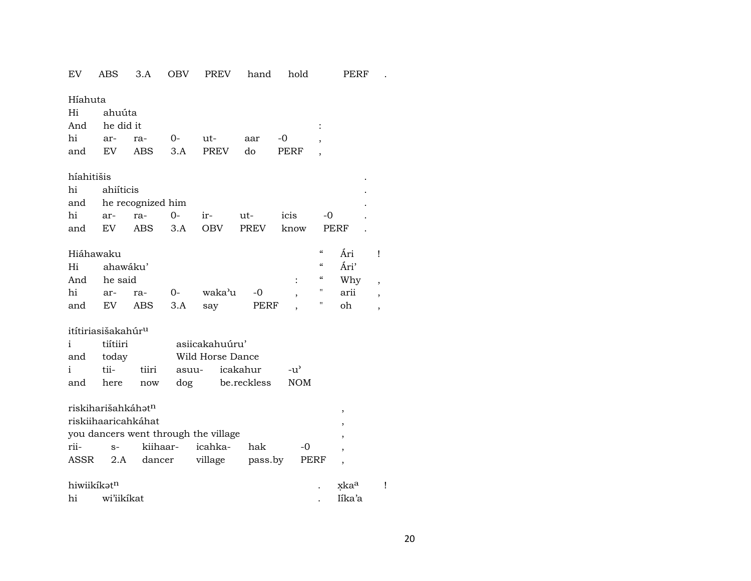| EV | ABS | 3.A | OBV | PREV | hand | hold | PERF | . |
|---|---|---|---|---|---|---|---|---|

Híahuta

| Hi | ahuúta | | | | | | |
|---|---|---|---|---|---|---|---|
| And | he did it | | | | | | : |
| hi | ar- | ra- | 0- | ut- | aar | -0 | , |
| and | EV | ABS | 3.A | PREV | do | PERF | , |

híahitišis

| hi | ahiíticis | | | | | | | . |
|---|---|---|---|---|---|---|---|---|
| and | he recognized him | | | | | | | . |
| hi | ar- | ra- | 0- | ir- | ut- | icis | -0 | . |
| and | EV | ABS | 3.A | OBV | PREV | know | PERF | . |

| Hiáhawaku | | | | | | | " | Ári | ! |
|---|---|---|---|---|---|---|---|---|---|
| Hi | ahawáku' | | | | | | " | Ári' | |
| And | he said | | | | | : | " | Why | , |
| hi | ar- | ra- | 0- | waka'u | -0 | , | " | arii | , |
| and | EV | ABS | 3.A | say | PERF | , | " | oh | , |

itítiriasišakahúr$^{u}$

| i | tiítiiri | | asiicakahuúru' | | |
|---|---|---|---|---|---|
| and | today | | Wild Horse Dance | | |
| i | tii- | tiiri | asuu- | icakahur | -u' |
| and | here | now | dog | be.reckless | NOM |

riskiharišahkáhət$^{n}$ ,

| riskiihaaricahkáhat | | | | | | , |
|---|---|---|---|---|---|---|
| you dancers went through the village | | | | | | , |
| rii- | s- | kiihaar- | icahka- | hak | -0 | , |
| ASSR | 2.A | dancer | village | pass.by | PERF | , |

| hiwiikíkət$^{n}$ | | . | x̣ka$^{a}$ | ! |
|---|---|---|---|---|
| hi | wi'iikíkat | . | Iíka'a | |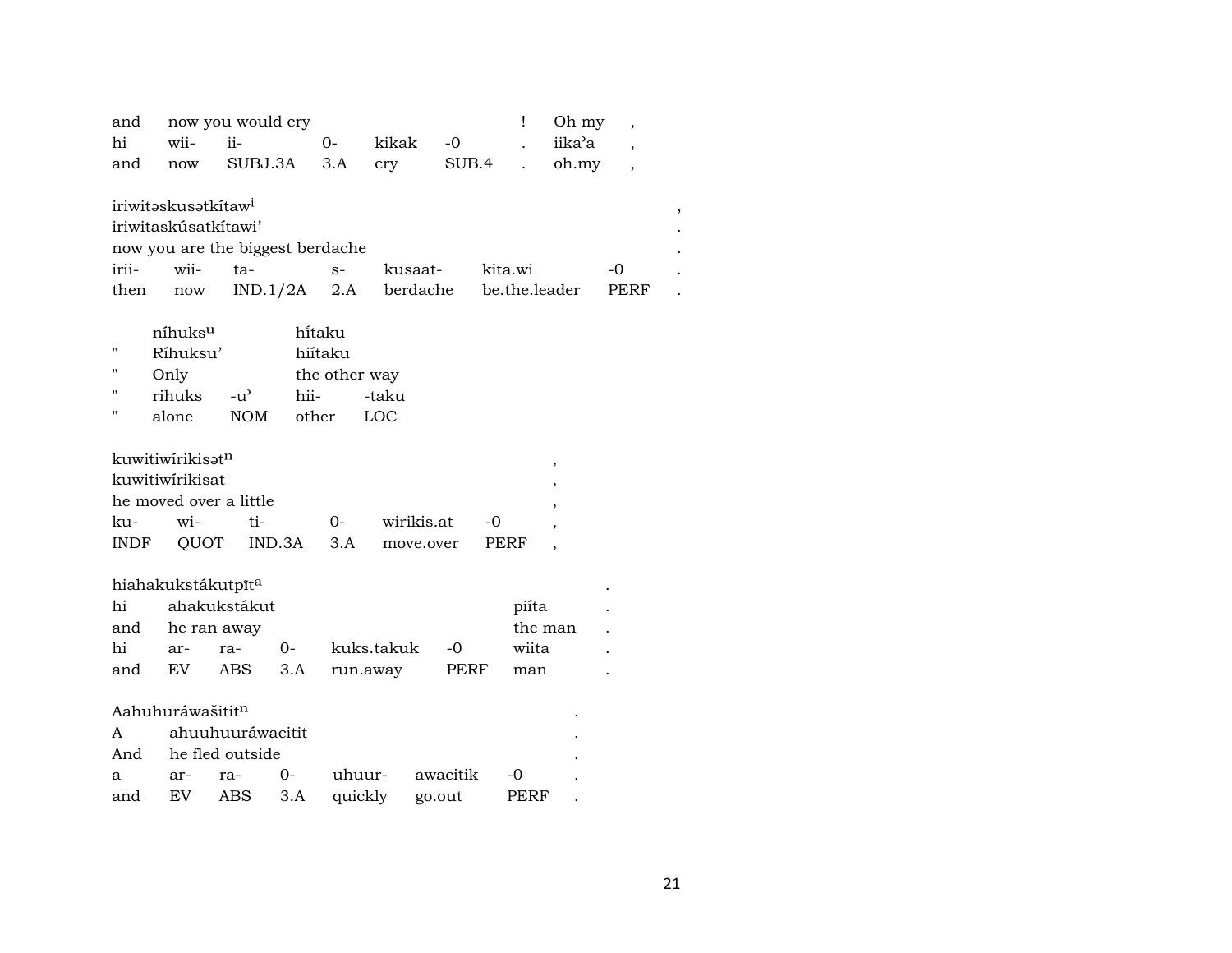| and | now you would cry | | | | | ! | Oh my | , |
|---|---|---|---|---|---|---|---|---|
| hi | wii- | ii- | 0- | kikak | -0 | . | iika'a | , |
| and | now | SUBJ.3A | 3.A | cry | SUB.4 | . | oh.my | , |

| iriwitəskusətkítaw[i] | | | | | | | , |
|---|---|---|---|---|---|---|---|
| iriwitaskúsatkítawi' | | | | | | | . |
| now you are the biggest berdache | | | | | | | . |
| irii- | wii- | ta- | s- | kusaat- | kita.wi | -0 | . |
| then | now | IND.1/2A | 2.A | berdache | be.the.leader | PERF | . |

| | níhuks[u] | | hi̍taku | |
|---|---|---|---|---|
| " | Ríhuksu' | | hiítaku | |
| " | Only | | the other way | |
| " | rihuks | -u' | hii- | -taku |
| " | alone | NOM | other | LOC |

| kuwitiwírikisət[n] | | | | | | , |
|---|---|---|---|---|---|---|
| kuwitiwírikisat | | | | | | , |
| he moved over a little | | | | | | , |
| ku- | wi- | ti- | 0- | wirikis.at | -0 | , |
| INDF | QUOT | IND.3A | 3.A | move.over | PERF | , |

| hiahakukstákutpi̍t[a] | | | | | | | . |
|---|---|---|---|---|---|---|---|
| hi | ahakukstákut | | | | | piíta | . |
| and | he ran away | | | | | the man | . |
| hi | ar- | ra- | 0- | kuks.takuk | -0 | wiita | . |
| and | EV | ABS | 3.A | run.away | PERF | man | . |

| Aahuhuráwašitit[n] | | | | | | | . |
|---|---|---|---|---|---|---|---|
| A | ahuuhuuráwacitit | | | | | | . |
| And | he fled outside | | | | | | . |
| a | ar- | ra- | 0- | uhuur- | awacitik | -0 | . |
| and | EV | ABS | 3.A | quickly | go.out | PERF | . |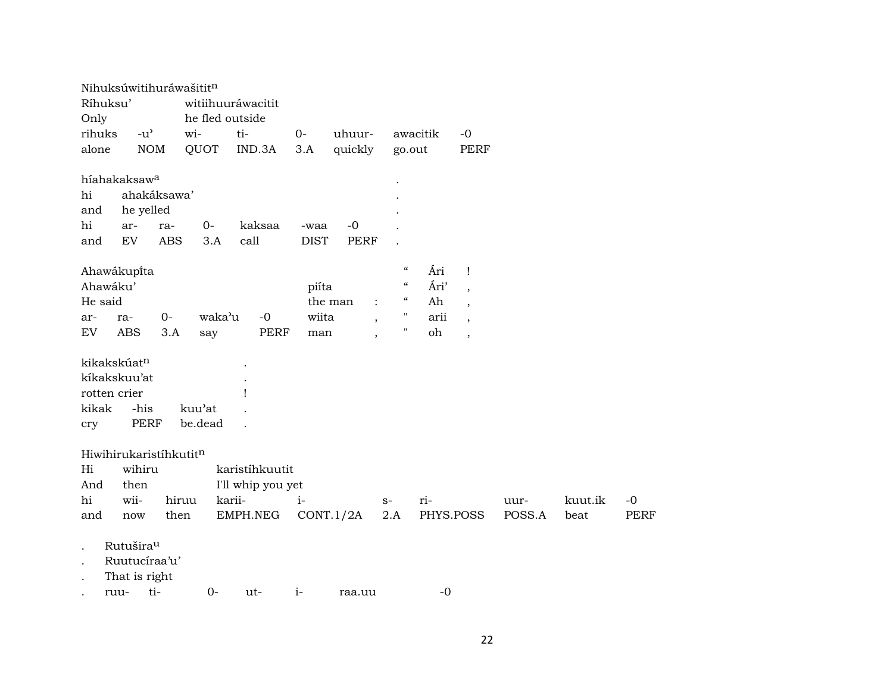Nihuksúwitihuráwašitit[n]

| Ríhuksu' | | witiihuuráwacitit | | | | | |
|---|---|---|---|---|---|---|---|
| Only | | he fled outside | | | | | |
| rihuks | -u' | wi- | ti- | 0- | uhuur- | awacitik | -0 |
| alone | NOM | QUOT | IND.3A | 3.A | quickly | go.out | PERF |

híahakaksaw[a] .

| hi | ahakáksawa' | | | | | | . |
|---|---|---|---|---|---|---|---|
| and | he yelled | | | | | | . |
| hi | ar- | ra- | 0- | kaksaa | -waa | -0 | . |
| and | EV | ABS | 3.A | call | DIST | PERF | . |

Ahawákupíta " Ári !

| Ahawáku' | | | | | piíta | | " | Ári' | , |
|---|---|---|---|---|---|---|---|---|---|
| He said | | | | | the man | : | " | Ah | , |
| ar- | ra- | 0- | waka'u | -0 | wiita | , | " | arii | , |
| EV | ABS | 3.A | say | PERF | man | , | " | oh | , |

kikakskúat[n] .

| kíkakskuu'at | | | . |
|---|---|---|---|
| rotten crier | | | ! |
| kikak | -his | kuu'at | . |
| cry | PERF | be.dead | . |

Hiwihirukaristíhkutit[n]

| Hi | wihiru | | karistíhkuutit | | | | | | |
|---|---|---|---|---|---|---|---|---|---|
| And | then | | I'll whip you yet | | | | | | |
| hi | wii- | hiruu | karii- | i- | s- | ri- | uur- | kuut.ik | -0 |
| and | now | then | EMPH.NEG | CONT.1/2A | 2.A | PHYS.POSS | POSS.A | beat | PERF |

. Rutušira[u]

| . | Ruutucíraa'u' | | | | | |
|---|---|---|---|---|---|---|
| . | That is right | | | | | |
| . | ruu- | ti- | 0- | ut- | i- | raa.uu | -0 |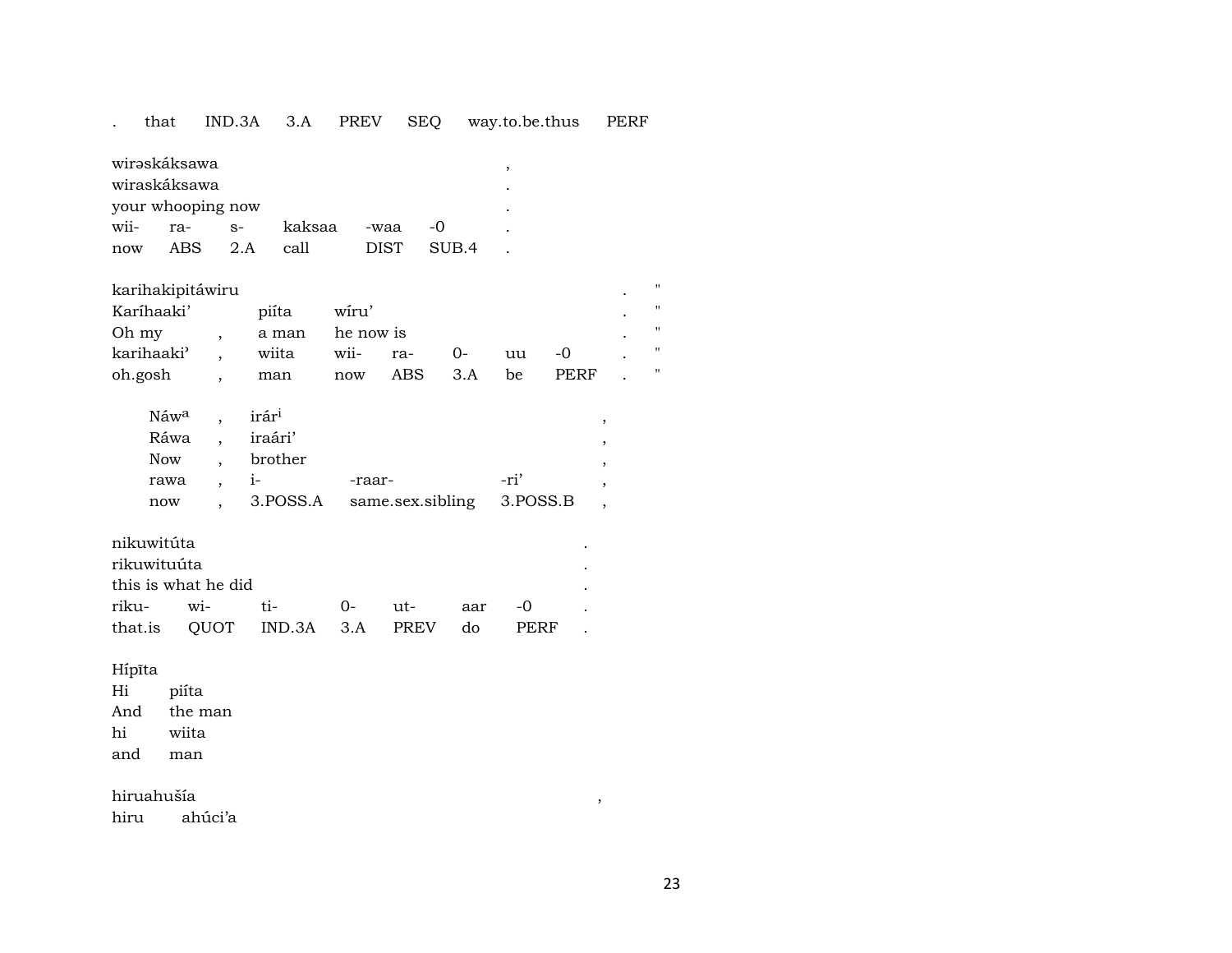| . | that | IND.3A | 3.A | PREV | SEQ | way.to.be.thus | PERF |
|---|---|---|---|---|---|---|---|

wirəskáksawa ,
wiraskáksawa .
your whooping now .

| wii- | ra- | s- | kaksaa | -waa | -0 | . |
|---|---|---|---|---|---|---|
| now | ABS | 2.A | call | DIST | SUB.4 | . |

karihakipitáwiru . "

| Karíhaaki' | | piíta | wíru' | | | | | . | " |
|---|---|---|---|---|---|---|---|---|---|
| Oh my | , | a man | he now is | | | | | . | " |
| karihaaki' | , | wiita | wii- | ra- | 0- | uu | -0 | . | " |
| oh.gosh | , | man | now | ABS | 3.A | be | PERF | . | " |

| Náw[a] | , | irár[i] | | | , |
|---|---|---|---|---|---|
| Ráwa | , | iraári' | | | , |
| Now | , | brother | | | , |
| rawa | , | i- | -raar- | -ri' | , |
| now | , | 3.POSS.A | same.sex.sibling | 3.POSS.B | , |

nikuwitúta .
rikuwituúta .
this is what he did .

| riku- | wi- | ti- | 0- | ut- | aar | -0 | . |
|---|---|---|---|---|---|---|---|
| that.is | QUOT | IND.3A | 3.A | PREV | do | PERF | . |

Hípīta

| Hi | piíta |
|---|---|
| And | the man |
| hi | wiita |
| and | man |

hiruahušía ,

| hiru | ahúci'a |
|---|---|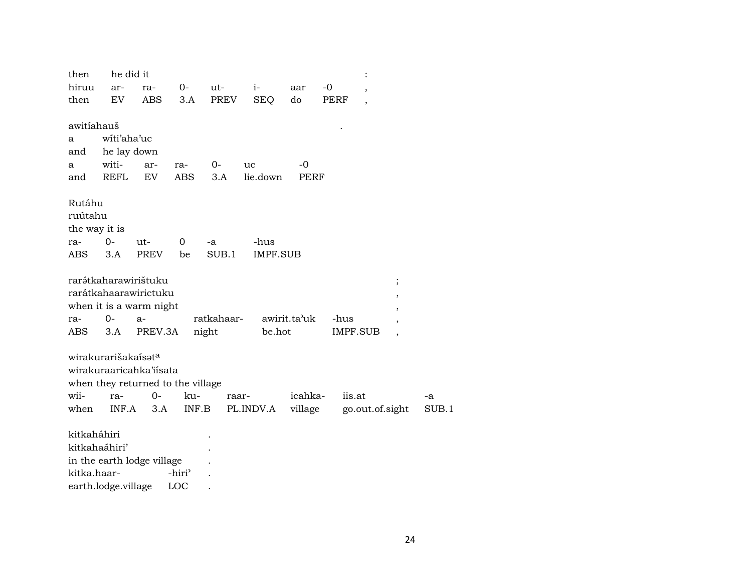| then | he did it | | | | | | | : |
|---|---|---|---|---|---|---|---|---|
| hiruu | ar- | ra- | 0- | ut- | i- | aar | -0 | , |
| then | EV | ABS | 3.A | PREV | SEQ | do | PERF | , |

awitíahauš .

| a | wíti'aha'uc | | | | | |
|---|---|---|---|---|---|---|
| and | he lay down | | | | | |
| a | witi- | ar- | ra- | 0- | uc | -0 |
| and | REFL | EV | ABS | 3.A | lie.down | PERF |

Rutáhu

ruútahu

the way it is

| ra- | 0- | ut- | 0 | -a | -hus |
|---|---|---|---|---|---|
| ABS | 3.A | PREV | be | SUB.1 | IMPF.SUB |

rarə́tkaharawirištuku ;

rarátkahaarawirictuku ,

when it is a warm night ,

| ra- | 0- | a- | ratkahaar- | awirit.ta'uk | -hus | , |
|---|---|---|---|---|---|---|
| ABS | 3.A | PREV.3A | night | be.hot | IMPF.SUB | , |

wirakurarišakaísət[a]

wirakuraaricahka'iísata

when they returned to the village

| wii- | ra- | 0- | ku- | raar- | icahka- | iis.at | -a |
|---|---|---|---|---|---|---|---|
| when | INF.A | 3.A | INF.B | PL.INDV.A | village | go.out.of.sight | SUB.1 |

kitkaháhiri .

kitkahaáhiri' .

in the earth lodge village .

| kitka.haar- | -hiri' | . |
|---|---|---|
| earth.lodge.village | LOC | . |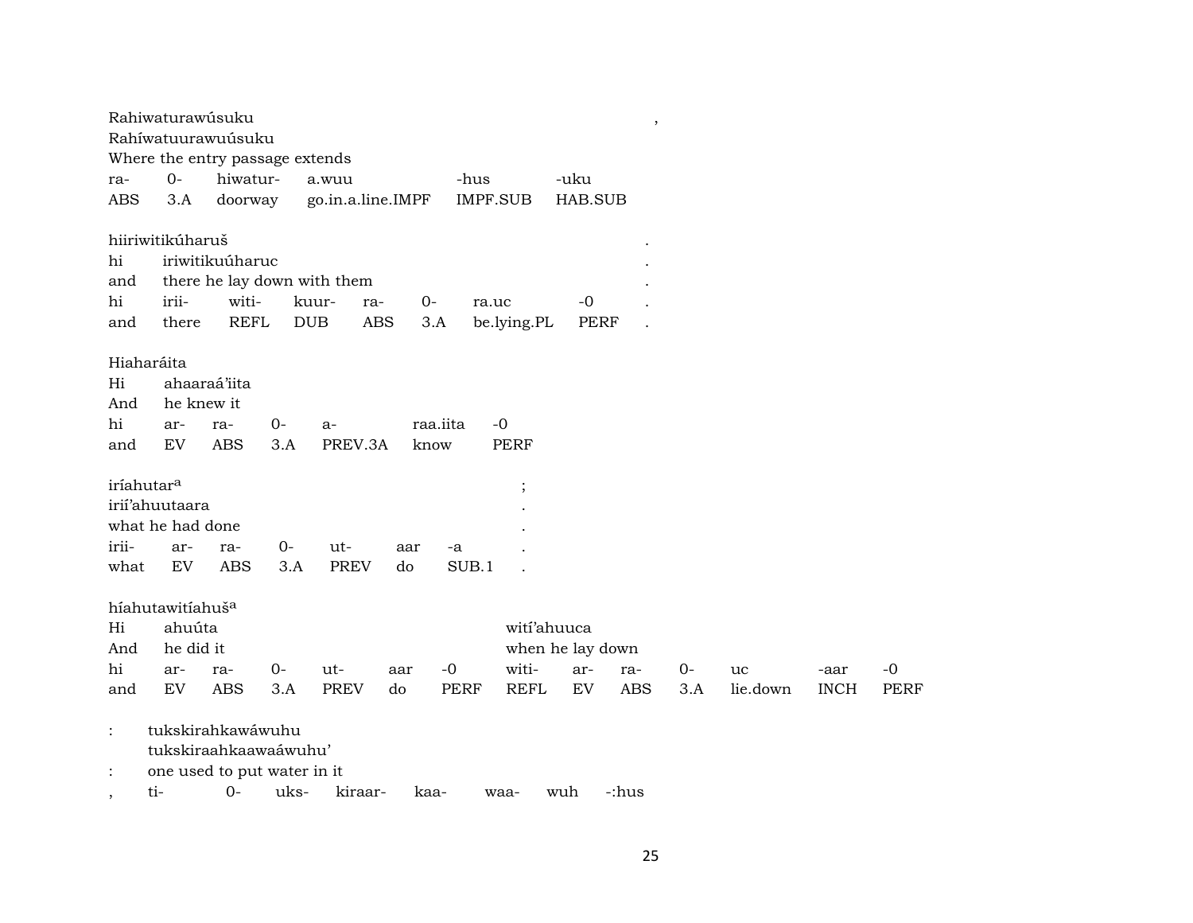Rahiwaturawúsuku ,
Rahíwatuurawuúsuku
Where the entry passage extends

| ra- | 0- | hiwatur- | a.wuu | -hus | -uku |
|---|---|---|---|---|---|
| ABS | 3.A | doorway | go.in.a.line.IMPF | IMPF.SUB | HAB.SUB |

hiiriwitikúharuš .
hi iriwitikuúharuc .
and there he lay down with them .

| hi | irii- | witi- | kuur- | ra- | 0- | ra.uc | -0 | . |
|---|---|---|---|---|---|---|---|---|
| and | there | REFL | DUB | ABS | 3.A | be.lying.PL | PERF | . |

Hiaharáita
Hi ahaaraá'iita
And he knew it

| hi | ar- | ra- | 0- | a- | raa.iita | -0 |
|---|---|---|---|---|---|---|
| and | EV | ABS | 3.A | PREV.3A | know | PERF |

iríahutar[a] ;
irií'ahuutaara .
what he had done .

| irii- | ar- | ra- | 0- | ut- | aar | -a | . |
|---|---|---|---|---|---|---|---|
| what | EV | ABS | 3.A | PREV | do | SUB.1 | . |

híahutawitíahuš[a]
Hi ahuúta wití'ahuuca
And he did it when he lay down

| hi | ar- | ra- | 0- | ut- | aar | -0 | witi- | ar- | ra- | 0- | uc | -aar | -0 |
|---|---|---|---|---|---|---|---|---|---|---|---|---|---|
| and | EV | ABS | 3.A | PREV | do | PERF | REFL | EV | ABS | 3.A | lie.down | INCH | PERF |

: tukskirahkawáwuhu
tukskiraahkaawaáwuhu'
: one used to put water in it

| , | ti- | 0- | uks- | kiraar- | kaa- | waa- | wuh | -:hus |
|---|---|---|---|---|---|---|---|---|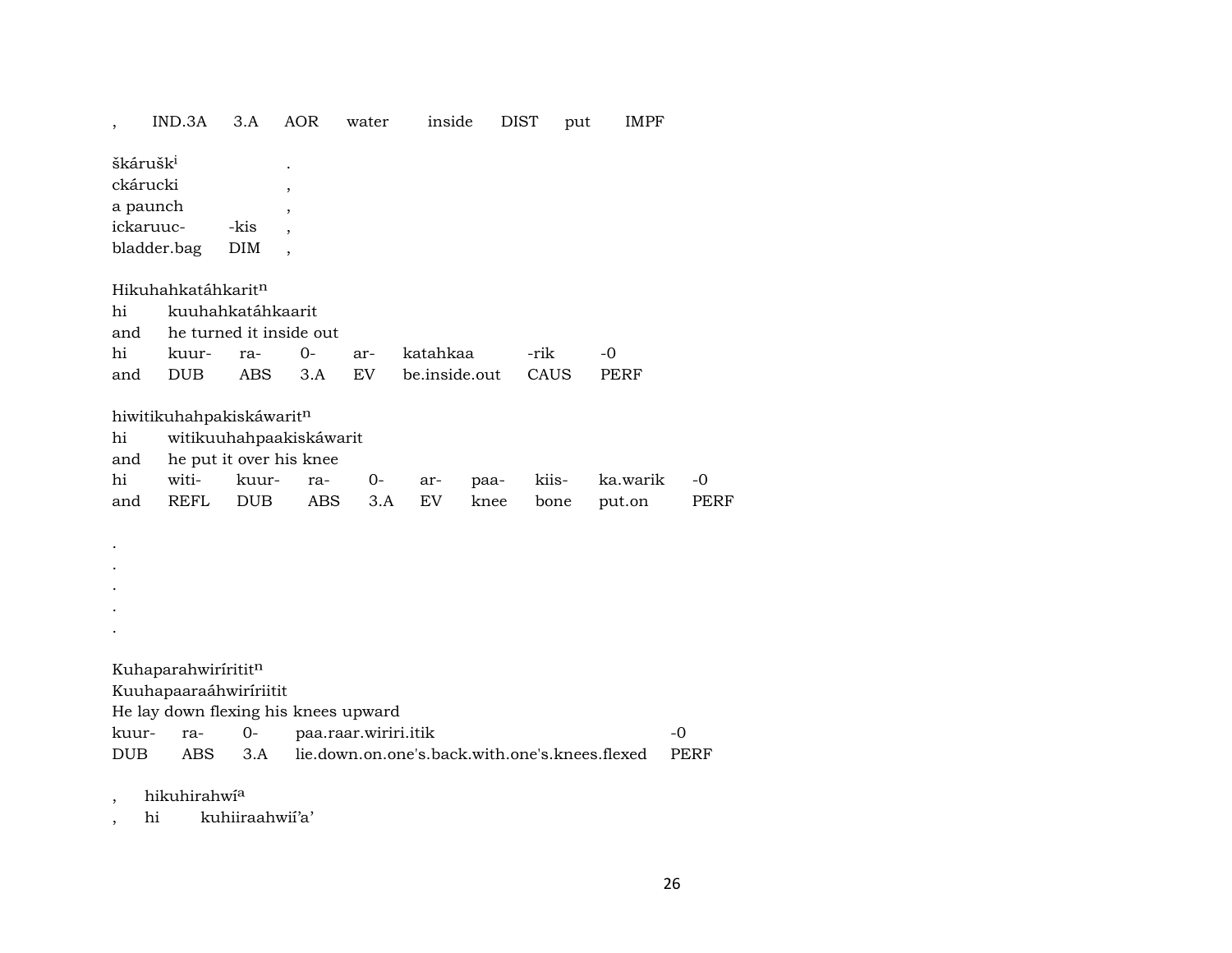| , | IND.3A | 3.A | AOR | water | inside | DIST | put | IMPF |
|---|---|---|---|---|---|---|---|---|

škárušk[i] .
ckárucki ,
a paunch ,

| ickaruuc- | -kis | , |
|---|---|---|
| bladder.bag | DIM | , |

Hikuhahkatáhkarit[n]
hi kuuhahkatáhkaarit
and he turned it inside out

| hi | kuur- | ra- | 0- | ar- | katahkaa | -rik | -0 |
|---|---|---|---|---|---|---|---|
| and | DUB | ABS | 3.A | EV | be.inside.out | CAUS | PERF |

hiwitikuhahpakiskáwarit[n]
hi witikuuhahpaakiskáwarit
and he put it over his knee

| hi | witi- | kuur- | ra- | 0- | ar- | paa- | kiis- | ka.warik | -0 |
|---|---|---|---|---|---|---|---|---|---|
| and | REFL | DUB | ABS | 3.A | EV | knee | bone | put.on | PERF |

.
.
.
.
.

Kuhaparahwiríritit[n]
Kuuhapaaraáhwiríriitit
He lay down flexing his knees upward

| kuur- | ra- | 0- | paa.raar.wiriri.itik | -0 |
|---|---|---|---|---|
| DUB | ABS | 3.A | lie.down.on.one's.back.with.one's.knees.flexed | PERF |

, hikuhirahwí[a]
, hi kuhiiraahwií'a'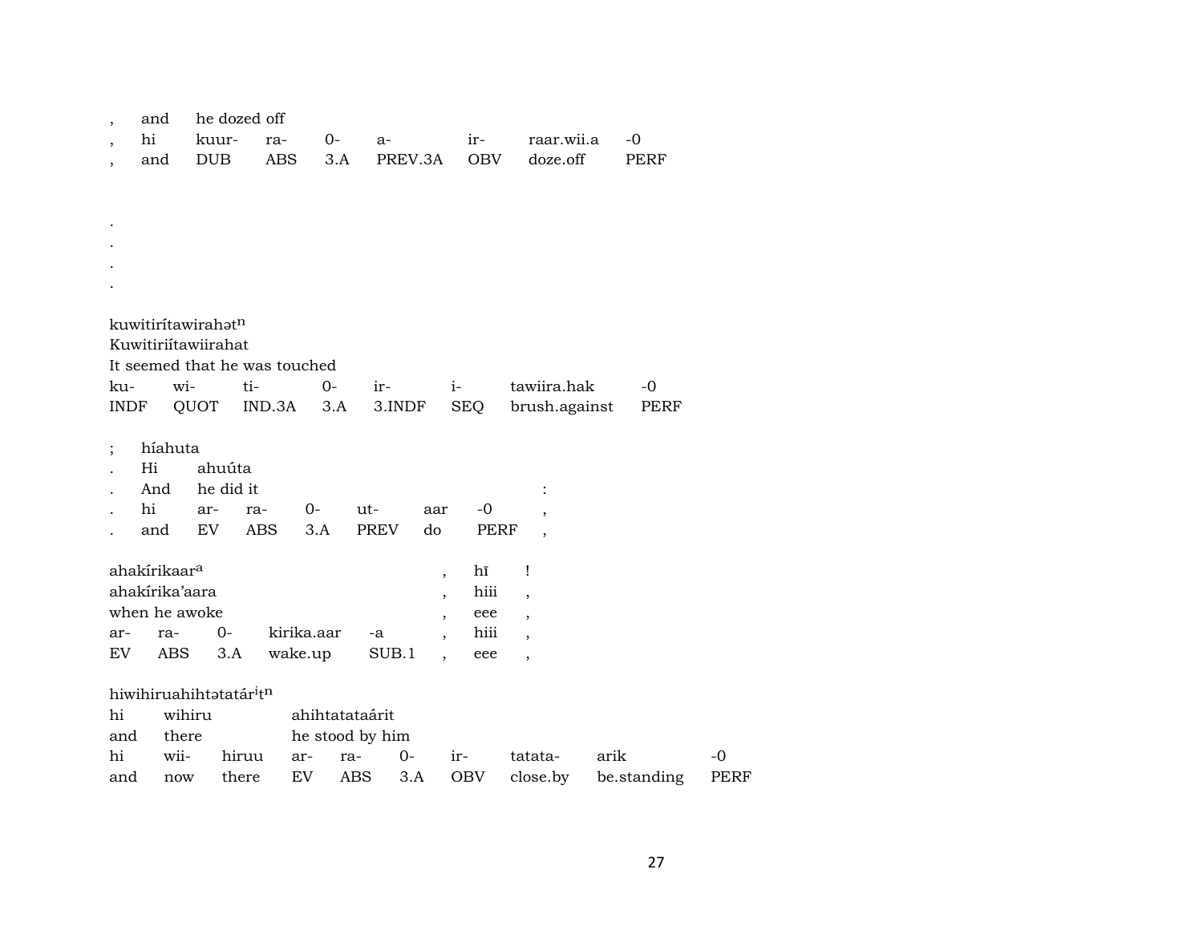| , | and | he dozed off | | | | | |
|---|---|---|---|---|---|---|---|
| , | hi | kuur- | ra- | 0- | a- | ir- | raar.wii.a | -0 |
| , | and | DUB | ABS | 3.A | PREV.3A | OBV | doze.off | PERF |

.
.
.
.

kuwitirítawirahət$^{n}$
Kuwitiriítawiirahat
It seemed that he was touched

| ku- | wi- | ti- | 0- | ir- | i- | tawiira.hak | -0 |
|---|---|---|---|---|---|---|---|
| INDF | QUOT | IND.3A | 3.A | 3.INDF | SEQ | brush.against | PERF |

| ; | híahuta | | | | | | | |
|---|---|---|---|---|---|---|---|---|
| . | Hi | ahuúta | | | | | | |
| . | And | he did it | | | | | | : |
| . | hi | ar- | ra- | 0- | ut- | aar | -0 | , |
| . | and | EV | ABS | 3.A | PREV | do | PERF | , |

| ahakírikaar$^{a}$ | | | | | , | hĩ | ! |
|---|---|---|---|---|---|---|---|
| ahakírika'aara | | | | | , | hiii | , |
| when he awoke | | | | | , | eee | , |
| ar- | ra- | 0- | kirika.aar | -a | , | hiii | , |
| EV | ABS | 3.A | wake.up | SUB.1 | , | eee | , |

hiwihiruahihtətatár$^{i}$t$^{n}$

| hi | wihiru | | ahihtatataárit | | | | | |
|---|---|---|---|---|---|---|---|---|
| and | there | | he stood by him | | | | | |
| hi | wii- | hiruu | ar- | ra- | 0- | ir- | tatata- | arik | -0 |
| and | now | there | EV | ABS | 3.A | OBV | close.by | be.standing | PERF |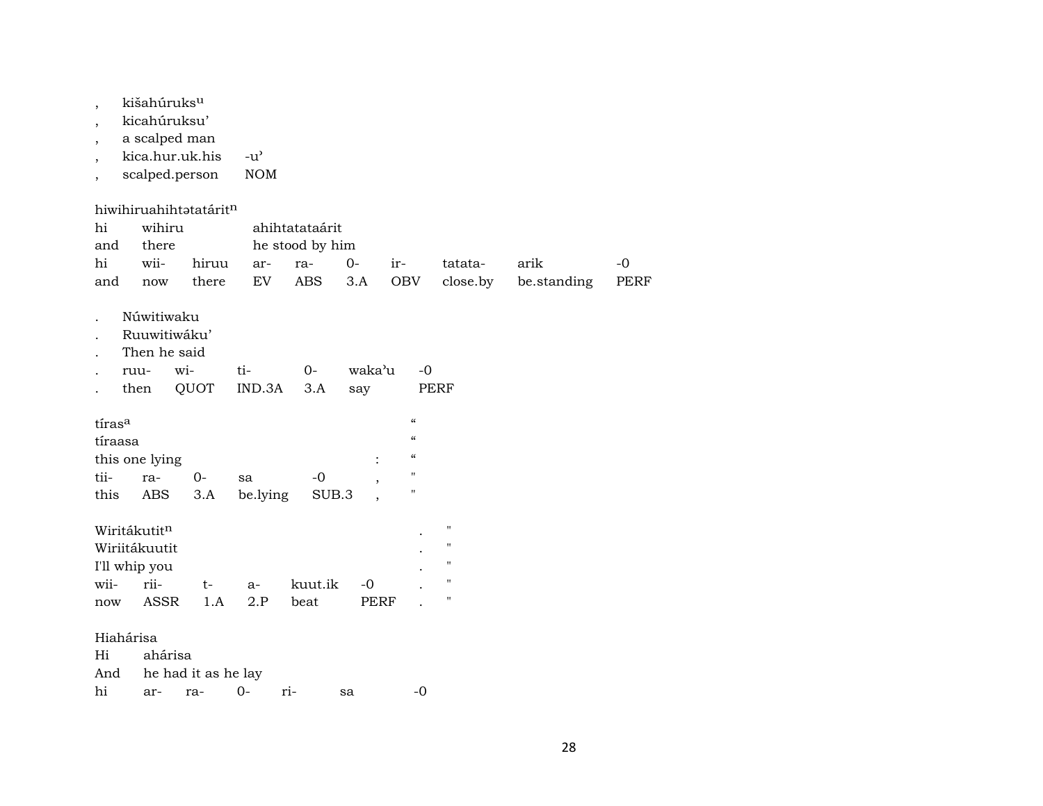| , | kišahúruks$^{u}$ | |
|---|---|---|
| , | kicahúruksu' | |
| , | a scalped man | |
| , | kica.hur.uk.his | -u' |
| , | scalped.person | NOM |

hiwihiruahihtətatárit$^{n}$

| hi | wihiru | | ahihtatataárit | | | | | | |
|---|---|---|---|---|---|---|---|---|---|
| and | there | | he stood by him | | | | | | |
| hi | wii- | hiruu | ar- | ra- | 0- | ir- | tatata- | arik | -0 |
| and | now | there | EV | ABS | 3.A | OBV | close.by | be.standing | PERF |

| . | Núwitiwaku | | | | | |
|---|---|---|---|---|---|---|
| . | Ruuwitiwáku' | | | | | |
| . | Then he said | | | | | |
| . | ruu- | wi- | ti- | 0- | waka'u | -0 |
| . | then | QUOT | IND.3A | 3.A | say | PERF |

| tíras$^{a}$ | | | | | | “ |
|---|---|---|---|---|---|---|
| tíraasa | | | | | | “ |
| this one lying | | | | | : | “ |
| tii- | ra- | 0- | sa | -0 | , | " |
| this | ABS | 3.A | be.lying | SUB.3 | , | " |

| Wiritákutit$^{n}$ | | | | | | . | " |
|---|---|---|---|---|---|---|---|
| Wiriitákuutit | | | | | | . | " |
| I'll whip you | | | | | | . | " |
| wii- | rii- | t- | a- | kuut.ik | -0 | . | " |
| now | ASSR | 1.A | 2.P | beat | PERF | . | " |

Hiahárisa

| Hi | ahárisa | | | | | |
|---|---|---|---|---|---|---|
| And | he had it as he lay | | | | | |
| hi | ar- | ra- | 0- | ri- | sa | -0 |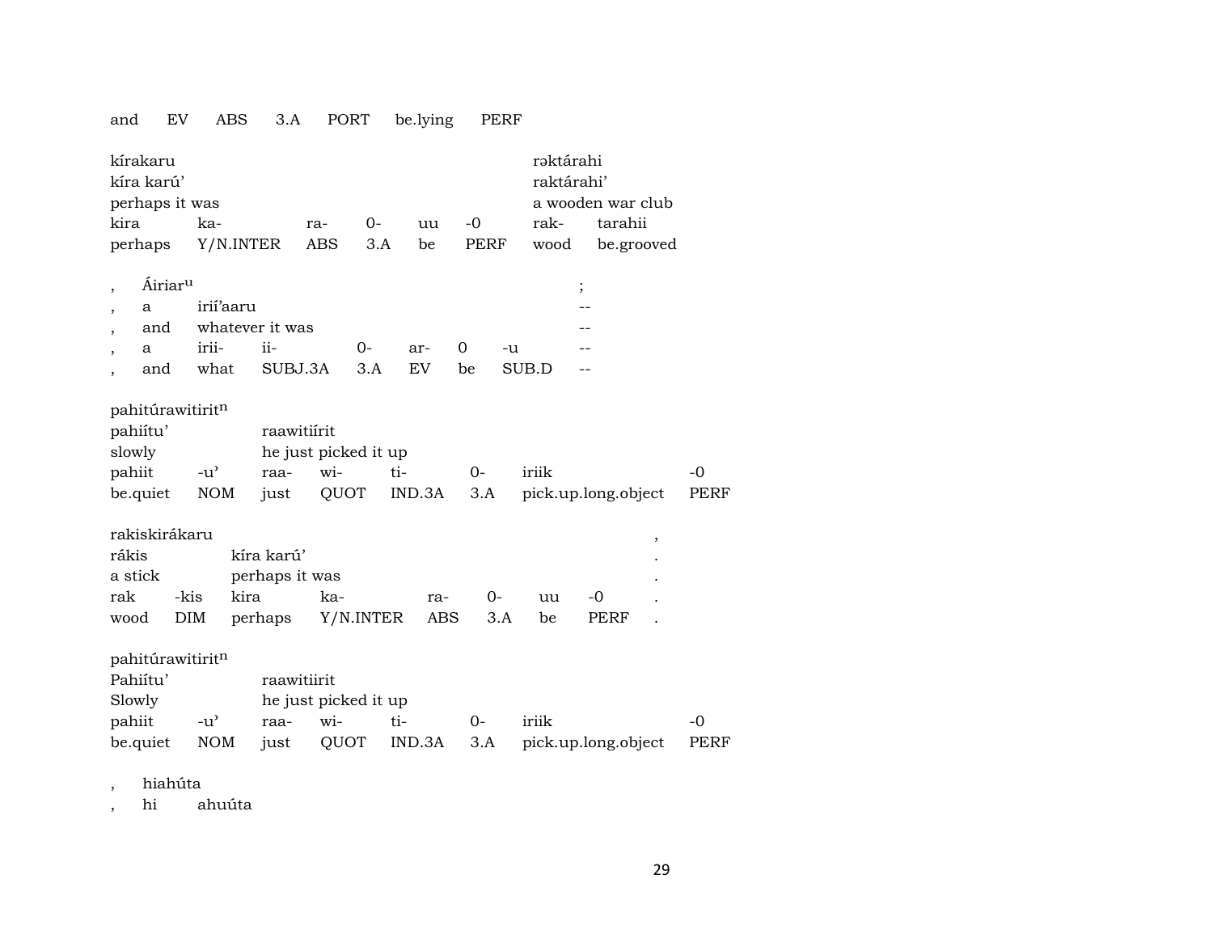and EV ABS 3.A PORT be.lying PERF

| kírakaru | | | | | | rəktárahi | |
|---|---|---|---|---|---|---|---|
| kíra karú’ | | | | | | raktárahi’ | |
| perhaps it was | | | | | | a wooden war club | |
| kira | ka- | ra- | 0- | uu | -0 | rak- | tarahii |
| perhaps | Y/N.INTER | ABS | 3.A | be | PERF | wood | be.grooved |

| , | Áiriar$^{u}$ | | | | | | ; |
|---|---|---|---|---|---|---|---|
| , | a | irií’aaru | | | | | -- |
| , | and | whatever it was | | | | | -- |
| , | a | irii- | ii- | 0- | ar- | 0 | -u | --
| , | and | what | SUBJ.3A | 3.A | EV | be | SUB.D | --

| pahitúrawitirit$^{n}$ | | | | | | | |
|---|---|---|---|---|---|---|---|
| pahiítu’ | | raawitiírit | | | | | |
| slowly | | he just picked it up | | | | | |
| pahiit | -u’ | raa- | wi- | ti- | 0- | iriik | -0 |
| be.quiet | NOM | just | QUOT | IND.3A | 3.A | pick.up.long.object | PERF |

| rakiskirákaru | | | | | | | , |
|---|---|---|---|---|---|---|---|
| rákis | | kíra karú’ | | | | | . |
| a stick | | perhaps it was | | | | | . |
| rak | -kis | kira | ka- | ra- | 0- | uu | -0 | .
| wood | DIM | perhaps | Y/N.INTER | ABS | 3.A | be | PERF | .

| pahitúrawitirit$^{n}$ | | | | | | | |
|---|---|---|---|---|---|---|---|
| Pahiítu’ | | raawitiirit | | | | | |
| Slowly | | he just picked it up | | | | | |
| pahiit | -u’ | raa- | wi- | ti- | 0- | iriik | -0 |
| be.quiet | NOM | just | QUOT | IND.3A | 3.A | pick.up.long.object | PERF |

, hiahúta
, hi ahuúta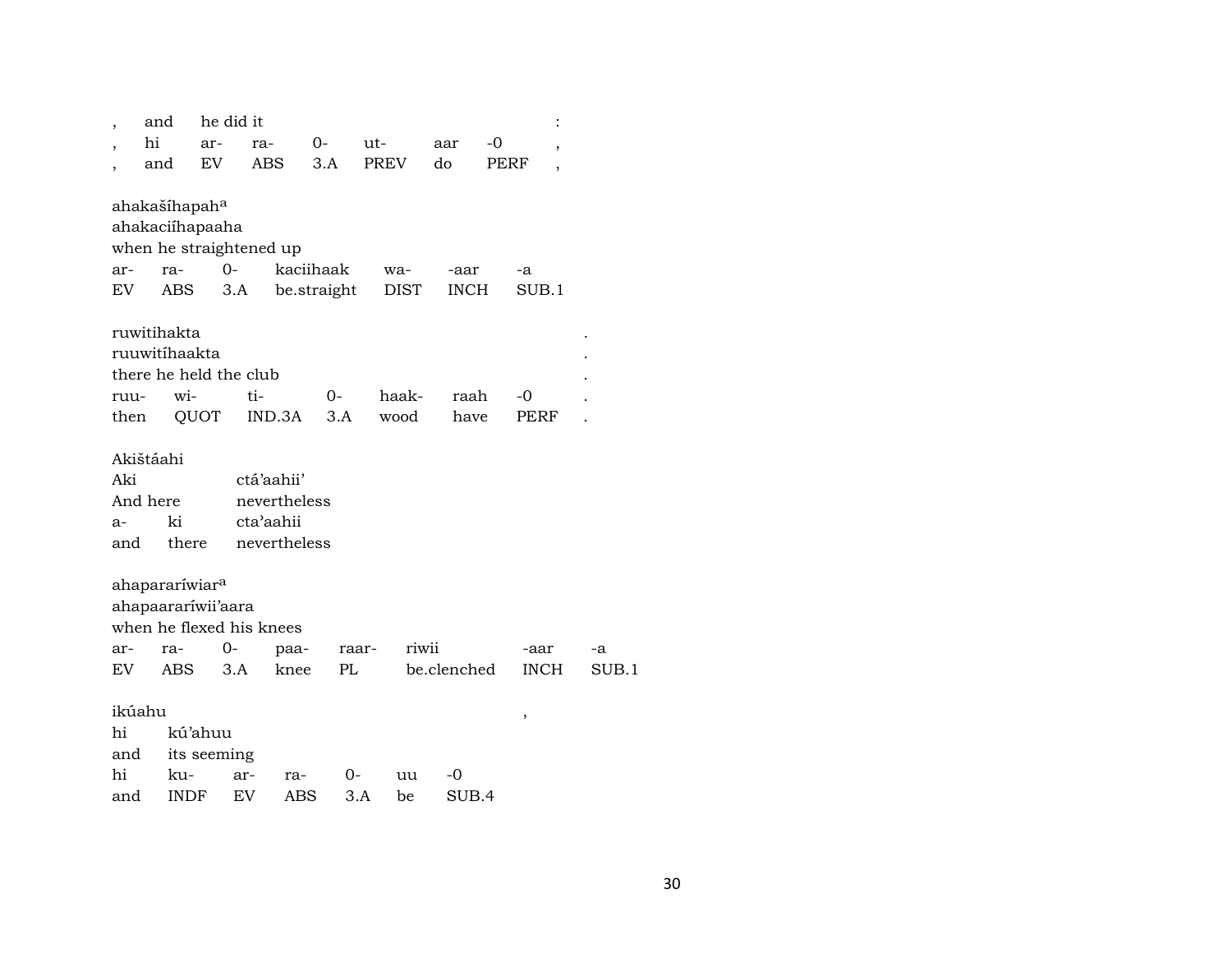| , | and | he did it | | | | | : |
|---|---|---|---|---|---|---|---|
| , | hi | ar- | ra- | 0- | ut- | aar | -0 | , |
| , | and | EV | ABS | 3.A | PREV | do | PERF | , |

ahakašíhapah[a]
ahakaciíhapaaha
when he straightened up

| ar- | ra- | 0- | kaciihaak | wa- | -aar | -a |
|---|---|---|---|---|---|---|
| EV | ABS | 3.A | be.straight | DIST | INCH | SUB.1 |

ruwitihakta .
ruuwitíhaakta .
there he held the club .

| ruu- | wi- | ti- | 0- | haak- | raah | -0 | . |
|---|---|---|---|---|---|---|---|
| then | QUOT | IND.3A | 3.A | wood | have | PERF | . |

Akištáahi

| Aki | ctá'aahii' |
|---|---|
| And here | nevertheless |

| a- | ki | cta'aahii |
|---|---|---|
| and | there | nevertheless |

ahapararíwiar[a]
ahapaararíwii'aara
when he flexed his knees

| ar- | ra- | 0- | paa- | raar- | riwii | -aar | -a |
|---|---|---|---|---|---|---|---|
| EV | ABS | 3.A | knee | PL | be.clenched | INCH | SUB.1 |

ikúahu ,

| hi | kú'ahuu |
|---|---|
| and | its seeming |

| hi | ku- | ar- | ra- | 0- | uu | -0 |
|---|---|---|---|---|---|---|
| and | INDF | EV | ABS | 3.A | be | SUB.4 |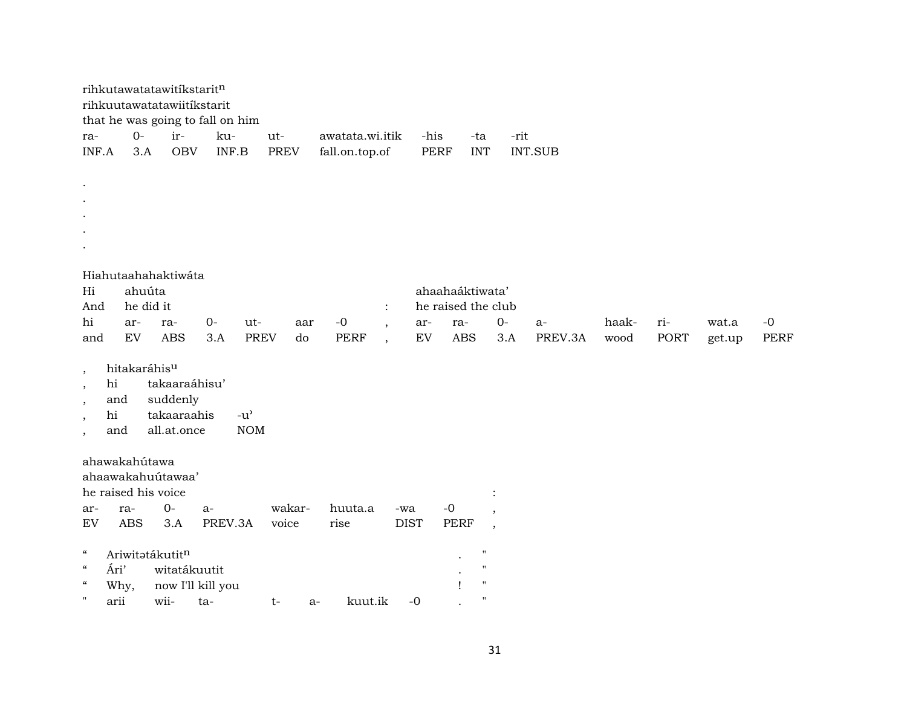rihkutawatatawitíkstarit$^{n}$
rihkuutawatatawiitíkstarit
that he was going to fall on him

| ra- | 0- | ir- | ku- | ut- | awatata.wi.itik | -his | -ta | -rit |
|---|---|---|---|---|---|---|---|---|
| INF.A | 3.A | OBV | INF.B | PREV | fall.on.top.of | PERF | INT | INT.SUB |

.
.
.
.
.

Hiahutaahahaktiwáta

| Hi | ahuúta | | | | | | | ahaahaáktiwata’ | | | | | | | |
|---|---|---|---|---|---|---|---|---|---|---|---|---|---|---|---|
| And | he did it | | | | | | : | he raised the club | | | | | | | |
| hi | ar- | ra- | 0- | ut- | aar | -0 | , | ar- | ra- | 0- | a- | haak- | ri- | wat.a | -0 |
| and | EV | ABS | 3.A | PREV | do | PERF | , | EV | ABS | 3.A | PREV.3A | wood | PORT | get.up | PERF |

, hitakaráhis$^{u}$

| , | hi | takaaraáhisu’ | |
|---|---|---|---|
| , | and | suddenly | |
| , | hi | takaaraahis | -u’ |
| , | and | all.at.once | NOM |

ahawakahútawa
ahaawakahuútawaa’
he raised his voice :

| ar- | ra- | 0- | a- | wakar- | huuta.a | -wa | -0 | , |
|---|---|---|---|---|---|---|---|---|
| EV | ABS | 3.A | PREV.3A | voice | rise | DIST | PERF | , |

“ Ariwitətákutit$^{n}$ . "

| “ | Ári’ | witatákuutit | | | | | . | " |
|---|---|---|---|---|---|---|---|---|
| “ | Why, | now I'll kill you | | | | | ! | " |
| " | arii | wii- | ta- | t- | a- | kuut.ik | -0 . | " |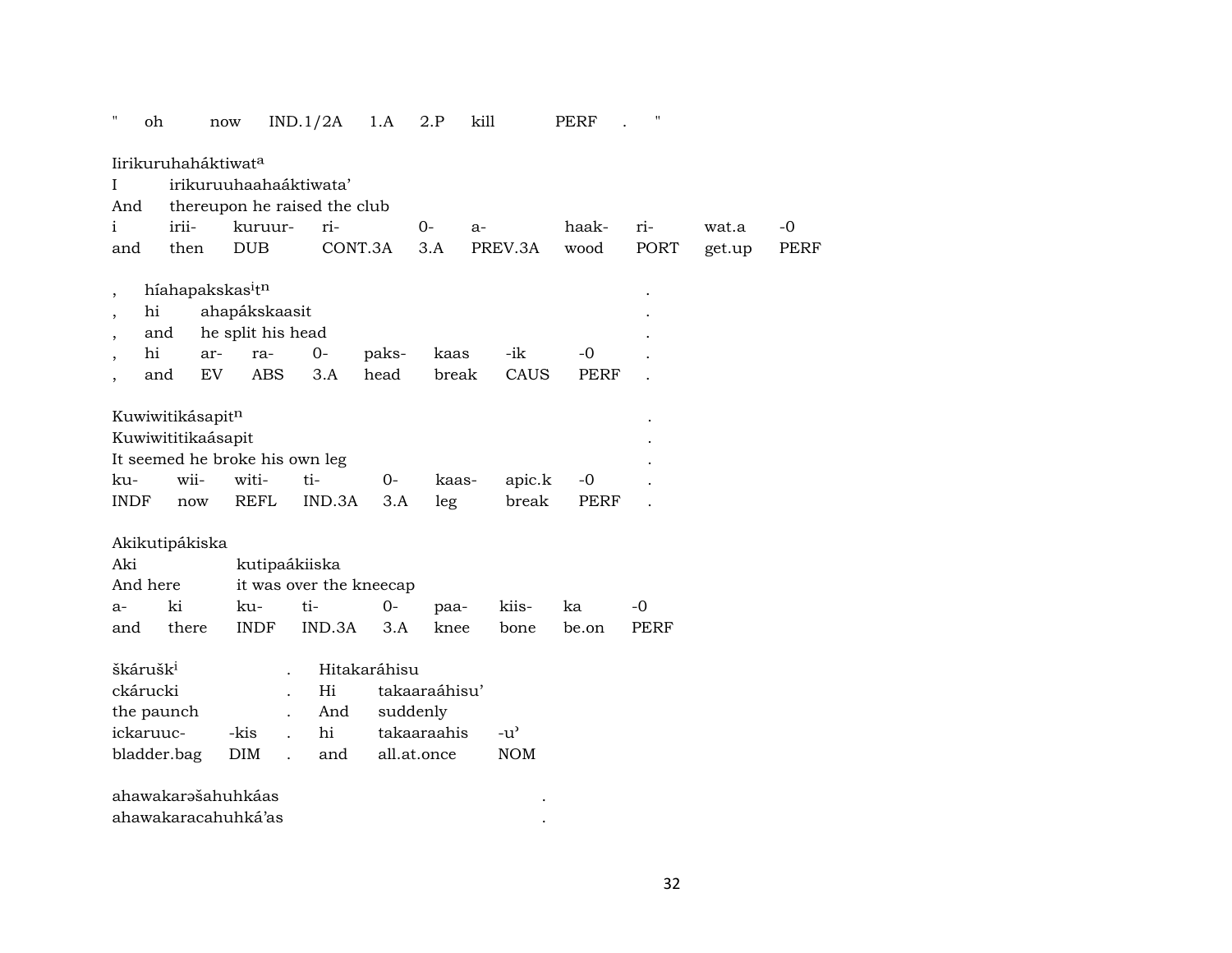" oh now IND.1/2A 1.A 2.P kill PERF . "

Iirikuruhaháktiwat[a]
I irikuruuhaahaáktiwata'
And thereupon he raised the club

| i | irii- | kuruur- | ri- | 0- | a- | haak- | ri- | wat.a | -0 |
|---|---|---|---|---|---|---|---|---|---|
| and | then | DUB | CONT.3A | 3.A | PREV.3A | wood | PORT | get.up | PERF |

, híahapakskas[i]t[n] .
, hi ahapákskaasit .
, and he split his head .

| , | hi | ar- | ra- | 0- | paks- | kaas | -ik | -0 | . |
|---|---|---|---|---|---|---|---|---|---|
| , | and | EV | ABS | 3.A | head | break | CAUS | PERF | . |

Kuwiwitikásapit[n] .
Kuwiwititikaásapit .
It seemed he broke his own leg .

| ku- | wii- | witi- | ti- | 0- | kaas- | apic.k | -0 | . |
|---|---|---|---|---|---|---|---|---|
| INDF | now | REFL | IND.3A | 3.A | leg | break | PERF | . |

Akikutipákiska
Aki kutipaákiiska
And here it was over the kneecap

| a- | ki | ku- | ti- | 0- | paa- | kiis- | ka | -0 |
|---|---|---|---|---|---|---|---|---|
| and | there | INDF | IND.3A | 3.A | knee | bone | be.on | PERF |

škárušk[i] . Hitakaráhisu
ckárucki . Hi takaaraáhisu'
the paunch . And suddenly

| ickaruuc- | -kis | . | hi | takaaraahis | -u' |
|---|---|---|---|---|---|
| bladder.bag | DIM | . | and | all.at.once | NOM |

ahawakarəšahuhkáas .
ahawakaracahuhká'as .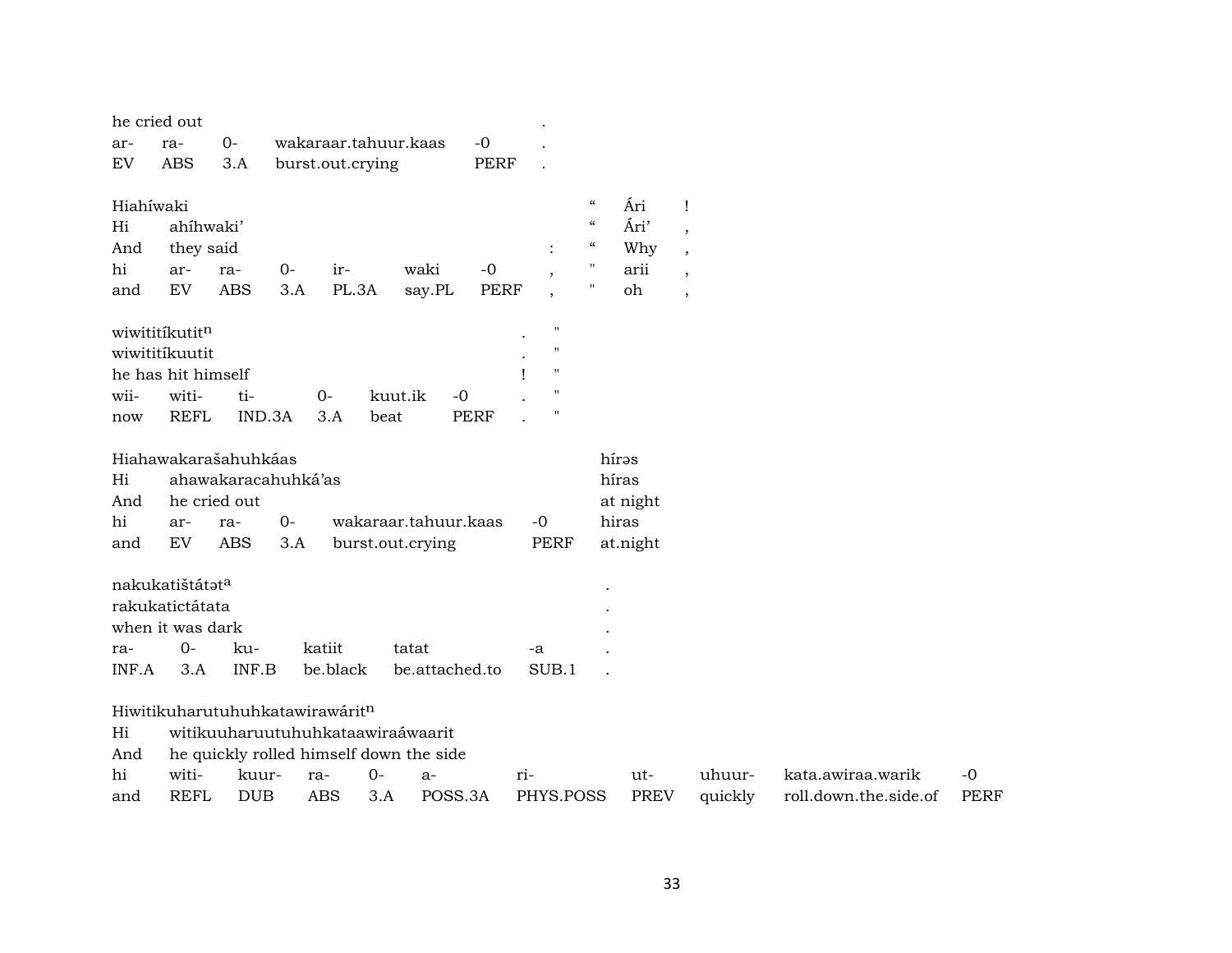| he cried out | | | | | . |
|---|---|---|---|---|---|
| ar- | ra- | 0- | wakaraar.tahuur.kaas | -0 | . |
| EV | ABS | 3.A | burst.out.crying | PERF | . |

| Hiahíwaki | | | | | | | | " | Ári | ! |
|---|---|---|---|---|---|---|---|---|---|---|
| Hi | ahíhwaki' | | | | | | | " | Ári' | , |
| And | they said | | | | | | : | " | Why | , |
| hi | ar- | ra- | 0- | ir- | waki | -0 | , | " | arii | , |
| and | EV | ABS | 3.A | PL.3A | say.PL | PERF | , | " | oh | , |

| wiwititíkutit$^{n}$ | | | | | | . | " |
|---|---|---|---|---|---|---|---|
| wiwititíkuutit | | | | | | . | " |
| he has hit himself | | | | | | ! | " |
| wii- | witi- | ti- | 0- | kuut.ik | -0 | . | " |
| now | REFL | IND.3A | 3.A | beat | PERF | . | " |

| Hiahawakarašahuhkáas | | | | | | híras |
|---|---|---|---|---|---|---|
| Hi | ahawakaracahuhká'as | | | | | híras |
| And | he cried out | | | | | at night |
| hi | ar- | ra- | 0- | wakaraar.tahuur.kaas | -0 | hiras |
| and | EV | ABS | 3.A | burst.out.crying | PERF | at.night |

| nakukatištátət$^{a}$ | | | | | | . |
|---|---|---|---|---|---|---|
| rakukatictátata | | | | | | . |
| when it was dark | | | | | | . |
| ra- | 0- | ku- | katiit | tatat | -a | . |
| INF.A | 3.A | INF.B | be.black | be.attached.to | SUB.1 | . |

| Hiwitikuharutuhuhkatawirawárit$^{n}$ | | | | | | | | | | |
|---|---|---|---|---|---|---|---|---|---|---|
| Hi | witikuuharuutuhuhkataawiraáwaarit | | | | | | | | | |
| And | he quickly rolled himself down the side | | | | | | | | | |
| hi | witi- | kuur- | ra- | 0- | a- | ri- | ut- | uhuur- | kata.awiraa.warik | -0 |
| and | REFL | DUB | ABS | 3.A | POSS.3A | PHYS.POSS | PREV | quickly | roll.down.the.side.of | PERF |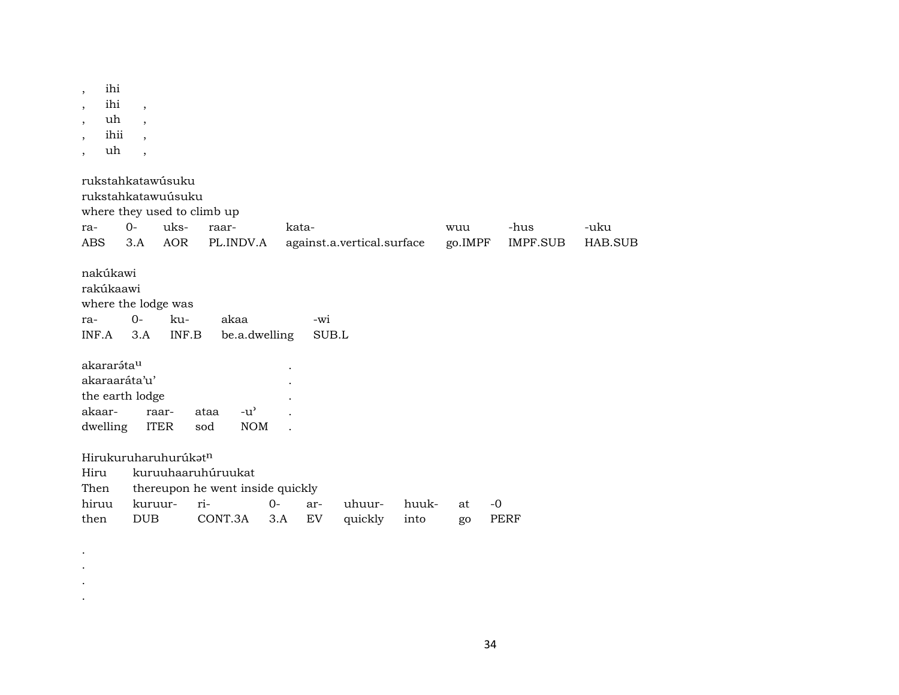, ihi
, ihi ,
, uh ,
, ihii ,
, uh ,

rukstahkatawúsuku
rukstahkatawuúsuku
where they used to climb up

| ra- | 0- | uks- | raar- | kata- | wuu | -hus | -uku |
|---|---|---|---|---|---|---|---|
| ABS | 3.A | AOR | PL.INDV.A | against.a.vertical.surface | go.IMPF | IMPF.SUB | HAB.SUB |

nakúkawi
rakúkaawi
where the lodge was

| ra- | 0- | ku- | akaa | -wi |
|---|---|---|---|---|
| INF.A | 3.A | INF.B | be.a.dwelling | SUB.L |

akararə́ta$^{u}$ .
akaraaráta'u' .
the earth lodge .

| akaar- | raar- | ataa | -u' | . |
|---|---|---|---|---|
| dwelling | ITER | sod | NOM | . |

Hirukuruharuhurúkət$^{n}$
Hiru kuruuhaaruhúruukat
Then thereupon he went inside quickly

| hiruu | kuruur- | ri- | 0- | ar- | uhuur- | huuk- | at | -0 |
|---|---|---|---|---|---|---|---|---|
| then | DUB | CONT.3A | 3.A | EV | quickly | into | go | PERF |

.
.
.
.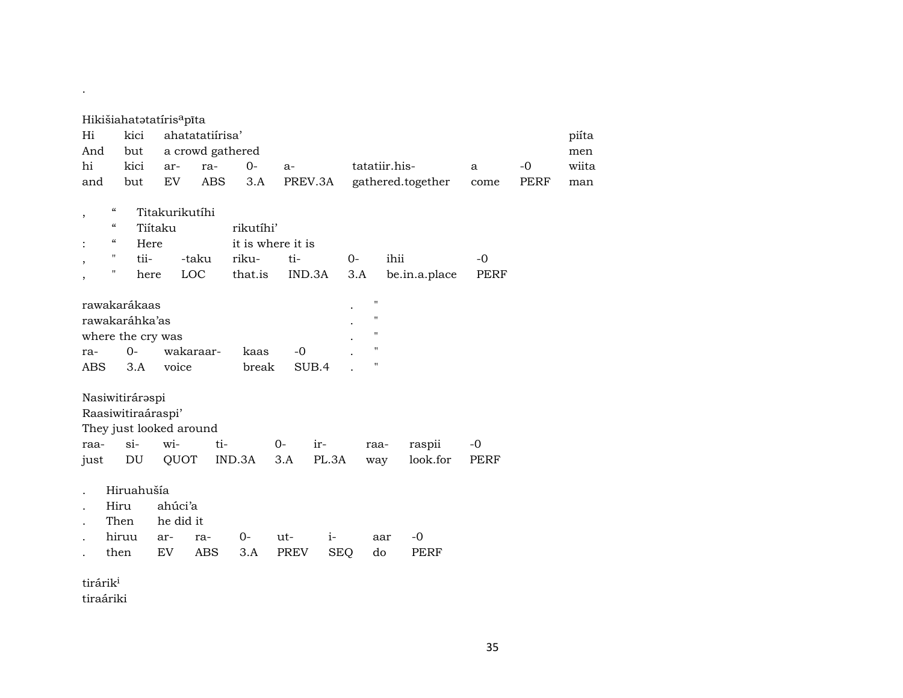.

Hikišiahatətatírisªpīta

| Hi | kici | ahatatatiírisa' | | | | | | | piíta |
|---|---|---|---|---|---|---|---|---|---|
| And | but | a crowd gathered | | | | | | | men |
| hi | kici | ar- | ra- | 0- | a- | tatatiir.his- | a | -0 | wiita |
| and | but | EV | ABS | 3.A | PREV.3A | gathered.together | come | PERF | man |

| , | " | Titakurikutíhi | | | | | | |
|---|---|---|---|---|---|---|---|---|
| | " | Tiítaku | | rikutíhi' | | | | |
| : | " | Here | | it is where it is | | | | |
| , | " | tii- | -taku | riku- | ti- | 0- | ihii | -0 |
| , | " | here | LOC | that.is | IND.3A | 3.A | be.in.a.place | PERF |

| rawakarákaas | | | | | . | " |
|---|---|---|---|---|---|---|
| rawakaráhka'as | | | | | . | " |
| where the cry was | | | | | . | " |
| ra- | 0- | wakaraar- | kaas | -0 | . | " |
| ABS | 3.A | voice | break | SUB.4 | . | " |

Nasiwitirárəspi

| Raasiwitiraáraspi' | | | | | | | | |
|---|---|---|---|---|---|---|---|---|
| They just looked around | | | | | | | | |
| raa- | si- | wi- | ti- | 0- | ir- | raa- | raspii | -0 |
| just | DU | QUOT | IND.3A | 3.A | PL.3A | way | look.for | PERF |

| . | Hiruahušía | | | | | | | |
|---|---|---|---|---|---|---|---|---|
| . | Hiru | ahúci'a | | | | | | |
| . | Then | he did it | | | | | | |
| . | hiruu | ar- | ra- | 0- | ut- | i- | aar | -0 |
| . | then | EV | ABS | 3.A | PREV | SEQ | do | PERF |

tirárikⁱ

tiraáriki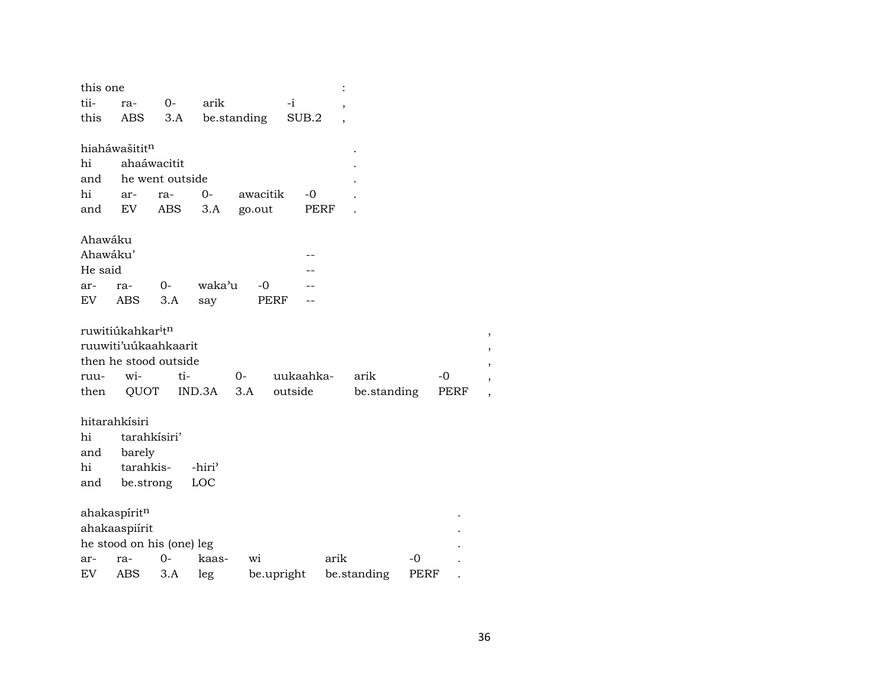this one :

| tii- | ra- | 0- | arik | -i | , |
|---|---|---|---|---|---|
| this | ABS | 3.A | be.standing | SUB.2 | , |

hiaháwašitit$^{n}$ .

hi ahaáwacitit .

and he went outside .

| hi | ar- | ra- | 0- | awacitik | -0 | . |
|---|---|---|---|---|---|---|
| and | EV | ABS | 3.A | go.out | PERF | . |

Ahawáku

Ahawáku' --

He said --

| ar- | ra- | 0- | waka'u | -0 | -- |
|---|---|---|---|---|---|
| EV | ABS | 3.A | say | PERF | -- |

ruwitiúkahkar$^{i}$t$^{n}$ ,

ruuwiti'uúkaahkaarit ,

then he stood outside ,

| ruu- | wi- | ti- | 0- | uukaahka- | arik | -0 | , |
|---|---|---|---|---|---|---|---|
| then | QUOT | IND.3A | 3.A | outside | be.standing | PERF | , |

hitarahkísiri

hi tarahkísiri'

and barely

| hi | tarahkis- | -hiri' |
|---|---|---|
| and | be.strong | LOC |

ahakaspírit$^{n}$ .

ahakaaspiírit .

he stood on his (one) leg .

| ar- | ra- | 0- | kaas- | wi | arik | -0 | . |
|---|---|---|---|---|---|---|---|
| EV | ABS | 3.A | leg | be.upright | be.standing | PERF | . |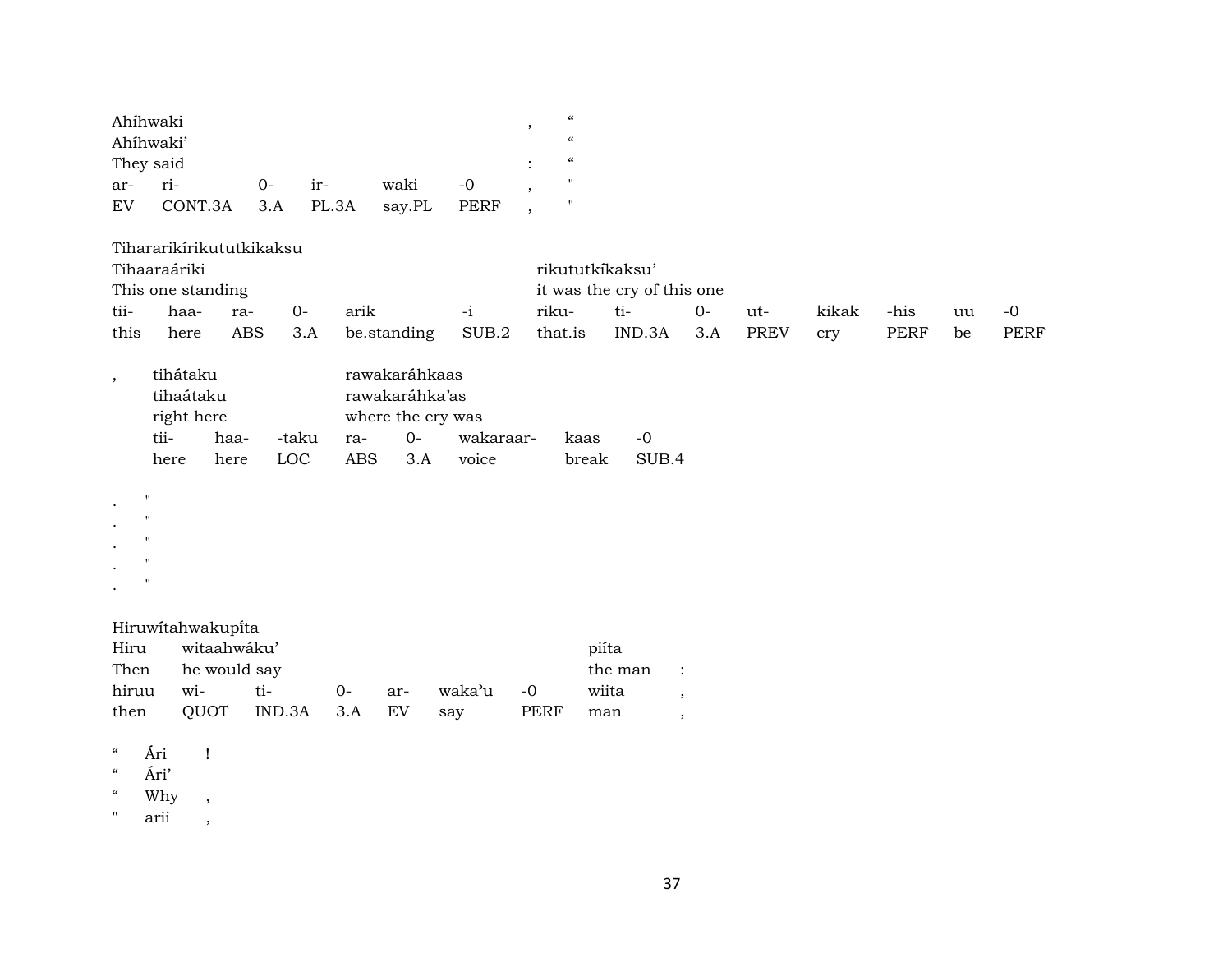| Ahíhwaki | | | | | | , | “ |
|---|---|---|---|---|---|---|---|
| Ahíhwaki’ | | | | | | | “ |
| They said | | | | | | : | “ |
| ar- | ri- | 0- | ir- | waki | -0 | , | " |
| EV | CONT.3A | 3.A | PL.3A | say.PL | PERF | , | " |

Tihararikírikututkikaksu

| Tihaaraáriki | | | | | rikututkíkaksu’ | | | | | | | |
|---|---|---|---|---|---|---|---|---|---|---|---|---|
| This one standing | | | | | it was the cry of this one | | | | | | | |
| tii- | haa- | ra- | 0- | arik | -i | riku- | ti- | 0- | ut- | kikak | -his | uu | -0 |
| this | here | ABS | 3.A | be.standing | SUB.2 | that.is | IND.3A | 3.A | PREV | cry | PERF | be | PERF |

| , | tihátaku | | | rawakaráhkaas | | | | |
|---|---|---|---|---|---|---|---|---|
| | tihaátaku | | | rawakaráhka’as | | | | |
| | right here | | | where the cry was | | | | |
| | tii- | haa- | -taku | ra- | 0- | wakaraar- | kaas | -0 |
| | here | here | LOC | ABS | 3.A | voice | break | SUB.4 |

. "
. "
. "
. "
. "

Hiruwítahwakupíta

| Hiru | witaahwáku’ | | | | | | piíta | |
|---|---|---|---|---|---|---|---|---|
| Then | he would say | | | | | | the man | : |
| hiruu | wi- | ti- | 0- | ar- | waka’u | -0 | wiita | , |
| then | QUOT | IND.3A | 3.A | EV | say | PERF | man | , |

| “ | Ári | ! |
|---|---|---|
| “ | Ári’ | |
| “ | Why | , |
| " | arii | , |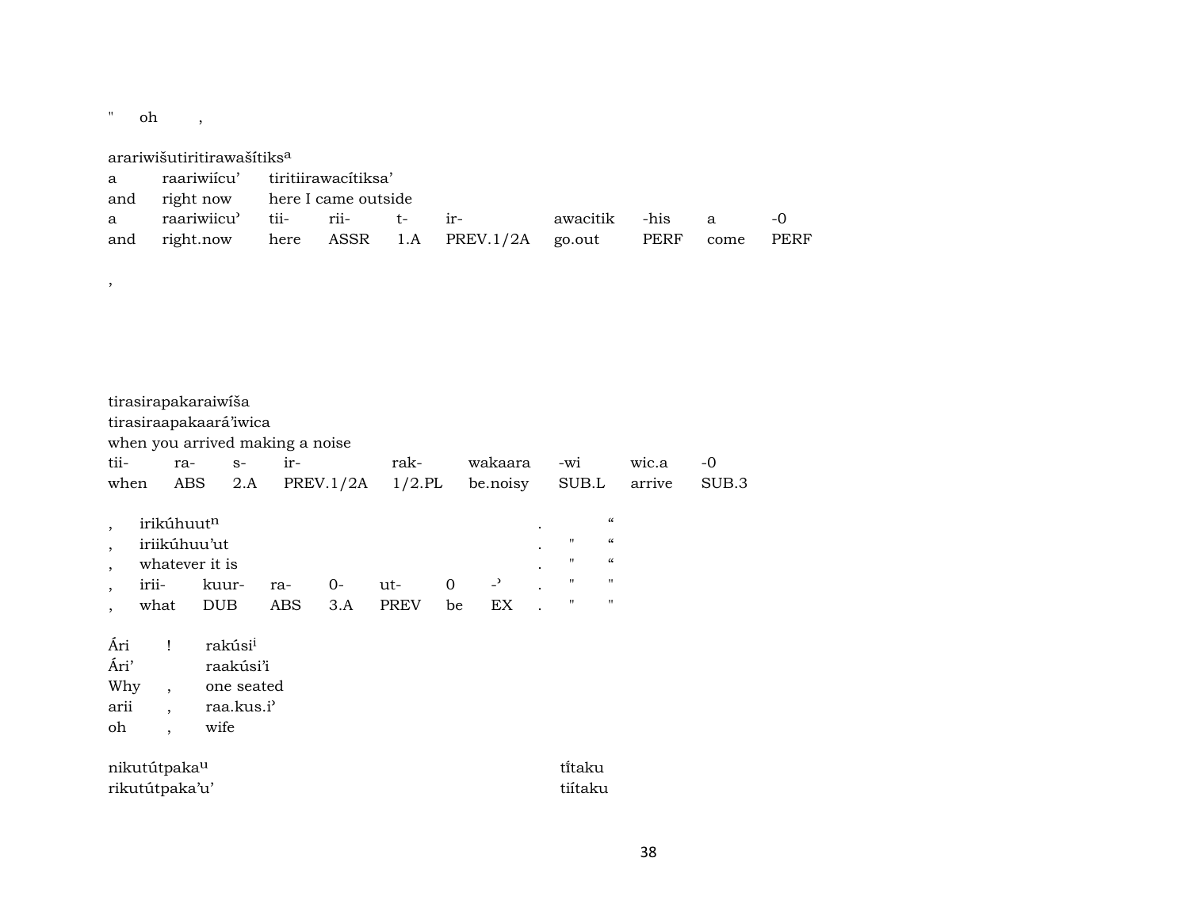" oh ,

arariwišutiritirawašítiks[a]

| a | raariwiícu' | tiritiirawacítiksa' | | | | | | | |
|---|---|---|---|---|---|---|---|---|---|
| and | right now | here I came outside | | | | | | | |
| a | raariwiicu' | tii- | rii- | t- | ir- | awacitik | -his | a | -0 |
| and | right.now | here | ASSR | 1.A | PREV.1/2A | go.out | PERF | come | PERF |

,

tirasirapakaraiwíša

| tirasiraapakaará'iwica | | | | | | | | |
|---|---|---|---|---|---|---|---|---|
| when you arrived making a noise | | | | | | | | |
| tii- | ra- | s- | ir- | rak- | wakaara | -wi | wic.a | -0 |
| when | ABS | 2.A | PREV.1/2A | 1/2.PL | be.noisy | SUB.L | arrive | SUB.3 |

| , | irikúhuut[n] | | | | | | . | | " |
|---|---|---|---|---|---|---|---|---|---|
| , | iriikúhuu'ut | | | | | | . | " | " |
| , | whatever it is | | | | | | . | " | " |
| , | irii- | kuur- | ra- | 0- | ut- | 0 | -' | . | " | " |
| , | what | DUB | ABS | 3.A | PREV | be | EX | . | " | " |

| Ári | ! | rakúsi[i] |
|---|---|---|
| Ári' | | raakúsi'i |
| Why | , | one seated |
| arii | , | raa.kus.i' |
| oh | , | wife |

nikutútpaka[u] tí̃taku

rikutútpaka'u' tiítaku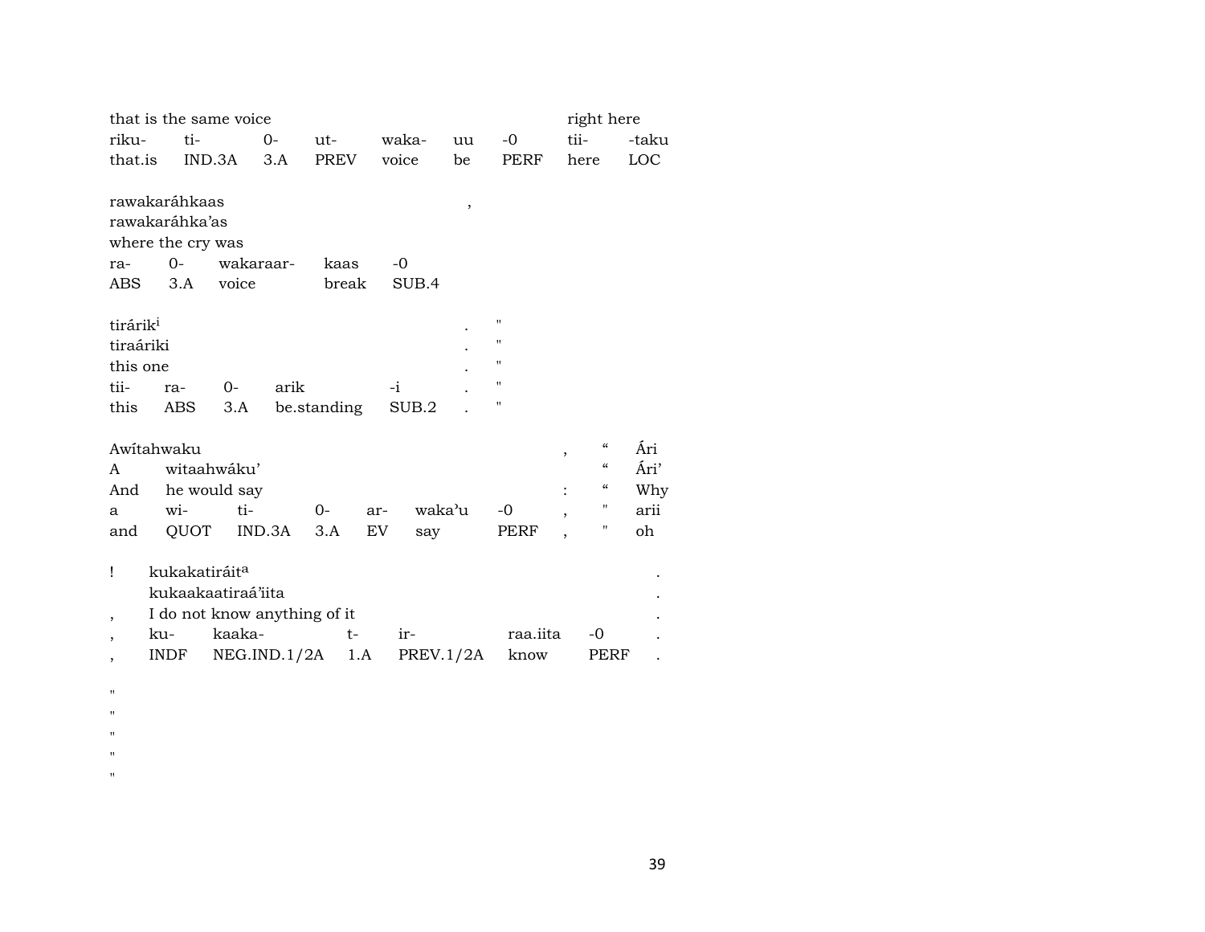| that is the same voice | | | | | | | right here | |
|---|---|---|---|---|---|---|---|---|
| riku- | ti- | 0- | ut- | waka- | uu | -0 | tii- | -taku |
| that.is | IND.3A | 3.A | PREV | voice | be | PERF | here | LOC |

| rawakaráhkaas | | | | | , |
|---|---|---|---|---|---|
| rawakaráhka'as | | | | | |
| where the cry was | | | | | |
| ra- | 0- | wakaraar- | kaas | -0 | |
| ABS | 3.A | voice | break | SUB.4 | |

| tirárik[i] | | | | | . | " |
|---|---|---|---|---|---|---|
| tiraáriki | | | | | . | " |
| this one | | | | | . | " |
| tii- | ra- | 0- | arik | -i | . | " |
| this | ABS | 3.A | be.standing | SUB.2 | . | " |

| Awítahwaku | | | | | | | , | “ | Ári |
|---|---|---|---|---|---|---|---|---|---|
| A | witaahwáku' | | | | | | | “ | Ári' |
| And | he would say | | | | | | : | “ | Why |
| a | wi- | ti- | 0- | ar- | waka'u | -0 | , | " | arii |
| and | QUOT | IND.3A | 3.A | EV | say | PERF | , | " | oh |

| ! | kukakatiráit[a] | | | | | | . |
|---|---|---|---|---|---|---|---|
| | kukaakaatiraá'iita | | | | | | . |
| , | I do not know anything of it | | | | | | . |
| , | ku- | kaaka- | t- | ir- | raa.iita | -0 | . |
| , | INDF | NEG.IND.1/2A | 1.A | PREV.1/2A | know | PERF | . |

"
"
"
"
"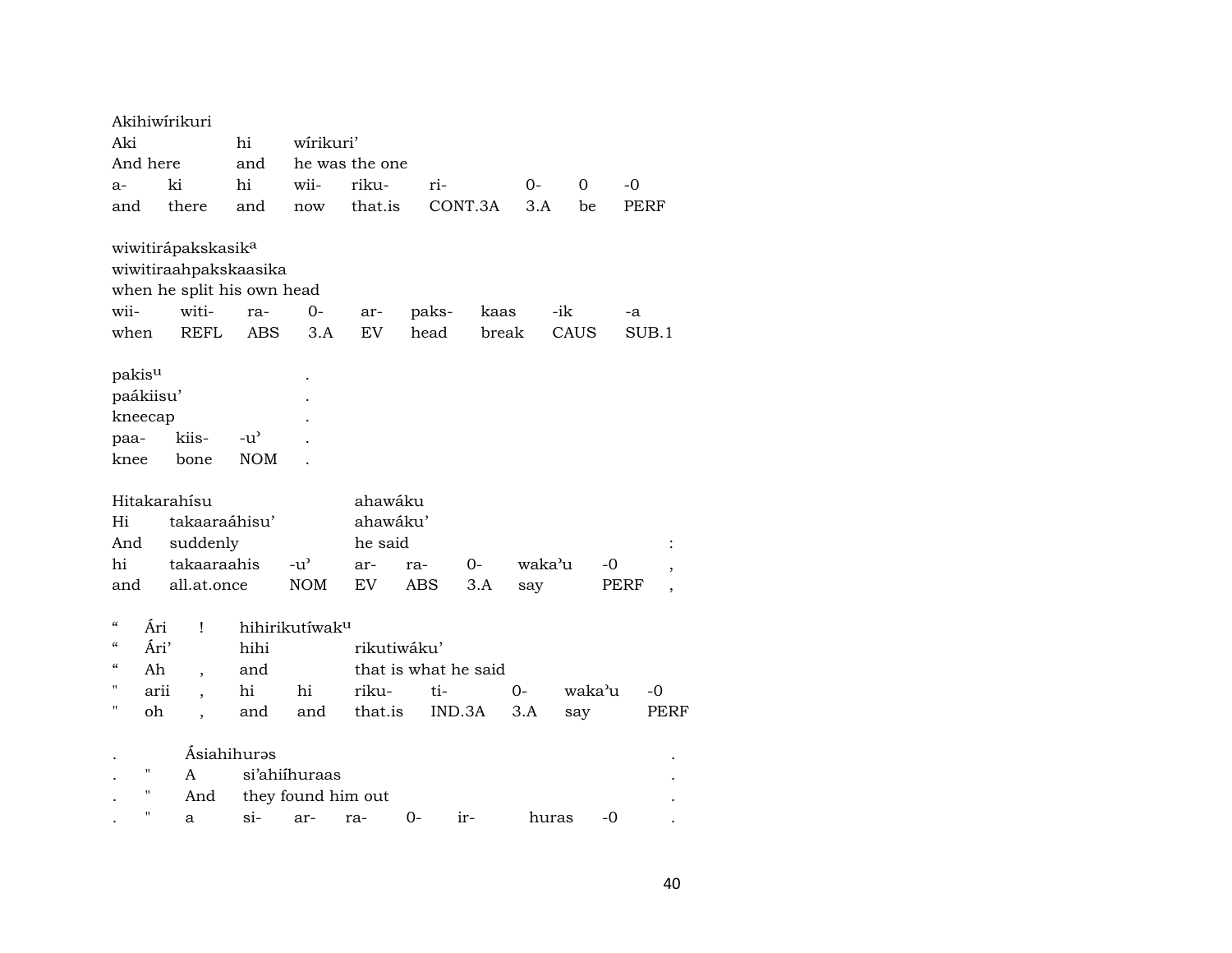Akihiwírikuri

| Aki | | hi | wírikuri' | | | | | |
|---|---|---|---|---|---|---|---|---|
| And here | | and | he was the one | | | | | |
| a- | ki | hi | wii- | riku- | ri- | 0- | 0 | -0 |
| and | there | and | now | that.is | CONT.3A | 3.A | be | PERF |

wiwitirápakskasik[a]

| wiwitiraahpakskaasika | | | | | | | | |
|---|---|---|---|---|---|---|---|---|
| when he split his own head | | | | | | | | |
| wii- | witi- | ra- | 0- | ar- | paks- | kaas | -ik | -a |
| when | REFL | ABS | 3.A | EV | head | break | CAUS | SUB.1 |

| pakis[u] | | | . |
|---|---|---|---|
| paákiisu' | | | . |
| kneecap | | | . |
| paa- | kiis- | -u' | . |
| knee | bone | NOM | . |

| Hitakarahísu | | | ahawáku | | | | | |
|---|---|---|---|---|---|---|---|---|
| Hi | takaaraáhisu' | | ahawáku' | | | | | |
| And | suddenly | | he said | | | | | : |
| hi | takaaraahis | -u' | ar- | ra- | 0- | waka'u | -0 | , |
| and | all.at.once | NOM | EV | ABS | 3.A | say | PERF | , |

| " | Ári | ! | hihirikutíwak[u] | | | | | |
|---|---|---|---|---|---|---|---|---|
| " | Ári' | | hihi | rikutiwáku' | | | | |
| " | Ah | , | and | that is what he said | | | | |
| " | arii | , | hi | hi | riku- | ti- | 0- | waka'u | -0 |
| " | oh | , | and | and | that.is | IND.3A | 3.A | say | PERF |

| . | | Ásiahihurəs | | | | | | | | . |
|---|---|---|---|---|---|---|---|---|---|---|
| . | " | A | si'ahiíhuraas | | | | | | | . |
| . | " | And | they found him out | | | | | | | . |
| . | " | a | si- | ar- | ra- | 0- | ir- | huras | -0 | . |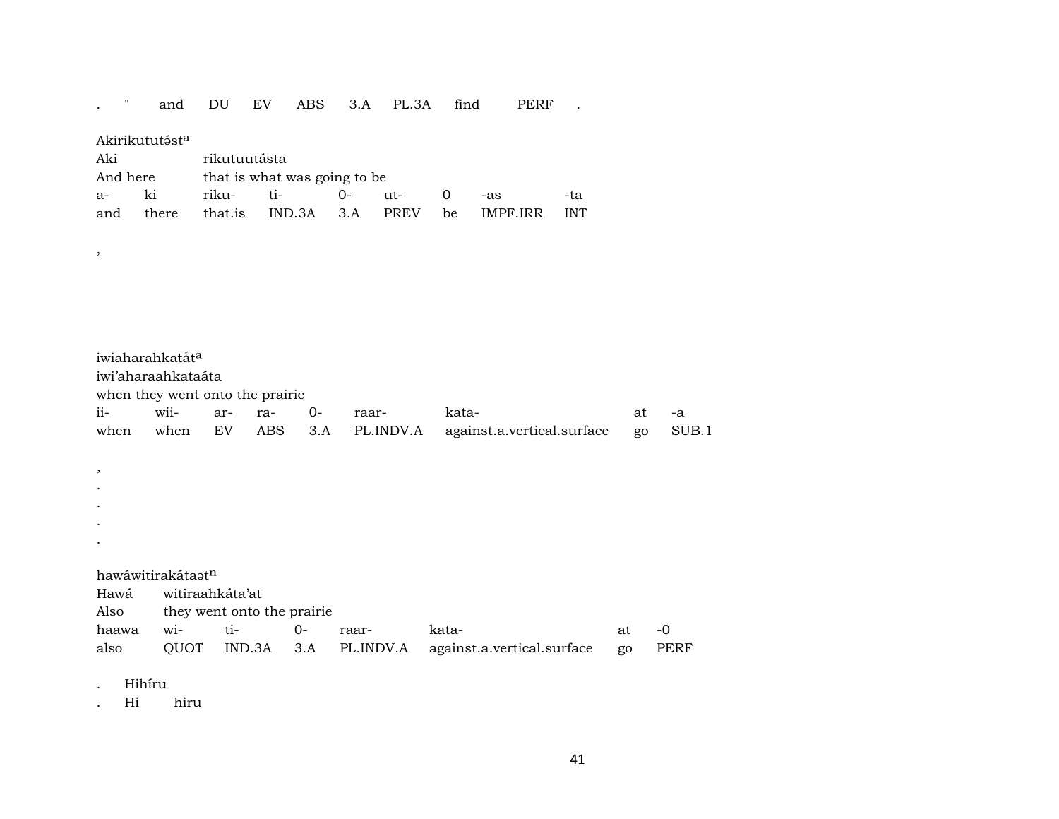. " and DU EV ABS 3.A PL.3A find PERF .

Akirikututə́st$^{a}$

| Aki | | rikutuutásta | | | | | | |
|---|---|---|---|---|---|---|---|---|
| And here | | that is what was going to be | | | | | | |
| a- | ki | riku- | ti- | 0- | ut- | 0 | -as | -ta |
| and | there | that.is | IND.3A | 3.A | PREV | be | IMPF.IRR | INT |

,

iwiaharahkatắt$^{a}$

| iwi'aharaahkataáta | | | | | | | | |
|---|---|---|---|---|---|---|---|---|
| when they went onto the prairie | | | | | | | | |
| ii- | wii- | ar- | ra- | 0- | raar- | kata- | at | -a |
| when | when | EV | ABS | 3.A | PL.INDV.A | against.a.vertical.surface | go | SUB.1 |

,
.
.
.
.

hawáwitirakátaət$^{n}$

| Hawá | witiraahkáta'at | | | | | | |
|---|---|---|---|---|---|---|---|
| Also | they went onto the prairie | | | | | | |
| haawa | wi- | ti- | 0- | raar- | kata- | at | -0 |
| also | QUOT | IND.3A | 3.A | PL.INDV.A | against.a.vertical.surface | go | PERF |

. Hihíru
. Hi hiru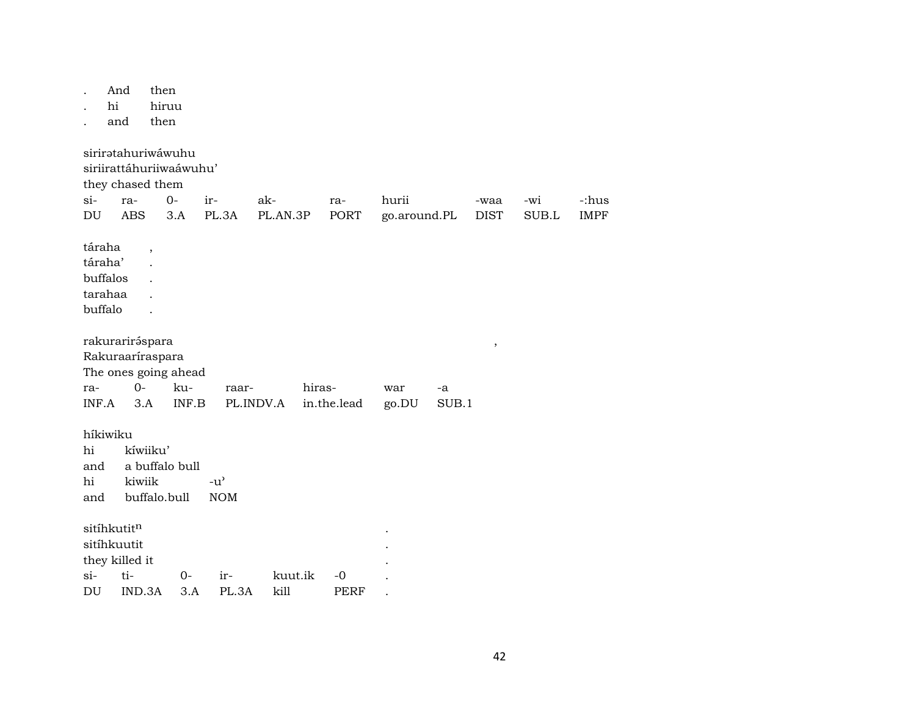. And then
. hi hiruu
. and then

sirirətahuriwáwuhu
siriirattáhuriiwaáwuhu'
they chased them

| si- | ra- | 0- | ir- | ak- | ra- | hurii | -waa | -wi | -:hus |
|---|---|---|---|---|---|---|---|---|---|
| DU | ABS | 3.A | PL.3A | PL.AN.3P | PORT | go.around.PL | DIST | SUB.L | IMPF |

táraha ,
táraha' .
buffalos .
tarahaa .
buffalo .

rakurarirə́spara ,
Rakuraaríraspara
The ones going ahead

| ra- | 0- | ku- | raar- | hiras- | war | -a |
|---|---|---|---|---|---|---|
| INF.A | 3.A | INF.B | PL.INDV.A | in.the.lead | go.DU | SUB.1 |

híkiwiku
hi kíwiiku'
and a buffalo bull

| hi | kiwiik | -u' |
|---|---|---|
| and | buffalo.bull | NOM |

sitíhkutit$^{n}$ .
sitíhkuutit .
they killed it .

| si- | ti- | 0- | ir- | kuut.ik | -0 | . |
|---|---|---|---|---|---|---|
| DU | IND.3A | 3.A | PL.3A | kill | PERF | . |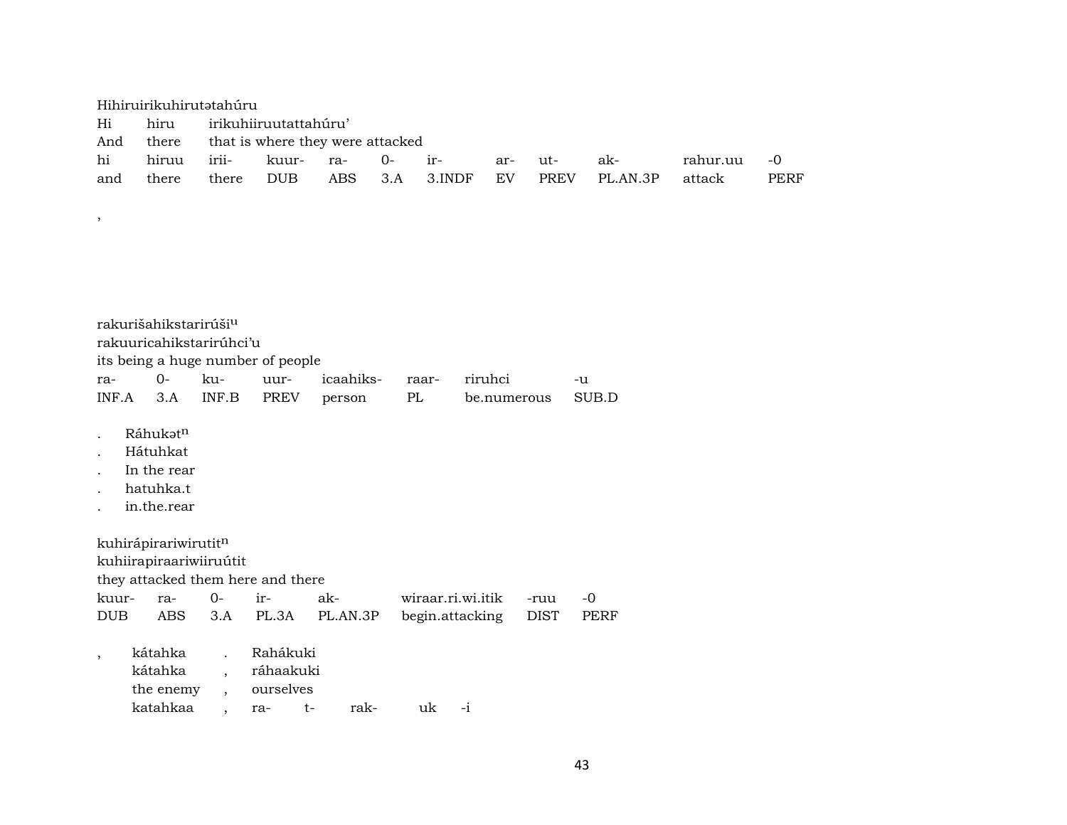Hihiruirikuhirutətahúru
Hi hiru irikuhiiruutattahúru'
And there that is where they were attacked

| hi | hiruu | irii- | kuur- | ra- | 0- | ir- | ar- | ut- | ak- | rahur.uu | -0 |
|---|---|---|---|---|---|---|---|---|---|---|---|
| and | there | there | DUB | ABS | 3.A | 3.INDF | EV | PREV | PL.AN.3P | attack | PERF |

,

rakurišahikstarirúši$^{u}$
rakuuricahikstarirúhci'u
its being a huge number of people

| ra- | 0- | ku- | uur- | icaahiks- | raar- | riruhci | -u |
|---|---|---|---|---|---|---|---|
| INF.A | 3.A | INF.B | PREV | person | PL | be.numerous | SUB.D |

. Ráhukət$^{n}$
. Hátuhkat
. In the rear
. hatuhka.t
. in.the.rear

kuhirápirariwirutit$^{n}$
kuhiirapiraariwiiruútit
they attacked them here and there

| kuur- | ra- | 0- | ir- | ak- | wiraar.ri.wi.itik | -ruu | -0 |
|---|---|---|---|---|---|---|---|
| DUB | ABS | 3.A | PL.3A | PL.AN.3P | begin.attacking | DIST | PERF |

, kátahka . Rahákuki
kátahka , ráhaakuki
the enemy , ourselves
katahkaa , ra- t- rak- uk -i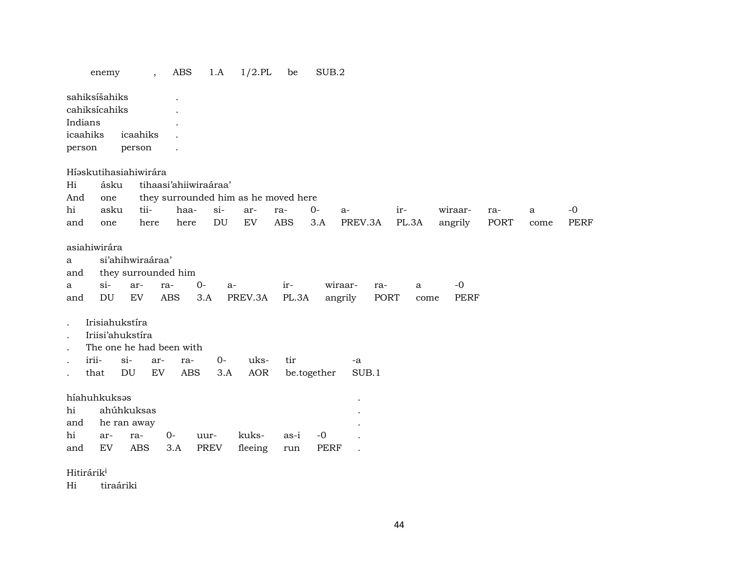enemy , ABS 1.A 1/2.PL be SUB.2

sahiksíšahiks .
cahiksícahiks .
Indians .
icaahiks icaahiks .
person person .

Híəskutihasiahiwirára
Hi ásku tihaasi'ahiiwiraáraa'
And one they surrounded him as he moved here
hi asku tii- haa- si- ar- ra- 0- a- ir- wiraar- ra- a -0
and one here here DU EV ABS 3.A PREV.3A PL.3A angrily PORT come PERF

asiahiwirára
a si'ahihwiraáraa'
and they surrounded him
a si- ar- ra- 0- a- ir- wiraar- ra- a -0
and DU EV ABS 3.A PREV.3A PL.3A angrily PORT come PERF

. Irisiahukstíra
. Iriisi'ahukstíra
. The one he had been with
. irii- si- ar- ra- 0- uks- tir -a
. that DU EV ABS 3.A AOR be.together SUB.1

híahuhkuksəs .
hi ahúhkuksas .
and he ran away .
hi ar- ra- 0- uur- kuks- as-i -0 .
and EV ABS 3.A PREV fleeing run PERF .

Hitirárik[i]
Hi tiraáriki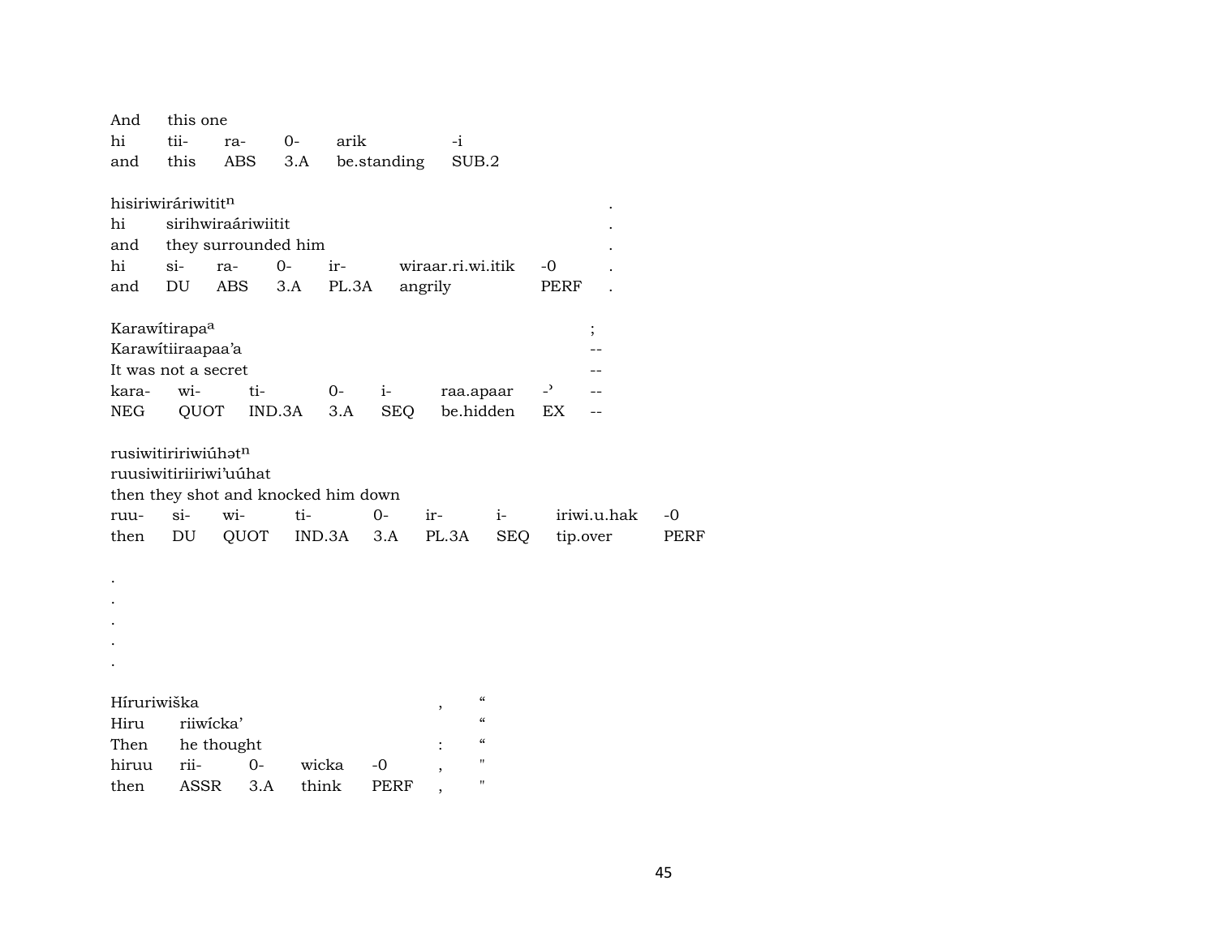| And | this one | | | | |
|---|---|---|---|---|---|
| hi | tii- | ra- | 0- | arik | -i |
| and | this | ABS | 3.A | be.standing | SUB.2 |

hisiriwiráriwitit[n] .

hi sirihwiraáriwiitit .

and they surrounded him .

| hi | si- | ra- | 0- | ir- | wiraar.ri.wi.itik | -0 | . |
|---|---|---|---|---|---|---|---|
| and | DU | ABS | 3.A | PL.3A | angrily | PERF | . |

Karawítirapa[a] ;

Karawítiiraapaa'a --

It was not a secret --

| kara- | wi- | ti- | 0- | i- | raa.apaar | -' | -- |
|---|---|---|---|---|---|---|---|
| NEG | QUOT | IND.3A | 3.A | SEQ | be.hidden | EX | -- |

rusiwitiririwiúhət[n]

ruusiwitiriiriwi'uúhat

then they shot and knocked him down

| ruu- | si- | wi- | ti- | 0- | ir- | i- | iriwi.u.hak | -0 |
|---|---|---|---|---|---|---|---|---|
| then | DU | QUOT | IND.3A | 3.A | PL.3A | SEQ | tip.over | PERF |

.

.

.

.

.

Híruriwiška , “

Hiru riiwícka' “

Then he thought : “

| hiruu | rii- | 0- | wicka | -0 | , | " |
|---|---|---|---|---|---|---|
| then | ASSR | 3.A | think | PERF | , | " |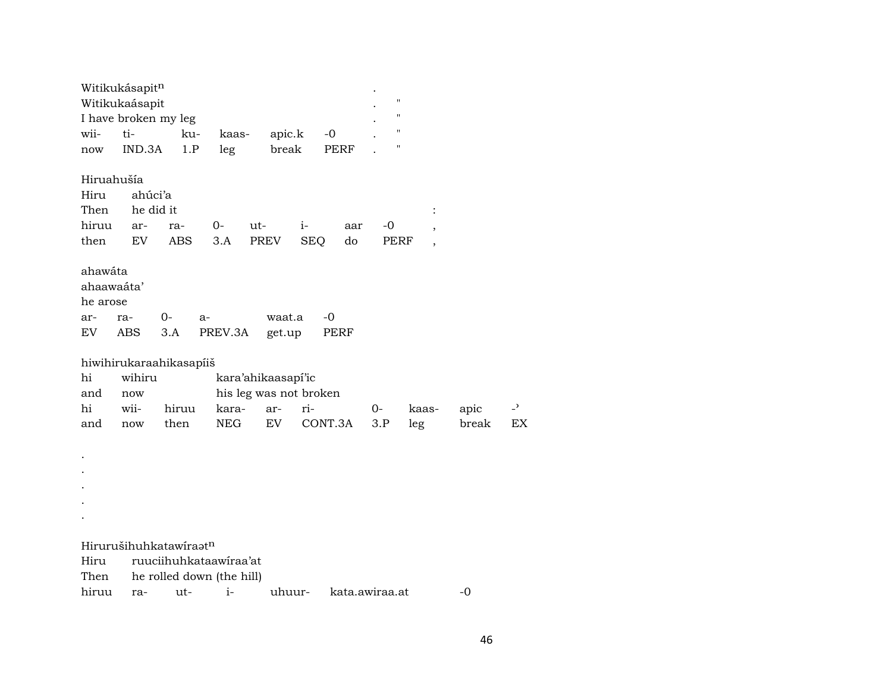Witikukásapit$^{n}$ .
Witikukaásapit . "
I have broken my leg . "

| wii- | ti- | ku- | kaas- | apic.k | -0 | . | " |
|---|---|---|---|---|---|---|---|
| now | IND.3A | 1.P | leg | break | PERF | . | " |

Hiruahušía
Hiru ahúci'a
Then he did it :

| hiruu | ar- | ra- | 0- | ut- | i- | aar | -0 | , |
|---|---|---|---|---|---|---|---|---|
| then | EV | ABS | 3.A | PREV | SEQ | do | PERF | , |

ahawáta
ahaawaáta'
he arose

| ar- | ra- | 0- | a- | waat.a | -0 |
|---|---|---|---|---|---|
| EV | ABS | 3.A | PREV.3A | get.up | PERF |

hiwihirukaraahikasapíiš
hi wihiru kara'ahikaasapí'ic
and now his leg was not broken

| hi | wii- | hiruu | kara- | ar- | ri- | 0- | kaas- | apic | -' |
|---|---|---|---|---|---|---|---|---|---|
| and | now | then | NEG | EV | CONT.3A | 3.P | leg | break | EX |

.
.
.
.
.

Hirurušihuhkatawíraət$^{n}$
Hiru ruuciihuhkataawíraa'at
Then he rolled down (the hill)

| hiruu | ra- | ut- | i- | uhuur- | kata.awiraa.at | -0 |
|---|---|---|---|---|---|---|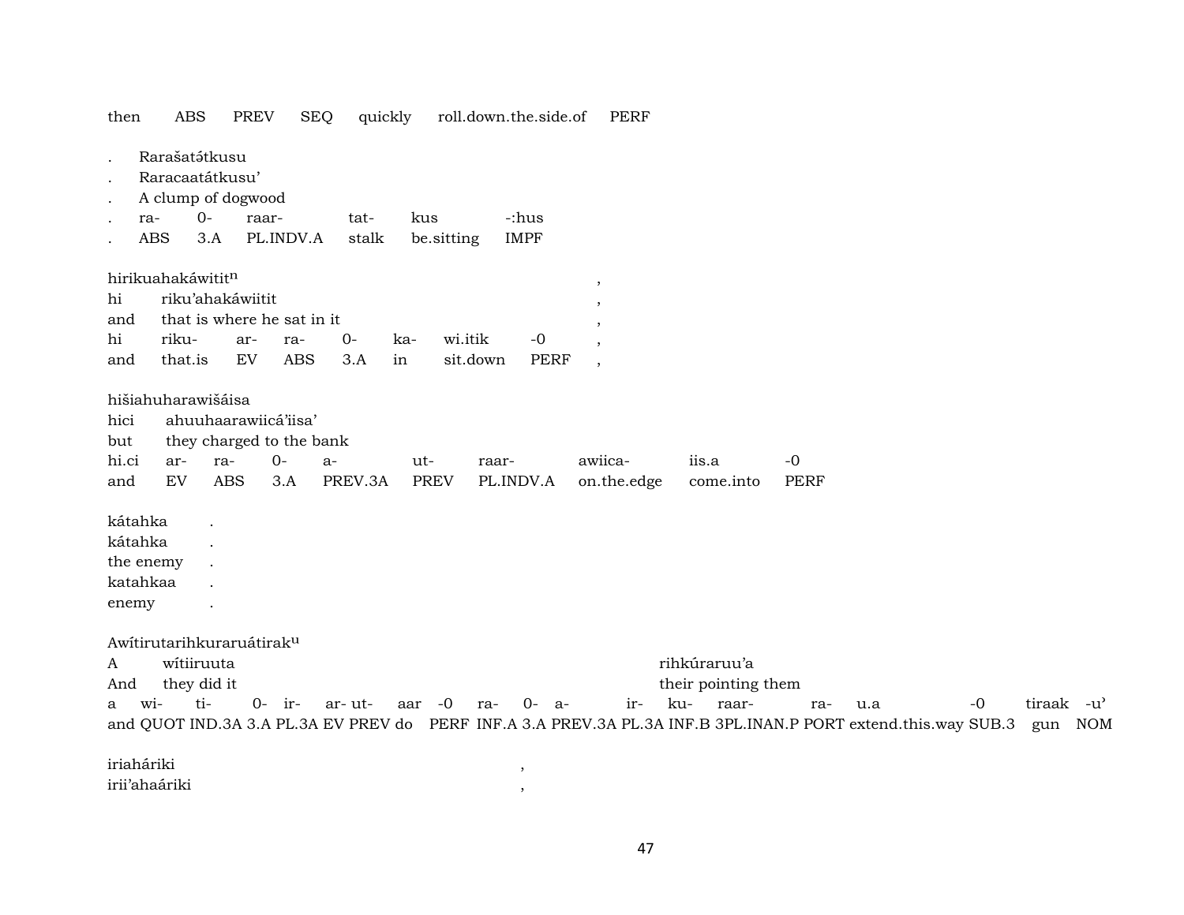then ABS PREV SEQ quickly roll.down.the.side.of PERF

. Rarašatə́tkusu
. Raracaatátkusu'
. A clump of dogwood
. ra- 0- raar- tat- kus -:hus
. ABS 3.A PL.INDV.A stalk be.sitting IMPF

hirikuahakáwitit$^{n}$ ,
hi riku'ahakáwiitit ,
and that is where he sat in it ,
hi riku- ar- ra- 0- ka- wi.itik -0 ,
and that.is EV ABS 3.A in sit.down PERF ,

hišiahuharawišáisa
hici ahuuhaarawiicá'iisa'
but they charged to the bank
hi.ci ar- ra- 0- a- ut- raar- awiica- iis.a -0
and EV ABS 3.A PREV.3A PREV PL.INDV.A on.the.edge come.into PERF

kátahka .
kátahka .
the enemy .
katahkaa .
enemy .

Awítirutarihkuraruátirak$^{u}$
A wítiiruuta rihkúraruu'a
And they did it their pointing them
a wi- ti- 0- ir- ar- ut- aar -0 ra- 0- a- ir- ku- raar- ra- u.a -0 tiraak -u'
and QUOT IND.3A 3.A PL.3A EV PREV do PERF INF.A 3.A PREV.3A PL.3A INF.B 3PL.INAN.P PORT extend.this.way SUB.3 gun NOM

iriaháriki ,
irii'ahaáriki ,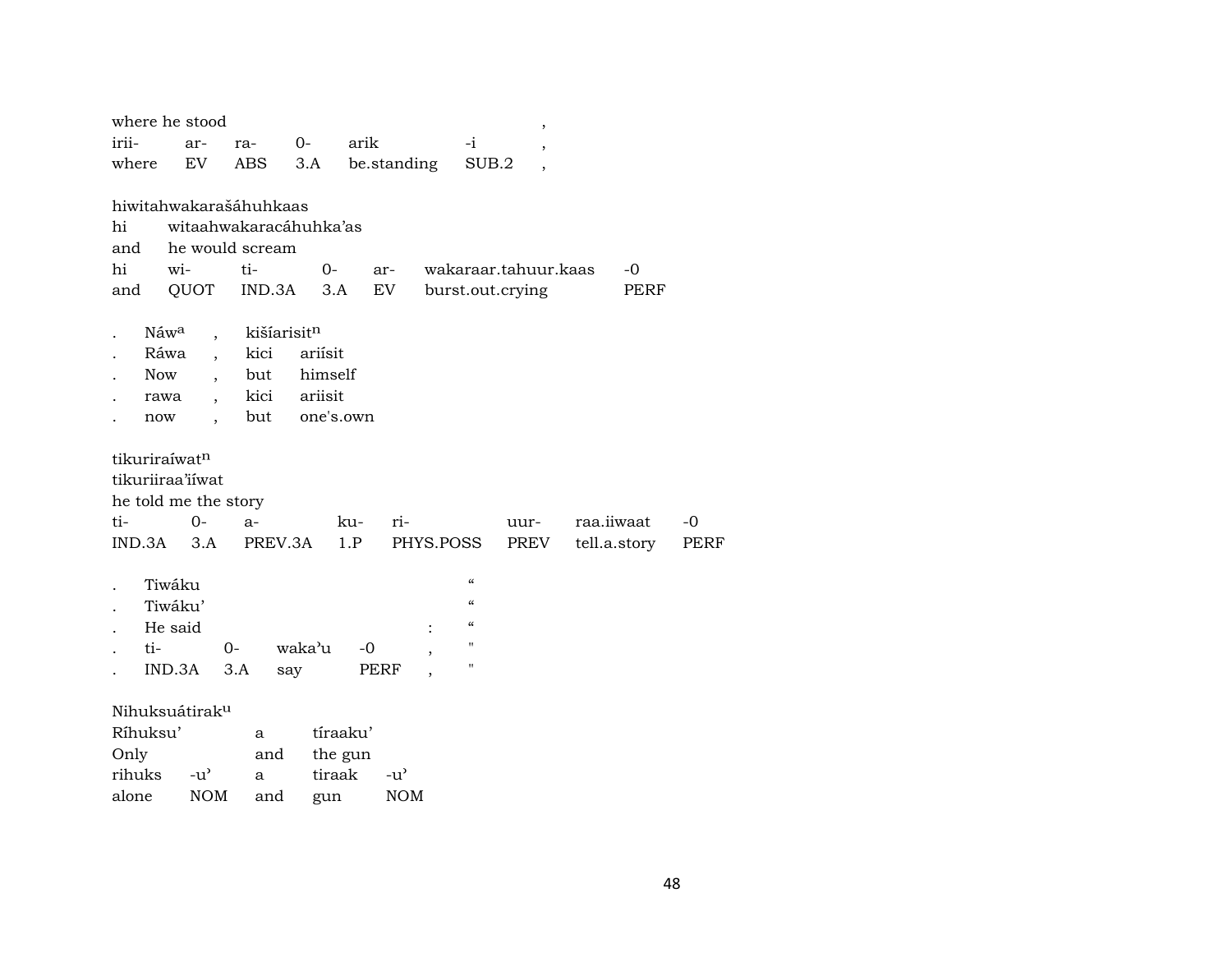where he stood ,

| irii- | ar- | ra- | 0- | arik | -i | , |
|---|---|---|---|---|---|---|
| where | EV | ABS | 3.A | be.standing | SUB.2 | , |

hiwitahwakarašáhuhkaas

| hi | witaahwakaracáhuhka'as | | | | |
|---|---|---|---|---|---|
| and | he would scream | | | | |
| hi | wi- | ti- | 0- | ar- | wakaraar.tahuur.kaas | -0 |
| and | QUOT | IND.3A | 3.A | EV | burst.out.crying | PERF |

| . | Náw$^{a}$ | , | kišíarisit$^{n}$ | |
|---|---|---|---|---|
| . | Ráwa | , | kici | ariísit |
| . | Now | , | but | himself |
| . | rawa | , | kici | ariisit |
| . | now | , | but | one's.own |

tikuriraíwat$^{n}$

tikuriiraa'iíwat

he told me the story

| ti- | 0- | a- | ku- | ri- | uur- | raa.iiwaat | -0 |
|---|---|---|---|---|---|---|---|
| IND.3A | 3.A | PREV.3A | 1.P | PHYS.POSS | PREV | tell.a.story | PERF |

| . | Tiwáku | | | | | “ |
|---|---|---|---|---|---|---|
| . | Tiwáku' | | | | | “ |
| . | He said | | | | : | “ |
| . | ti- | 0- | waka'u | -0 | , | " |
| . | IND.3A | 3.A | say | PERF | , | " |

Nihuksuátirak$^{u}$

| Ríhuksu' | | a | tíraaku' | |
|---|---|---|---|---|
| Only | | and | the gun | |
| rihuks | -u' | a | tiraak | -u' |
| alone | NOM | and | gun | NOM |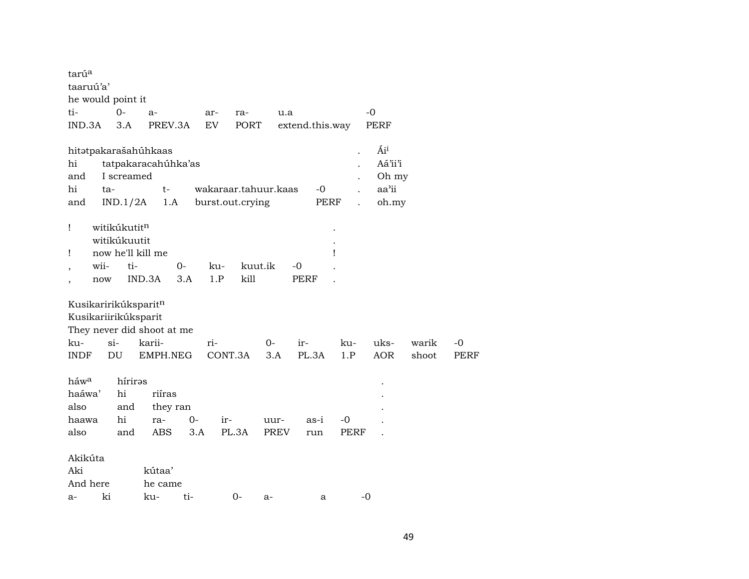tarú[a]
taaruú'a'
he would point it

| ti- | 0- | a- | ar- | ra- | u.a | -0 |
|---|---|---|---|---|---|---|
| IND.3A | 3.A | PREV.3A | EV | PORT | extend.this.way | PERF |

hitətpakarašahúhkaas . Ái[i]
hi tatpakaracahúhka'as . Aá'ii'i
and I screamed . Oh my

| hi | ta- | t- | wakaraar.tahuur.kaas | -0 | . | aa'ii |
|---|---|---|---|---|---|---|
| and | IND.1/2A | 1.A | burst.out.crying | PERF | . | oh.my |

! witikúkutit[n] .
witikúkuutit .
! now he'll kill me !

| , | wii- | ti- | 0- | ku- | kuut.ik | -0 | . |
|---|---|---|---|---|---|---|---|
| , | now | IND.3A | 3.A | 1.P | kill | PERF | . |

Kusikaririkúksparit[n]
Kusikariirikúksparit
They never did shoot at me

| ku- | si- | karii- | ri- | 0- | ir- | ku- | uks- | warik | -0 |
|---|---|---|---|---|---|---|---|---|---|
| INDF | DU | EMPH.NEG | CONT.3A | 3.A | PL.3A | 1.P | AOR | shoot | PERF |

háw[a] hírirəs .
haáwa' hi riíras .
also and they ran .

| haawa | hi | ra- | 0- | ir- | uur- | as-i | -0 | . |
|---|---|---|---|---|---|---|---|---|
| also | and | ABS | 3.A | PL.3A | PREV | run | PERF | . |

Akikúta
Aki kútaa'
And here he came

| a- | ki | ku- | ti- | 0- | a- | a | -0 |
|---|---|---|---|---|---|---|---|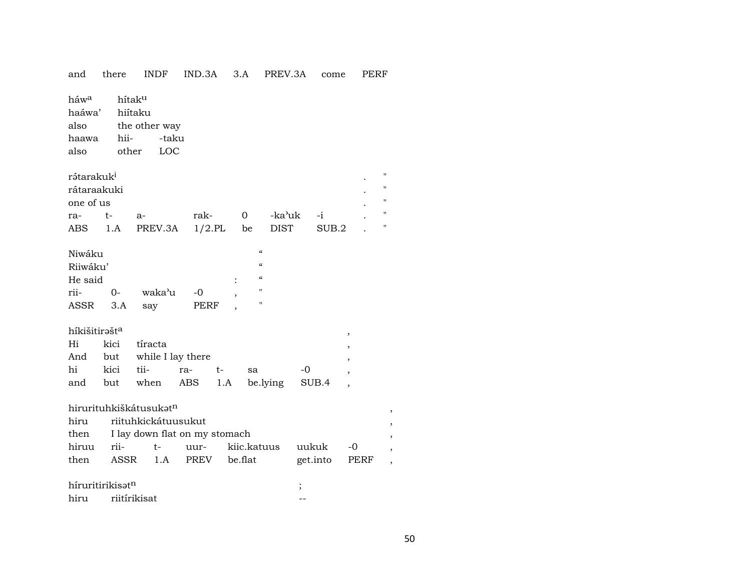| and | there | INDF | IND.3A | 3.A | PREV.3A | come | PERF |
|---|---|---|---|---|---|---|---|

| háw^a | hítak^u | |
|---|---|---|
| haáwa’ | hiítaku | |
| also | the other way | |
| haawa | hii- | -taku |
| also | other | LOC |

| rə́tarakuk^i | | | | | | | | |
|---|---|---|---|---|---|---|---|---|
| rátaraakuki | | | | | | | . | " |
| one of us | | | | | | | . | " |
| ra- | t- | a- | rak- | 0 | -ka’uk | -i | . | " |
| ABS | 1.A | PREV.3A | 1/2.PL | be | DIST | SUB.2 | . | " |

| Niwáku | | | | | “ |
|---|---|---|---|---|---|
| Riiwáku’ | | | | | “ |
| He said | | | | : | “ |
| rii- | 0- | waka’u | -0 | , | " |
| ASSR | 3.A | say | PERF | , | " |

| híkišitirəšt^a | | | | | | | , |
|---|---|---|---|---|---|---|---|
| Hi | kici | tíracta | | | | | , |
| And | but | while I lay there | | | | | , |
| hi | kici | tii- | ra- | t- | sa | -0 | , |
| and | but | when | ABS | 1.A | be.lying | SUB.4 | , |

| hirurituhkiškátusukət^n | | | | | | | , |
|---|---|---|---|---|---|---|---|
| hiru | riituhkickátuusukut | | | | | | , |
| then | I lay down flat on my stomach | | | | | | , |
| hiruu | rii- | t- | uur- | kiic.katuus | uukuk | -0 | , |
| then | ASSR | 1.A | PREV | be.flat | get.into | PERF | , |

| híruritirikisət^n | | ; |
|---|---|---|
| hiru | riitírikisat | -- |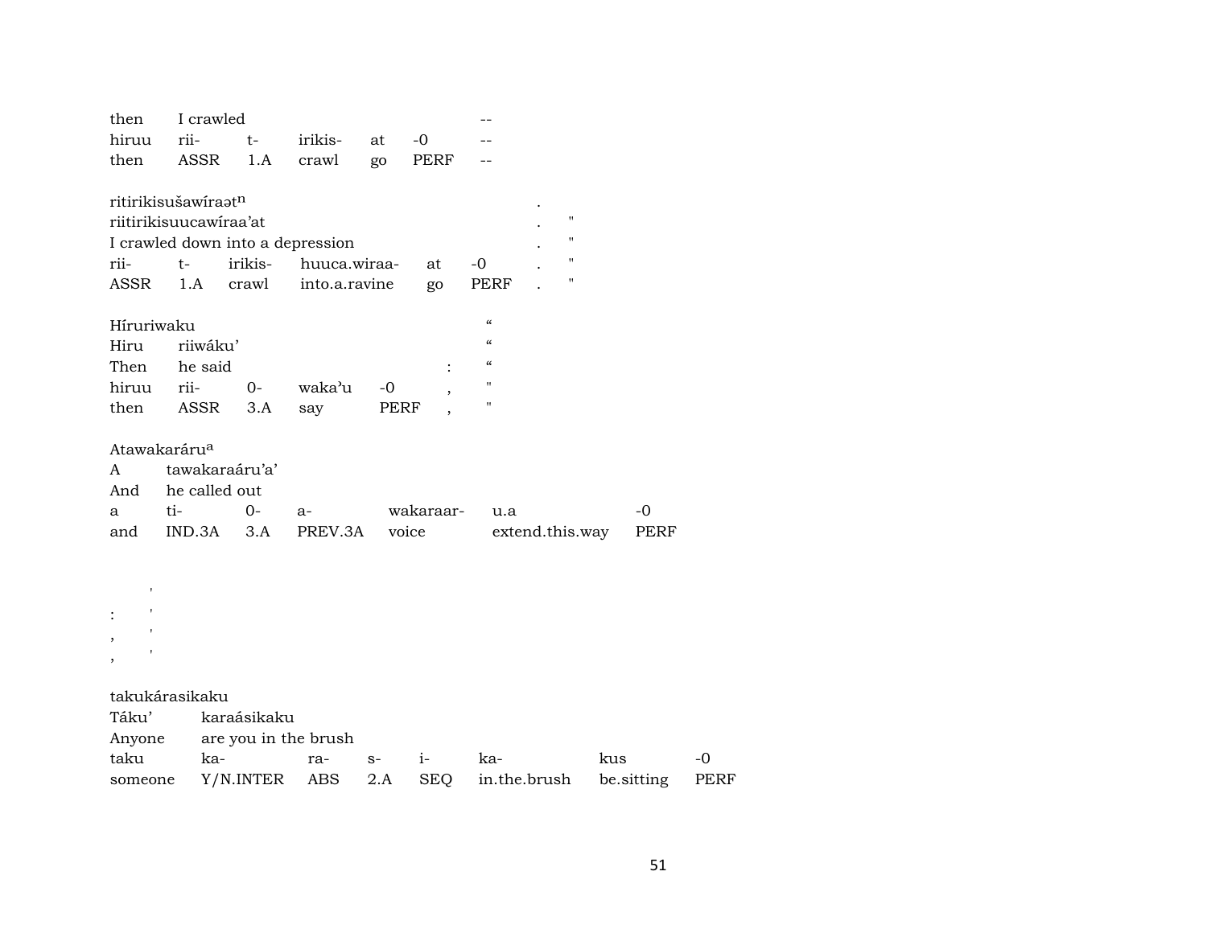| then | I crawled | | | | | -- |
|---|---|---|---|---|---|---|
| hiruu | rii- | t- | irikis- | at | -0 | -- |
| then | ASSR | 1.A | crawl | go | PERF | -- |

ritirikisušawíraət$^{n}$ .
riitirikisuucawíraa'at . "
I crawled down into a depression . "

| rii- | t- | irikis- | huuca.wiraa- | at | -0 | . | " |
|---|---|---|---|---|---|---|---|
| ASSR | 1.A | crawl | into.a.ravine | go | PERF | . | " |

Híruriwaku "
Hiru riiwáku' "
Then he said : "

| hiruu | rii- | 0- | waka'u | -0 | , | " |
|---|---|---|---|---|---|---|
| then | ASSR | 3.A | say | PERF | , | " |

Atawakaráru$^{a}$
A tawakaraáru'a'
And he called out

| a | ti- | 0- | a- | wakaraar- | u.a | -0 |
|---|---|---|---|---|---|---|
| and | IND.3A | 3.A | PREV.3A | voice | extend.this.way | PERF |

'
: '
, '
, '

takukárasikaku
Táku' karaásikaku
Anyone are you in the brush

| taku | ka- | ra- | s- | i- | ka- | kus | -0 |
|---|---|---|---|---|---|---|---|
| someone | Y/N.INTER | ABS | 2.A | SEQ | in.the.brush | be.sitting | PERF |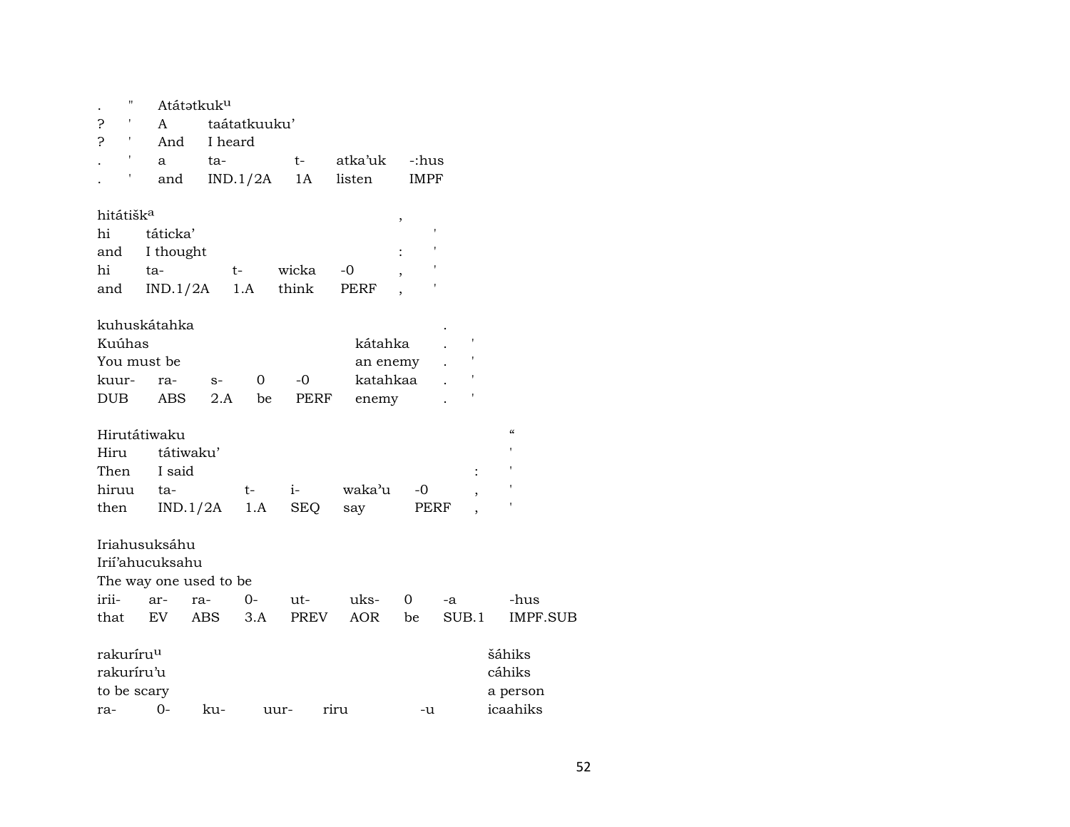| . | " | Atátətkuk[u] | | | |
|---|---|---|---|---|---|
| ? | ' | A | taátatkuuku’ | | |
| ? | ' | And | I heard | | |
| . | ' | a | ta- | t- | atka’uk | -:hus |
| . | ' | and | IND.1/2A | 1A | listen | IMPF |

| hitátišk[a] | | | | | , | |
|---|---|---|---|---|---|---|
| hi | táticka’ | | | | | ' |
| and | I thought | | | | : | ' |
| hi | ta- | t- | wicka | -0 | , | ' |
| and | IND.1/2A | 1.A | think | PERF | , | ' |

| kuhuskátahka | | | | | | . | |
|---|---|---|---|---|---|---|---|
| Kuúhas | | | | | kátahka | . | ' |
| You must be | | | | | an enemy | . | ' |
| kuur- | ra- | s- | 0 | -0 | katahkaa | . | ' |
| DUB | ABS | 2.A | be | PERF | enemy | . | ' |

| Hirutátiwaku | | | | | | | “ |
|---|---|---|---|---|---|---|---|
| Hiru | tátiwaku’ | | | | | | ' |
| Then | I said | | | | | : | ' |
| hiruu | ta- | t- | i- | waka’u | -0 | , | ' |
| then | IND.1/2A | 1.A | SEQ | say | PERF | , | ' |

| Iriahusuksáhu | | | | | | | | |
|---|---|---|---|---|---|---|---|---|
| Irií’ahucuksahu | | | | | | | | |
| The way one used to be | | | | | | | | |
| irii- | ar- | ra- | 0- | ut- | uks- | 0 | -a | -hus |
| that | EV | ABS | 3.A | PREV | AOR | be | SUB.1 | IMPF.SUB |

| rakuríru[u] | | | | | | šáhiks |
|---|---|---|---|---|---|---|
| rakuríru’u | | | | | | cáhiks |
| to be scary | | | | | | a person |
| ra- | 0- | ku- | uur- | riru | -u | icaahiks |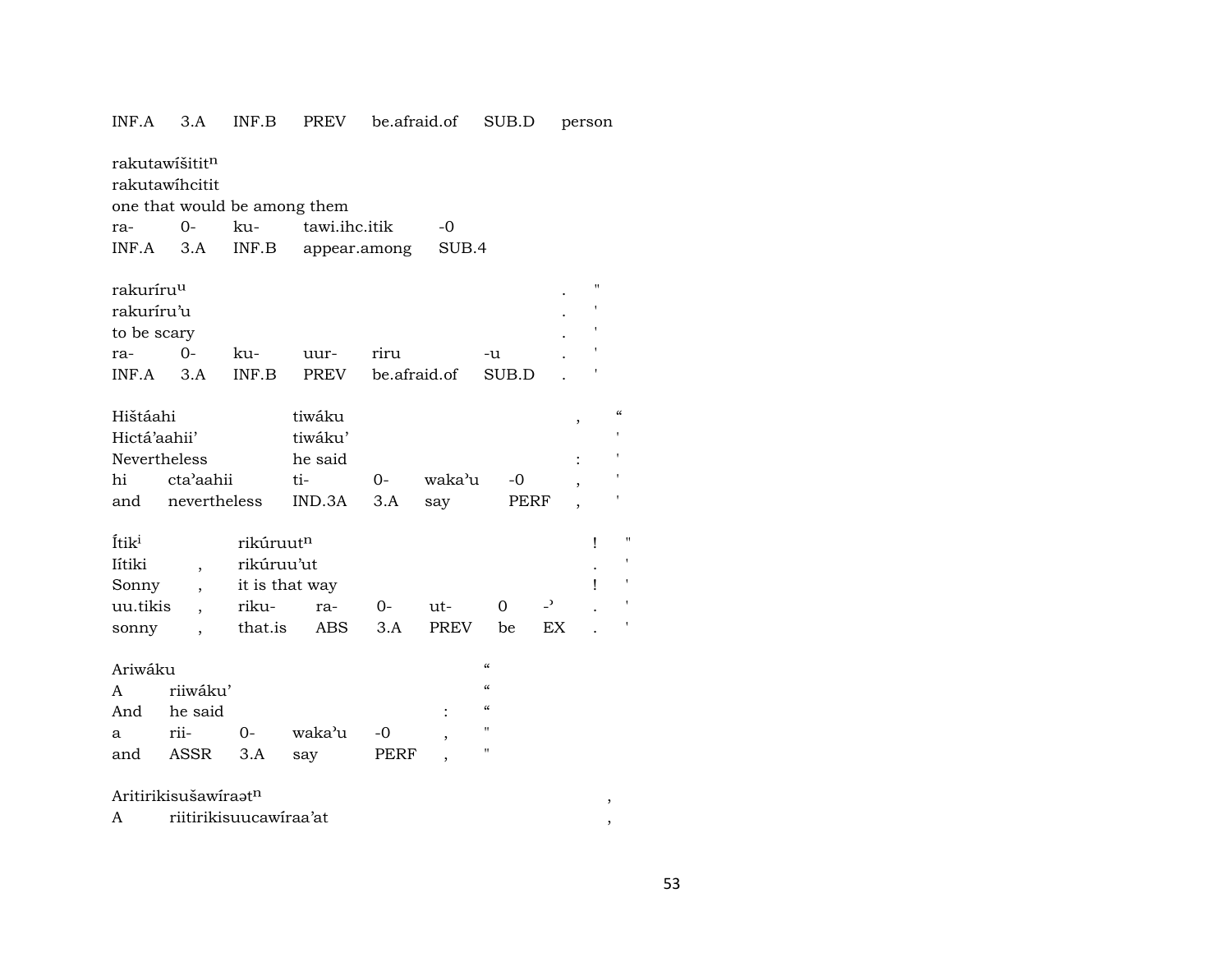INF.A 3.A INF.B PREV be.afraid.of SUB.D person

rakutawíšititⁿ
rakutawíhcitit
one that would be among them
ra- 0- ku- tawi.ihc.itik -0
INF.A 3.A INF.B appear.among SUB.4

rakuríruᵘ . "
rakuríru'u . '
to be scary . '
ra- 0- ku- uur- riru -u . '
INF.A 3.A INF.B PREV be.afraid.of SUB.D . '

Hištáahi tiwáku , "
Hictá'aahii' tiwáku' '
Nevertheless he said : '
hi cta'aahii ti- 0- waka'u -0 , '
and nevertheless IND.3A 3.A say PERF , '

Ítikⁱ rikúruutⁿ ! "
Iítiki , rikúruu'ut . '
Sonny , it is that way ! '
uu.tikis , riku- ra- 0- ut- 0 -ˀ . '
sonny , that.is ABS 3.A PREV be EX . '

Ariwáku "
A riiwáku' "
And he said : "
a rii- 0- waka'u -0 , "
and ASSR 3.A say PERF , "

Aritirikisušawíraətⁿ ,
A riitirikisuucawíraa'at ,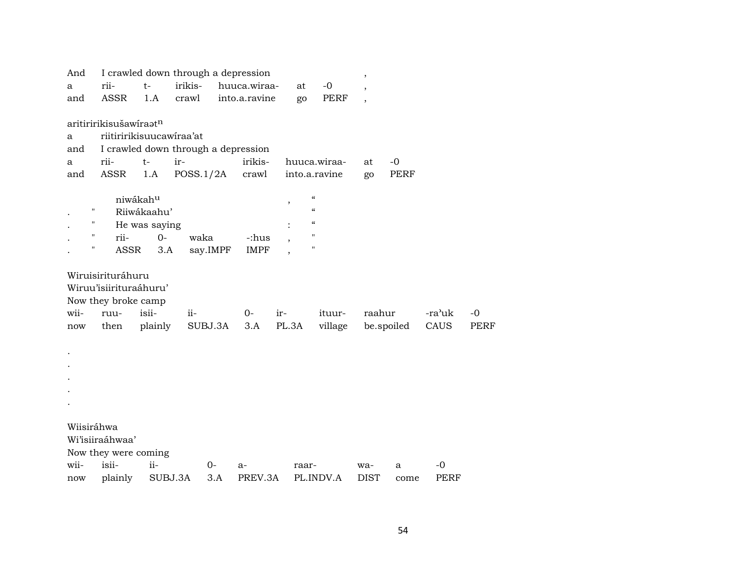| And | I crawled down through a depression | | | | | | , |
|---|---|---|---|---|---|---|---|
| a | rii- | t- | irikis- | huuca.wiraa- | at | -0 | , |
| and | ASSR | 1.A | crawl | into.a.ravine | go | PERF | , |

aritiririkisušawíraət$^{n}$

| a | riitiririkisuucawíraa'at | | | | | |
|---|---|---|---|---|---|---|
| and | I crawled down through a depression | | | | | |
| a | rii- | t- | ir- | irikis- | huuca.wiraa- | at | -0 |
| and | ASSR | 1.A | POSS.1/2A | crawl | into.a.ravine | go | PERF |

| | | niwákah$^{u}$ | | | | , | " |
|---|---|---|---|---|---|---|---|
| . | " | Riiwákaahu' | | | | | " |
| . | " | He was saying | | | | : | " |
| . | " | rii- | 0- | waka | -:hus | , | " |
| . | " | ASSR | 3.A | say.IMPF | IMPF | , | " |

Wiruisirituráhuru
Wiruu'isiirituraáhuru'
Now they broke camp

| wii- | ruu- | isii- | ii- | 0- | ir- | ituur- | raahur | -ra'uk | -0 |
|---|---|---|---|---|---|---|---|---|---|
| now | then | plainly | SUBJ.3A | 3.A | PL.3A | village | be.spoiled | CAUS | PERF |

.
.
.
.
.

Wiisiráhwa
Wi'isiiraáhwaa'
Now they were coming

| wii- | isii- | ii- | 0- | a- | raar- | wa- | a | -0 |
|---|---|---|---|---|---|---|---|---|
| now | plainly | SUBJ.3A | 3.A | PREV.3A | PL.INDV.A | DIST | come | PERF |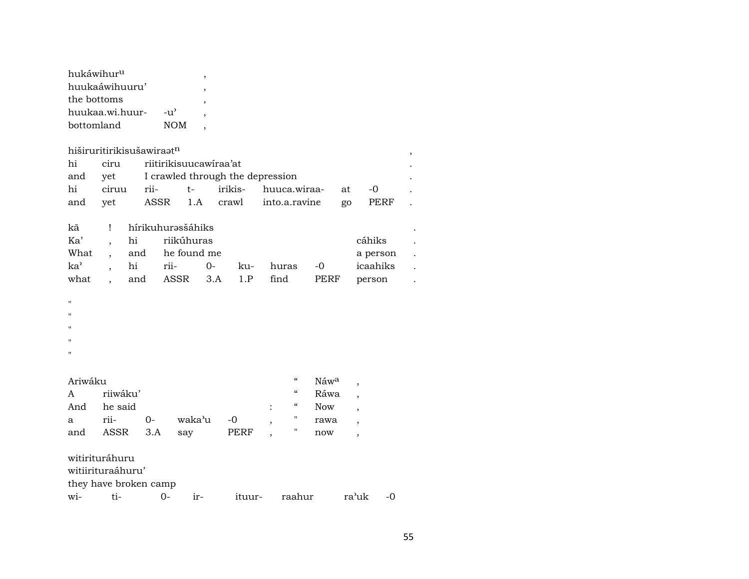| hukáwihur$^{u}$ | | , |
|---|---|---|
| huukaáwihuuru’ | | , |
| the bottoms | | , |
| huukaa.wi.huur- | -u’ | , |
| bottomland | NOM | , |

| hiširuritirikisušawiraət$^{n}$ | | | | | | | | , |
|---|---|---|---|---|---|---|---|---|
| hi | ciru | riitirikisuucawíraa’at | | | | | | . |
| and | yet | I crawled through the depression | | | | | | . |
| hi | ciruu | rii- | t- | irikis- | huuca.wiraa- | at | -0 | . |
| and | yet | ASSR | 1.A | crawl | into.a.ravine | go | PERF | . |

| kā | ! | hírikuhurəššáhiks | | | | | | . |
|---|---|---|---|---|---|---|---|---|
| Ka’ | , | hi | riikúhuras | | | | cáhiks | . |
| What | , | and | he found me | | | | a person | . |
| ka’ | , | hi | rii- | 0- | ku- | huras | -0 | icaahiks | . |
| what | , | and | ASSR | 3.A | 1.P | find | PERF | person | . |

"
"
"
"
"

| Ariwáku | | | | | | “ | Náw$^{a}$ | , |
|---|---|---|---|---|---|---|---|---|
| A | riiwáku’ | | | | | “ | Ráwa | , |
| And | he said | | | | : | “ | Now | , |
| a | rii- | 0- | waka’u | -0 | , | " | rawa | , |
| and | ASSR | 3.A | say | PERF | , | " | now | , |

| witirituráhuru | | | | | | | |
|---|---|---|---|---|---|---|---|
| witiiriturahuru’ | | | | | | | |
| they have broken camp | | | | | | | |
| wi- | ti- | 0- | ir- | ituur- | raahur | ra’uk | -0 |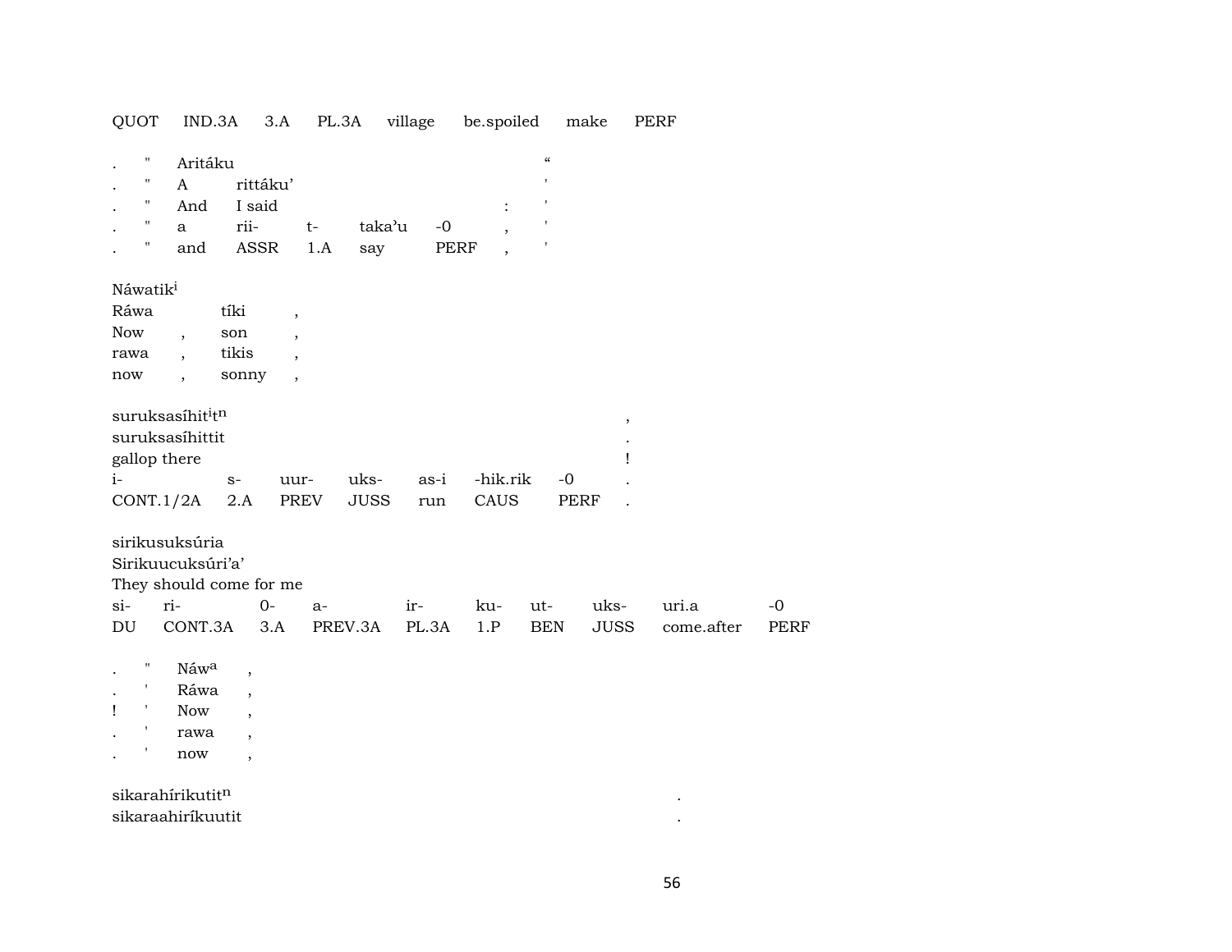QUOT IND.3A 3.A PL.3A village be.spoiled make PERF

| | | | | | | | | |
|---|---|---|---|---|---|---|---|---|
| . | " | Aritáku | | | | | | “ |
| . | " | A | rittáku’ | | | | | ' |
| . | " | And | I said | | | | : | ' |
| . | " | a | rii- | t- | taka’u | -0 | , | ' |
| . | " | and | ASSR | 1.A | say | PERF | , | ' |

| | | |
|---|---|---|
| Náwatik$^{i}$ | | |
| Ráwa | tíki | , |
| Now , | son | , |
| rawa , | tikis | , |
| now , | sonny | , |

| | | | | | | | |
|---|---|---|---|---|---|---|---|
| suruksasíhit$^{i}$t$^{n}$ | | | | | | | , |
| suruksasíhittit | | | | | | | . |
| gallop there | | | | | | | ! |
| i- | s- | uur- | uks- | as-i | -hik.rik | -0 | . |
| CONT.1/2A | 2.A | PREV | JUSS | run | CAUS | PERF | . |

| | | | | | | | | | |
|---|---|---|---|---|---|---|---|---|---|
| sirikusuksúria | | | | | | | | | |
| Sirikuucuksúri’a’ | | | | | | | | | |
| They should come for me | | | | | | | | | |
| si- | ri- | 0- | a- | ir- | ku- | ut- | uks- | uri.a | -0 |
| DU | CONT.3A | 3.A | PREV.3A | PL.3A | 1.P | BEN | JUSS | come.after | PERF |

| | | | |
|---|---|---|---|
| . | " | Náw$^{a}$ | , |
| . | ' | Ráwa | , |
| ! | ' | Now | , |
| . | ' | rawa | , |
| . | ' | now | , |

| | |
|---|---|
| sikarahírikutit$^{n}$ | . |
| sikaraahiríkuutit | . |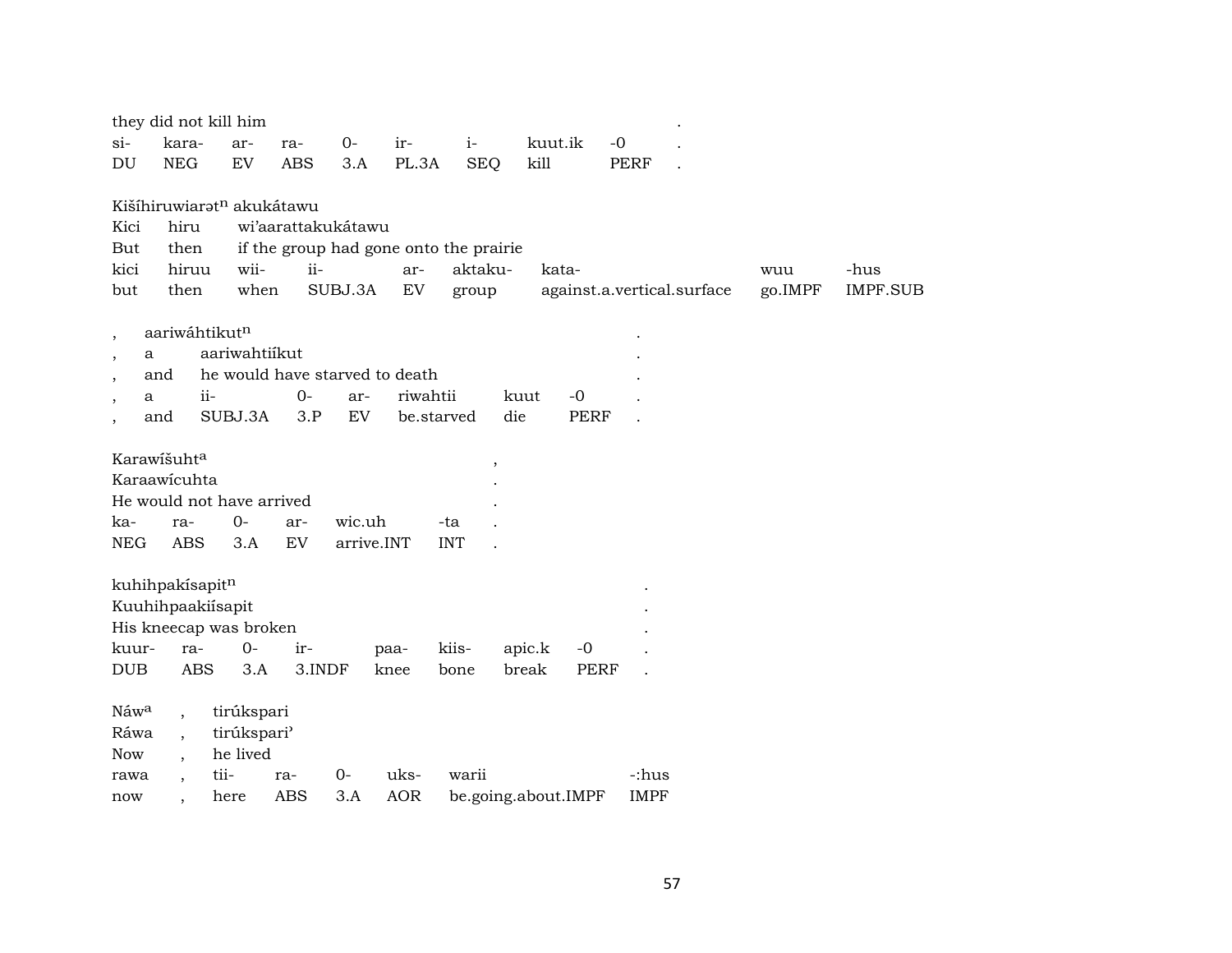they did not kill him .

| si- | kara- | ar- | ra- | 0- | ir- | i- | kuut.ik | -0 | . |
|---|---|---|---|---|---|---|---|---|---|
| DU | NEG | EV | ABS | 3.A | PL.3A | SEQ | kill | PERF | . |

Kišíhiruwiarət^n akukátawu

| Kici | hiru | wi'aarattakukátawu | | | | | | |
|---|---|---|---|---|---|---|---|---|
| But | then | if the group had gone onto the prairie | | | | | | |
| kici | hiruu | wii- | ii- | ar- | aktaku- | kata- | wuu | -hus |
| but | then | when | SUBJ.3A | EV | group | against.a.vertical.surface | go.IMPF | IMPF.SUB |

, aariwáhtikut^n .

| , | a | aariwahtiíkut | | | | | | . |
|---|---|---|---|---|---|---|---|---|
| , | and | he would have starved to death | | | | | | . |
| , | a | ii- | 0- | ar- | riwahtii | kuut | -0 | . |
| , | and | SUBJ.3A | 3.P | EV | be.starved | die | PERF | . |

Karawíšuht^a ,

| Karaawícuhta | | | | | | . |
|---|---|---|---|---|---|---|
| He would not have arrived | | | | | | . |
| ka- | ra- | 0- | ar- | wic.uh | -ta | . |
| NEG | ABS | 3.A | EV | arrive.INT | INT | . |

kuhihpakísapit^n .

| Kuuhihpaakiísapit | | | | | | | | . |
|---|---|---|---|---|---|---|---|---|
| His kneecap was broken | | | | | | | | . |
| kuur- | ra- | 0- | ir- | paa- | kiis- | apic.k | -0 | . |
| DUB | ABS | 3.A | 3.INDF | knee | bone | break | PERF | . |

Náw^a , tirúkspari

| Ráwa | , | tirúkspari' | | | | | |
|---|---|---|---|---|---|---|---|
| Now | , | he lived | | | | | |
| rawa | , | tii- | ra- | 0- | uks- | warii | -:hus |
| now | , | here | ABS | 3.A | AOR | be.going.about.IMPF | IMPF |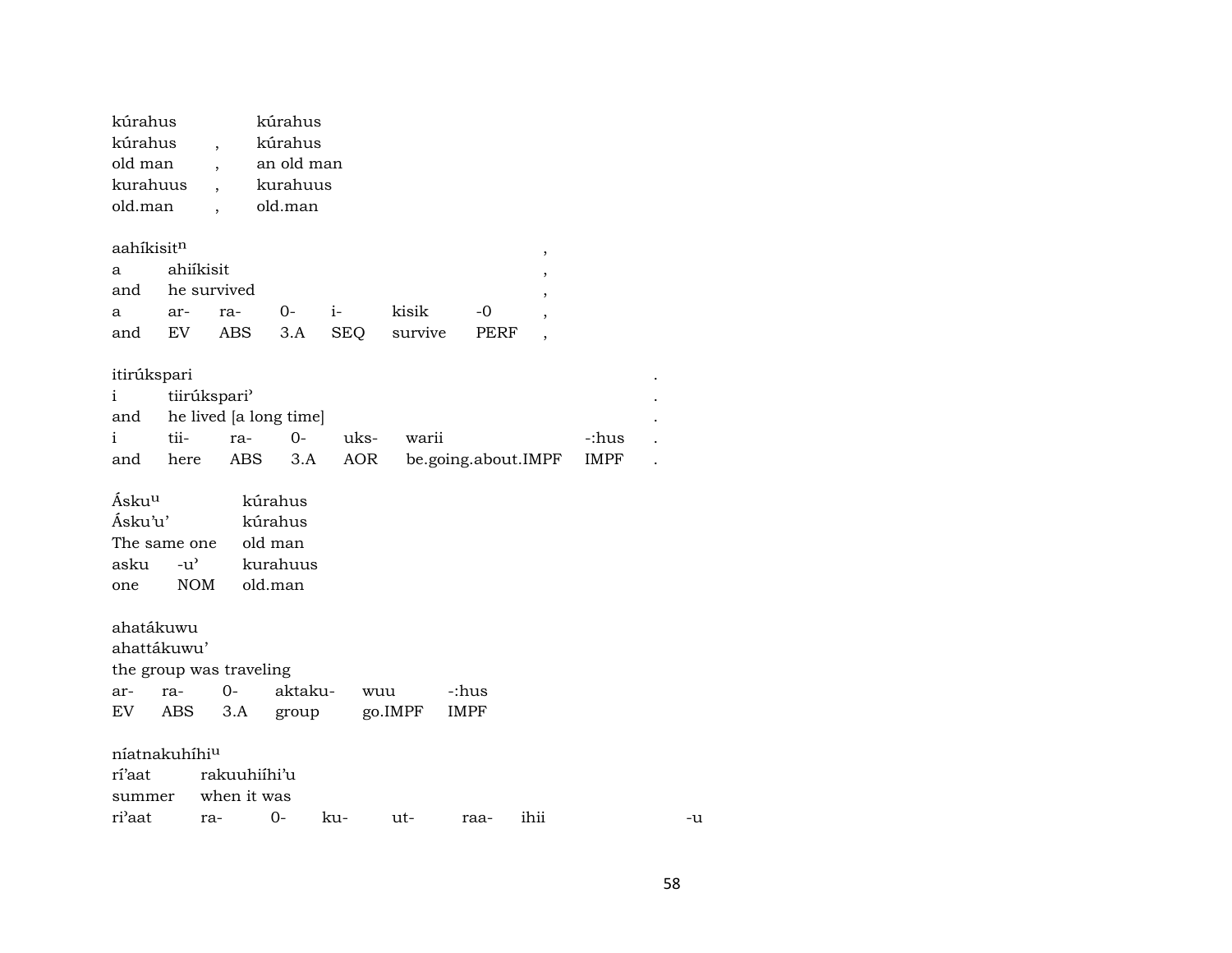| kúrahus | | kúrahus |
|---|---|---|
| kúrahus | , | kúrahus |
| old man | , | an old man |
| kurahuus | , | kurahuus |
| old.man | , | old.man |

aahíkisit[n] ,

| a | ahiíkisit | | | | | | , |
|---|---|---|---|---|---|---|---|
| and | he survived | | | | | | , |
| a | ar- | ra- | 0- | i- | kisik | -0 | , |
| and | EV | ABS | 3.A | SEQ | survive | PERF | , |

itirúkspari .

| i | tiirúkspari' | | | | | | . |
|---|---|---|---|---|---|---|---|
| and | he lived [a long time] | | | | | | . |
| i | tii- | ra- | 0- | uks- | warii | -:hus | . |
| and | here | ABS | 3.A | AOR | be.going.about.IMPF | IMPF | . |

| Ásku[u] | | kúrahus |
|---|---|---|
| Ásku'u' | | kúrahus |
| The same one | | old man |
| asku | -u' | kurahuus |
| one | NOM | old.man |

ahatákuwu

ahattákuwu'

the group was traveling

| ar- | ra- | 0- | aktaku- | wuu | -:hus |
|---|---|---|---|---|---|
| EV | ABS | 3.A | group | go.IMPF | IMPF |

níatnakuhíhi[u]

| rí'aat | rakuuhiíhi'u | | | | | | |
|---|---|---|---|---|---|---|---|
| summer | when it was | | | | | | |
| ri'aat | ra- | 0- | ku- | ut- | raa- | ihii | -u |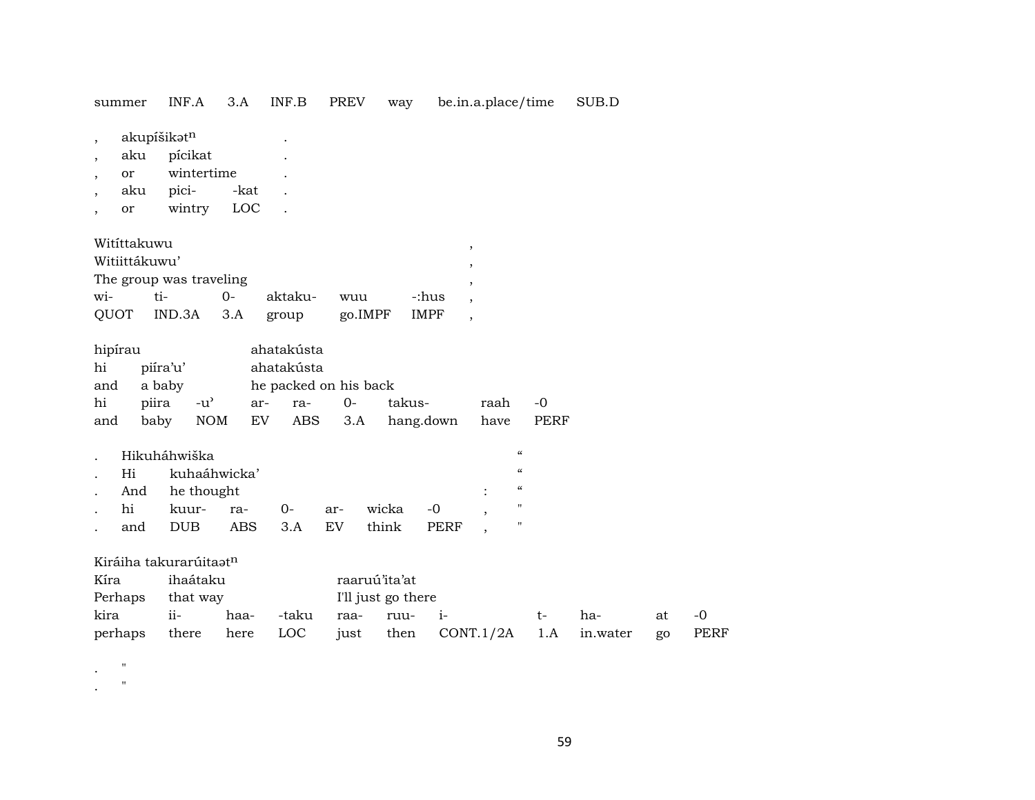| summer | INF.A | 3.A | INF.B | PREV | way | be.in.a.place/time | SUB.D |
|---|---|---|---|---|---|---|---|

| , | akupíšikətⁿ | | | . |
|---|---|---|---|---|
| , | aku | pícikat | | . |
| , | or | wintertime | | . |
| , | aku | pici- | -kat | . |
| , | or | wintry | LOC | . |

| Witíttakuwu | | | | | | , |
|---|---|---|---|---|---|---|
| Witiittákuwu’ | | | | | | , |
| The group was traveling | | | | | | , |
| wi- | ti- | 0- | aktaku- | wuu | -:hus | , |
| QUOT | IND.3A | 3.A | group | go.IMPF | IMPF | , |

| hipírau | | | ahatakústa | | | | | |
|---|---|---|---|---|---|---|---|---|
| hi | piíra’u’ | | ahatakústa | | | | | |
| and | a baby | | he packed on his back | | | | | |
| hi | piira | -u’ | ar- | ra- | 0- | takus- | raah | -0 |
| and | baby | NOM | EV | ABS | 3.A | hang.down | have | PERF |

| . | Hikuháhwiška | | | | | | | “ |
|---|---|---|---|---|---|---|---|---|
| . | Hi | kuhaáhwicka’ | | | | | | “ |
| . | And | he thought | | | | | : | “ |
| . | hi | kuur- | ra- | 0- | ar- | wicka | -0 , | " |
| . | and | DUB | ABS | 3.A | EV | think | PERF , | " |

| Kiráiha takurarúitaətⁿ | | | | | | | | | | |
|---|---|---|---|---|---|---|---|---|---|---|
| Kíra | ihaátaku | | | raaruú’ita’at | | | | | | |
| Perhaps | that way | | | I'll just go there | | | | | | |
| kira | ii- | haa- | -taku | raa- | ruu- | i- | t- | ha- | at | -0 |
| perhaps | there | here | LOC | just | then | CONT.1/2A | 1.A | in.water | go | PERF |

. "
. "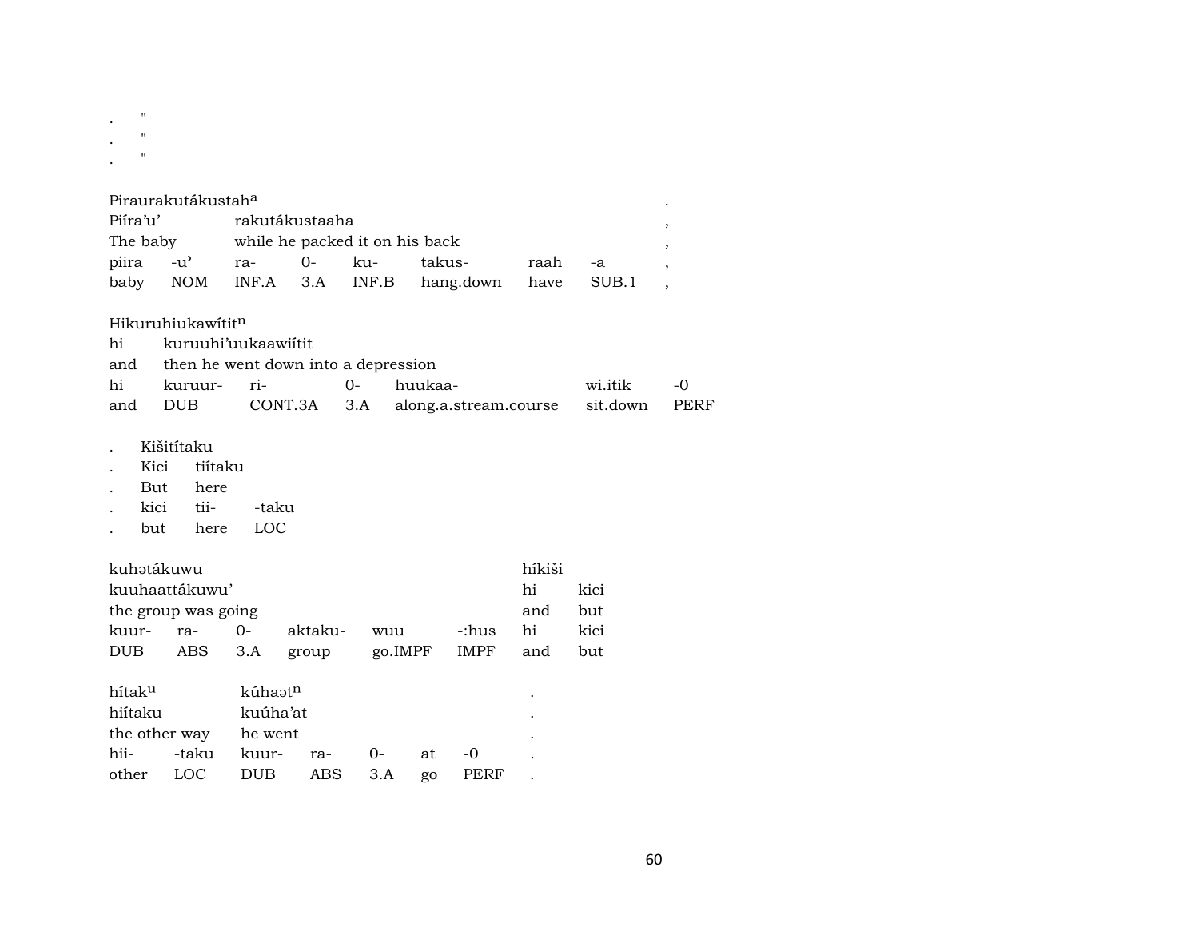. "
. "
. "

Piraurakutákustah[a] .
Piíra'u' rakutákustaaha ,
The baby while he packed it on his back ,

| piira | -u' | ra- | 0- | ku- | takus- | raah | -a | , |
|---|---|---|---|---|---|---|---|---|
| baby | NOM | INF.A | 3.A | INF.B | hang.down | have | SUB.1 | , |

Hikuruhiukawítit[n]
hi kuruuhi'uukaawiítit
and then he went down into a depression

| hi | kuruur- | ri- | 0- | huukaa- | wi.itik | -0 |
|---|---|---|---|---|---|---|
| and | DUB | CONT.3A | 3.A | along.a.stream.course | sit.down | PERF |

. Kišitítaku
. Kici tiítaku
. But here

| . | kici | tii- | -taku |
|---|---|---|---|
| . | but | here | LOC |

kuhətákuwu híkiši
kuuhaattákuwu' hi kici
the group was going and but

| kuur- | ra- | 0- | aktaku- | wuu | -:hus | hi | kici |
|---|---|---|---|---|---|---|---|
| DUB | ABS | 3.A | group | go.IMPF | IMPF | and | but |

hítak[u] kúhaət[n] .
hiítaku kuúha'at .
the other way he went .

| hii- | -taku | kuur- | ra- | 0- | at | -0 | . |
|---|---|---|---|---|---|---|---|
| other | LOC | DUB | ABS | 3.A | go | PERF | . |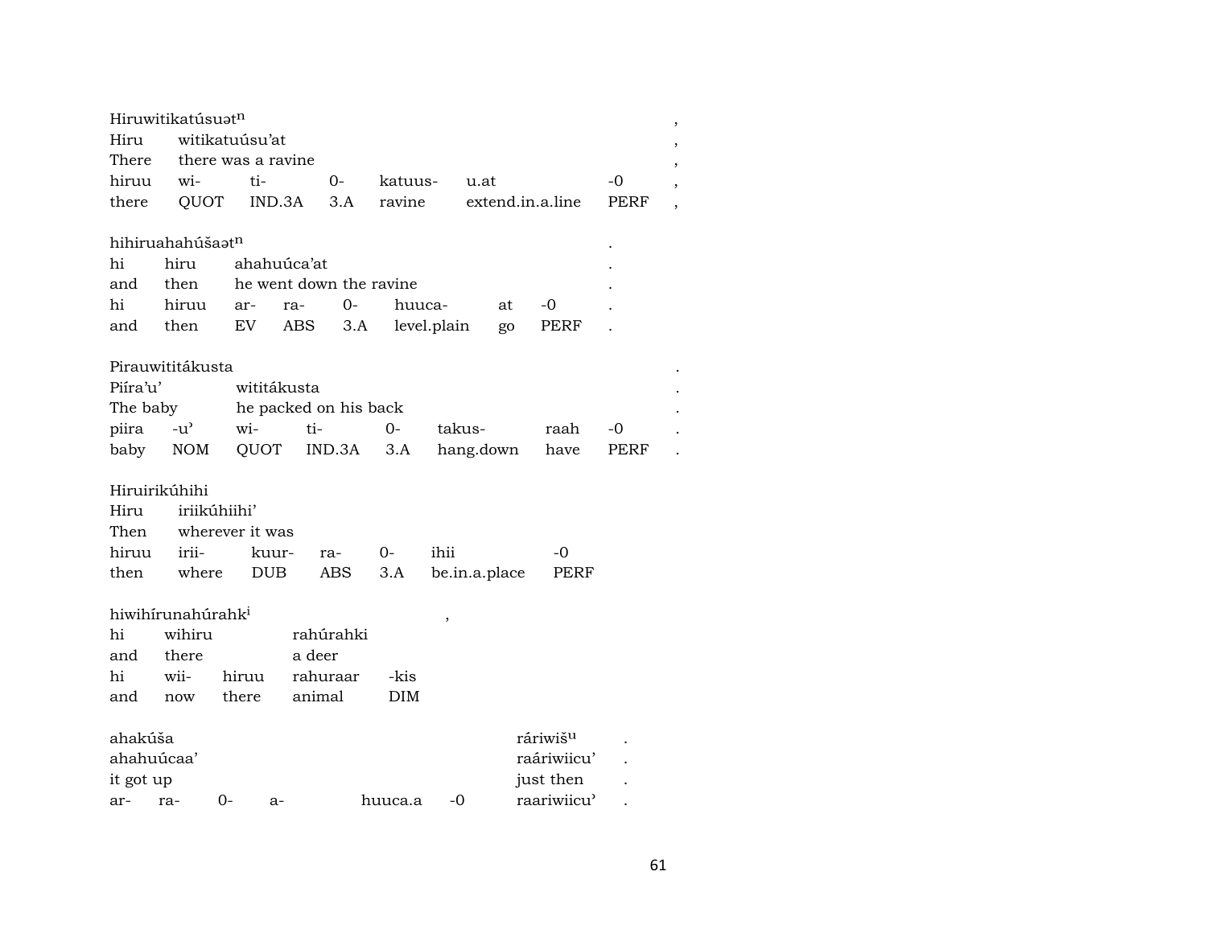| Hiruwitikatúsuət$^{n}$ | | | | | | | , |
|---|---|---|---|---|---|---|---|
| Hiru | witikatuúsu'at | | | | | | , |
| There | there was a ravine | | | | | | , |
| hiruu | wi- | ti- | 0- | katuus- | u.at | -0 | , |
| there | QUOT | IND.3A | 3.A | ravine | extend.in.a.line | PERF | , |

| hihiruahahúšaət$^{n}$ | | | | | | | | . |
|---|---|---|---|---|---|---|---|---|
| hi | hiru | ahahuúca'at | | | | | | . |
| and | then | he went down the ravine | | | | | | . |
| hi | hiruu | ar- | ra- | 0- | huuca- | at | -0 | . |
| and | then | EV | ABS | 3.A | level.plain | go | PERF | . |

| Pirauwititákusta | | | | | | | | . |
|---|---|---|---|---|---|---|---|---|
| Piíra'u' | | wititákusta | | | | | | . |
| The baby | | he packed on his back | | | | | | . |
| piira | -u' | wi- | ti- | 0- | takus- | raah | -0 | . |
| baby | NOM | QUOT | IND.3A | 3.A | hang.down | have | PERF | . |

| Hiruirikúhihi | | | | | | |
|---|---|---|---|---|---|---|
| Hiru | iriikúhiihi' | | | | | |
| Then | wherever it was | | | | | |
| hiruu | irii- | kuur- | ra- | 0- | ihii | -0 |
| then | where | DUB | ABS | 3.A | be.in.a.place | PERF |

| hiwihírunahúrahk$^{i}$ | | | | , |
|---|---|---|---|---|
| hi | wihiru | | rahúrahki | |
| and | there | | a deer | |
| hi | wii- | hiruu | rahuraar | -kis |
| and | now | there | animal | DIM |

| ahakúša | | | | | | ráriwiš$^{u}$ | . |
|---|---|---|---|---|---|---|---|
| ahahuúcaa' | | | | | | raáriwiicu' | . |
| it got up | | | | | | just then | . |
| ar- | ra- | 0- | a- | huuca.a | -0 | raariwiicu' | . |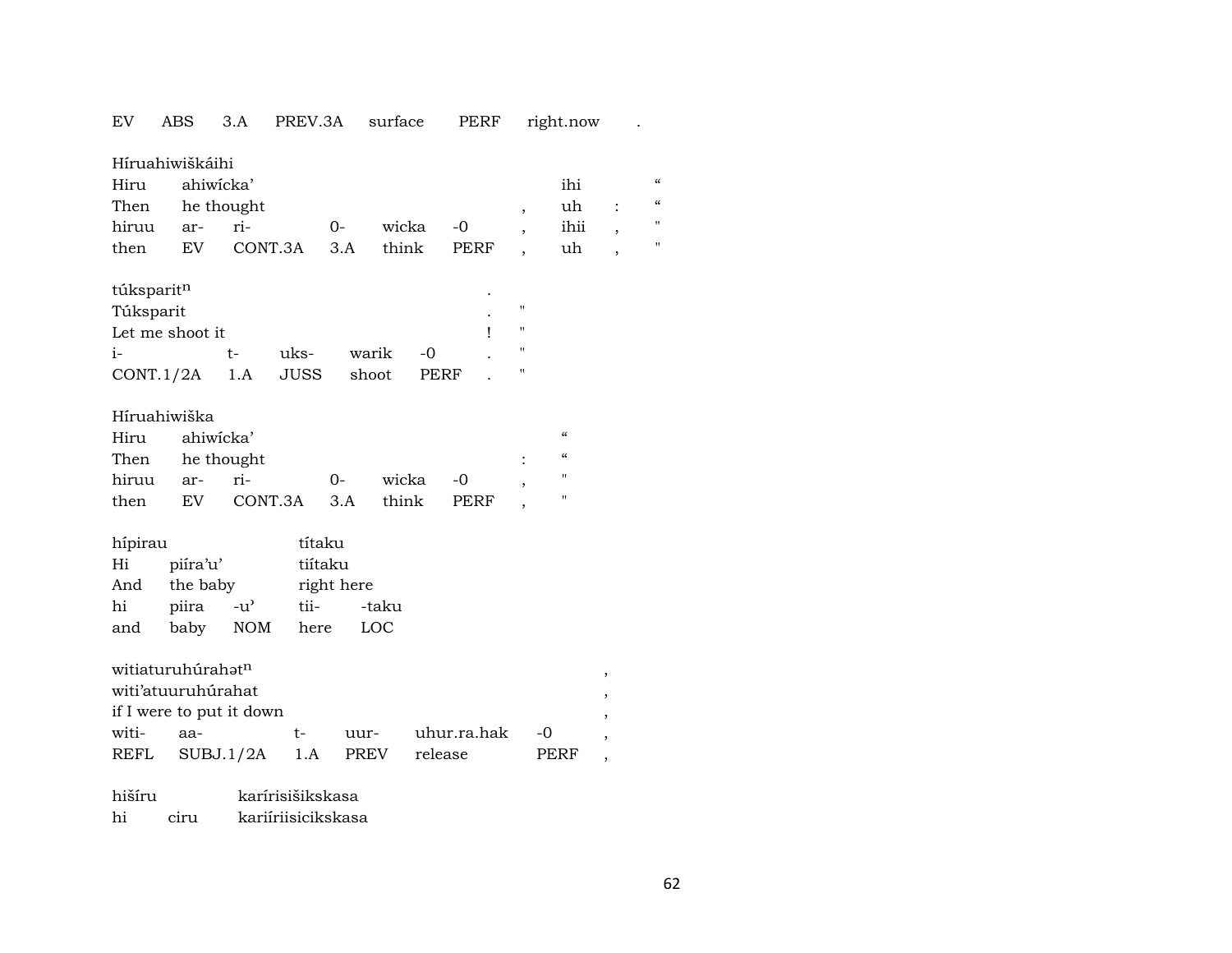| EV | ABS | 3.A | PREV.3A | surface | PERF | right.now | . |
|---|---|---|---|---|---|---|---|

Híruahiwiškáihi

| | | | | | | | | | | |
|---|---|---|---|---|---|---|---|---|---|---|
| Hiru | ahiwícka’ | | | | | | ihi | | “ |
| Then | he thought | | | | | , | uh | : | “ |
| hiruu | ar- | ri- | 0- | wicka | -0 | , | ihii | , | " |
| then | EV | CONT.3A | 3.A | think | PERF | , | uh | , | " |

túksparit$^{n}$ .

| | | | | | | |
|---|---|---|---|---|---|---|
| Túksparit | | | | | . | " |
| Let me shoot it | | | | | ! | " |
| i- | t- | uks- | warik | -0 | . | " |
| CONT.1/2A | 1.A | JUSS | shoot | PERF | . | " |

Híruahiwiška

| | | | | | | | |
|---|---|---|---|---|---|---|---|
| Hiru | ahiwícka’ | | | | | | “ |
| Then | he thought | | | | | : | “ |
| hiruu | ar- | ri- | 0- | wicka | -0 | , | " |
| then | EV | CONT.3A | 3.A | think | PERF | , | " |

| hípirau | | | títaku | |
|---|---|---|---|---|
| Hi | piíra’u’ | | tiítaku | |
| And | the baby | | right here | |
| hi | piira | -u’ | tii- | -taku |
| and | baby | NOM | here | LOC |

witiaturuhúrahət$^{n}$ ,

| | | | | | | |
|---|---|---|---|---|---|---|
| witi’atuuruhúrahat | | | | | | , |
| if I were to put it down | | | | | | , |
| witi- | aa- | t- | uur- | uhur.ra.hak | -0 | , |
| REFL | SUBJ.1/2A | 1.A | PREV | release | PERF | , |

hišíru karírisišikskasa

hi ciru kariíriisicikskasa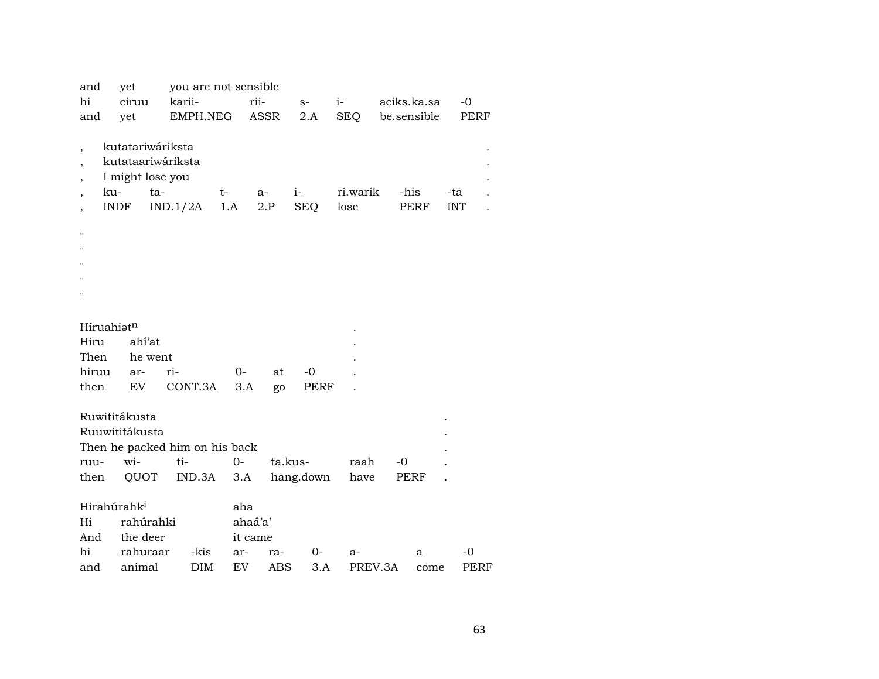| and | yet | you are not sensible | | | | | |
|---|---|---|---|---|---|---|---|
| hi | ciruu | karii- | rii- | s- | i- | aciks.ka.sa | -0 |
| and | yet | EMPH.NEG | ASSR | 2.A | SEQ | be.sensible | PERF |

| , | kutatariwáriksta | | | | | | | . |
|---|---|---|---|---|---|---|---|---|
| , | kutataariwáriksta | | | | | | | . |
| , | I might lose you | | | | | | | . |
| , | ku- | ta- | t- | a- | i- | ri.warik | -his | -ta | . |
| , | INDF | IND.1/2A | 1.A | 2.P | SEQ | lose | PERF | INT | . |

"
"
"
"
"

| Híruahiət[n] | | | | | | . |
|---|---|---|---|---|---|---|
| Hiru | ahí'at | | | | | . |
| Then | he went | | | | | . |
| hiruu | ar- | ri- | 0- | at | -0 | . |
| then | EV | CONT.3A | 3.A | go | PERF | . |

| Ruwititákusta | | | | | | | . |
|---|---|---|---|---|---|---|---|
| Ruuwititákusta | | | | | | | . |
| Then he packed him on his back | | | | | | | . |
| ruu- | wi- | ti- | 0- | ta.kus- | raah | -0 | . |
| then | QUOT | IND.3A | 3.A | hang.down | have | PERF | . |

| Hirahúrahk[i] | | | aha | | | | | |
|---|---|---|---|---|---|---|---|---|
| Hi | rahúrahki | | ahaá'a' | | | | | |
| And | the deer | | it came | | | | | |
| hi | rahuraar | -kis | ar- | ra- | 0- | a- | a | -0 |
| and | animal | DIM | EV | ABS | 3.A | PREV.3A | come | PERF |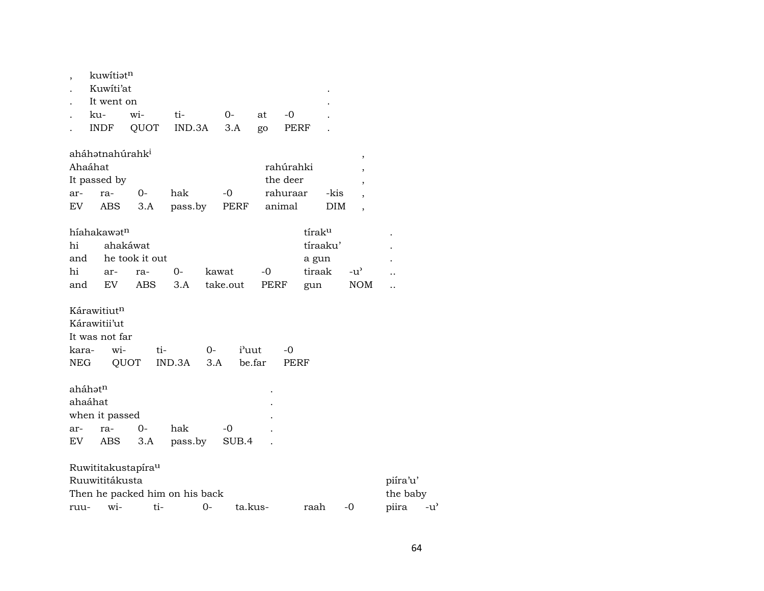| , | kuwítiət$^{n}$ | | | | | |
|---|---|---|---|---|---|---|
| . | Kuwíti'at | | | | | . |
| . | It went on | | | | | . |
| . | ku- | wi- | ti- | 0- | at | -0 | .
| . | INDF | QUOT | IND.3A | 3.A | go | PERF | .

| aháhətnahúrahk$^{i}$ | | | | | | | , |
|---|---|---|---|---|---|---|---|
| Ahaáhat | | | | | rahúrahki | | , |
| It passed by | | | | | the deer | | , |
| ar- | ra- | 0- | hak | -0 | rahuraar | -kis | , |
| EV | ABS | 3.A | pass.by | PERF | animal | DIM | , |

| híahakawət$^{n}$ | | | | | | tírak$^{u}$ | | . |
|---|---|---|---|---|---|---|---|---|
| hi | ahakáwat | | | | | tíraaku' | | . |
| and | he took it out | | | | | a gun | | . |
| hi | ar- | ra- | 0- | kawat | -0 | tiraak | -u' | .. |
| and | EV | ABS | 3.A | take.out | PERF | gun | NOM | .. |

| Kárawitiut$^{n}$ | | | | | |
|---|---|---|---|---|---|
| Kárawitii'ut | | | | | |
| It was not far | | | | | |
| kara- | wi- | ti- | 0- | i'uut | -0 |
| NEG | QUOT | IND.3A | 3.A | be.far | PERF |

| aháhət$^{n}$ | | | | | . |
|---|---|---|---|---|---|
| ahaáhat | | | | | . |
| when it passed | | | | | . |
| ar- | ra- | 0- | hak | -0 | . |
| EV | ABS | 3.A | pass.by | SUB.4 | . |

| Ruwititakustapíra$^{u}$ | | | | | | | |
|---|---|---|---|---|---|---|---|
| Ruuwititákusta | | | | | | piíra'u' | |
| Then he packed him on his back | | | | | | the baby | |
| ruu- | wi- | ti- | 0- | ta.kus- | raah | -0 | piira | -u' |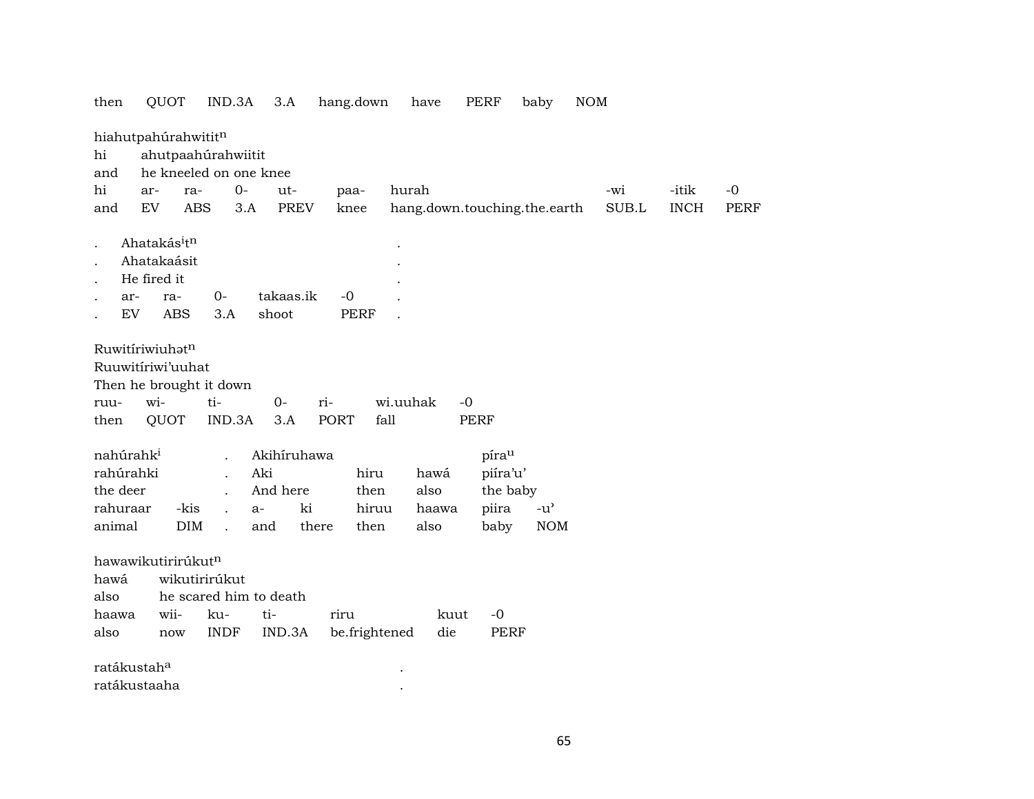| then | QUOT | IND.3A | 3.A | hang.down | have | PERF | baby | NOM |
|---|---|---|---|---|---|---|---|---|

hiahutpahúrahwitit$^{n}$
hi ahutpaahúrahwiitit
and he kneeled on one knee

| hi | ar- | ra- | 0- | ut- | paa- | hurah | -wi | -itik | -0 |
|---|---|---|---|---|---|---|---|---|---|
| and | EV | ABS | 3.A | PREV | knee | hang.down.touching.the.earth | SUB.L | INCH | PERF |

. Ahatakás$^{i}$t$^{n}$ .
. Ahatakaásit .
. He fired it .

| . | ar- | ra- | 0- | takaas.ik | -0 | . |
|---|---|---|---|---|---|---|
| . | EV | ABS | 3.A | shoot | PERF | . |

Ruwitíriwiuhət$^{n}$
Ruuwitíriwi'uuhat
Then he brought it down

| ruu- | wi- | ti- | 0- | ri- | wi.uuhak | -0 |
|---|---|---|---|---|---|---|
| then | QUOT | IND.3A | 3.A | PORT | fall | PERF |

| nahúrahk$^{i}$ | | . | Akihíruhawa | | | | píra$^{u}$ | |
|---|---|---|---|---|---|---|---|---|
| rahúrahki | | . | Aki | | hiru | hawá | piíra'u' | |
| the deer | | . | And here | | then | also | the baby | |
| rahuraar | -kis | . | a- | ki | hiruu | haawa | piira | -u' |
| animal | DIM | . | and | there | then | also | baby | NOM |

hawawikutirirúkut$^{n}$
hawá wikutirirúkut
also he scared him to death

| haawa | wii- | ku- | ti- | riru | kuut | -0 |
|---|---|---|---|---|---|---|
| also | now | INDF | IND.3A | be.frightened | die | PERF |

ratákustah$^{a}$ .
ratákustaaha .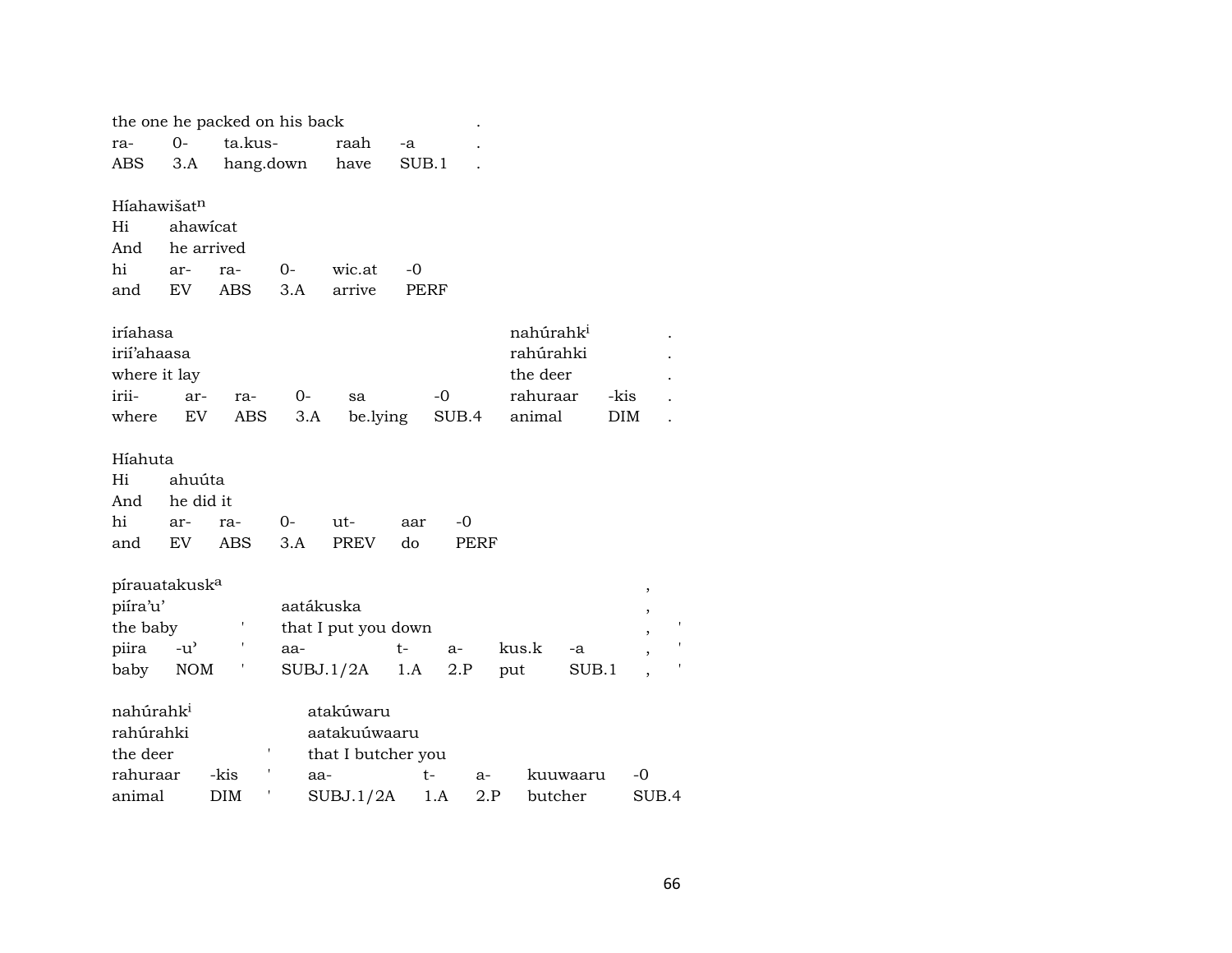| the one he packed on his back | | | | | . |
|---|---|---|---|---|---|
| ra- | 0- | ta.kus- | raah | -a | . |
| ABS | 3.A | hang.down | have | SUB.1 | . |

Híahawišat[n]

| Hi | ahawícat | | | | |
|---|---|---|---|---|---|
| And | he arrived | | | | |
| hi | ar- | ra- | 0- | wic.at | -0 |
| and | EV | ABS | 3.A | arrive | PERF |

| iríahasa | | | | | | nahúrahk[i] | | . |
|---|---|---|---|---|---|---|---|---|
| irii'ahaasa | | | | | | rahúrahki | | . |
| where it lay | | | | | | the deer | | . |
| irii- | ar- | ra- | 0- | sa | -0 | rahuraar | -kis | . |
| where | EV | ABS | 3.A | be.lying | SUB.4 | animal | DIM | . |

Híahuta

| Hi | ahuúta | | | | | |
|---|---|---|---|---|---|---|
| And | he did it | | | | | |
| hi | ar- | ra- | 0- | ut- | aar | -0 |
| and | EV | ABS | 3.A | PREV | do | PERF |

| pírauatakusk[a] | | | | | | | | , | |
|---|---|---|---|---|---|---|---|---|---|
| piíra'u' | | | aatákuska | | | | | , | |
| the baby | | ' | that I put you down | | | | | , | ' |
| piira | -u' | ' | aa- | t- | a- | kus.k | -a | , | ' |
| baby | NOM | ' | SUBJ.1/2A | 1.A | 2.P | put | SUB.1 | , | ' |

| nahúrahk[i] | | | atakúwaru | | | | |
|---|---|---|---|---|---|---|---|
| rahúrahki | | | aatakuúwaaru | | | | |
| the deer | | ' | that I butcher you | | | | |
| rahuraar | -kis | ' | aa- | t- | a- | kuuwaaru | -0 |
| animal | DIM | ' | SUBJ.1/2A | 1.A | 2.P | butcher | SUB.4 |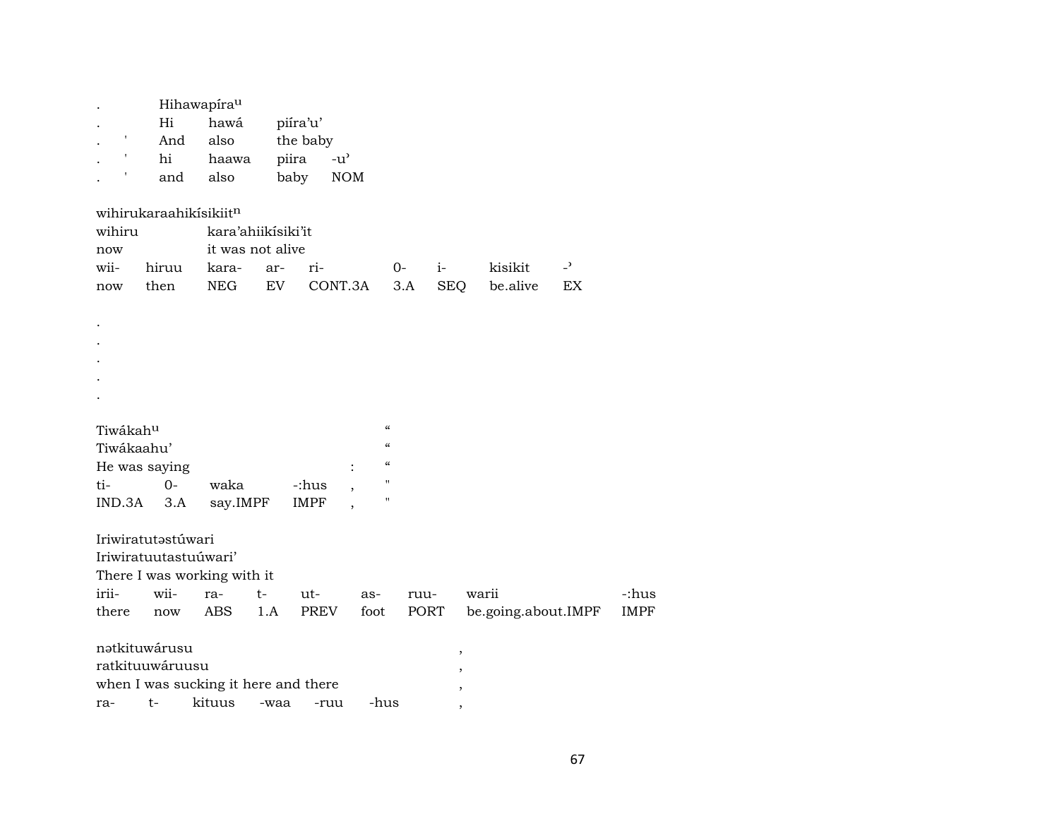| . | | Hihawapíra^u | | | |
|---|---|---|---|---|---|
| . | | Hi | hawá | piíra'u' | |
| . | ' | And | also | the baby | |
| . | ' | hi | haawa | piira | -u' |
| . | ' | and | also | baby | NOM |

wihirukaraahikísikiit^n

| wihiru | | kara'ahiikísiki'it | | | | | | |
|---|---|---|---|---|---|---|---|---|
| now | | it was not alive | | | | | | |
| wii- | hiruu | kara- | ar- | ri- | 0- | i- | kisikit | -' |
| now | then | NEG | EV | CONT.3A | 3.A | SEQ | be.alive | EX |

.
.
.
.
.

| Tiwákah^u | | | | | " |
|---|---|---|---|---|---|
| Tiwákaahu' | | | | | " |
| He was saying | | | | : | " |
| ti- | 0- | waka | -:hus | , | " |
| IND.3A | 3.A | say.IMPF | IMPF | , | " |

Iriwiratutəstúwari

| Iriwiratuutastuúwari' | | | | | | | | |
|---|---|---|---|---|---|---|---|---|
| There I was working with it | | | | | | | | |
| irii- | wii- | ra- | t- | ut- | as- | ruu- | warii | -:hus |
| there | now | ABS | 1.A | PREV | foot | PORT | be.going.about.IMPF | IMPF |

| nətkituwárusu | | | | | | , |
|---|---|---|---|---|---|---|
| ratkituuwáruusu | | | | | | , |
| when I was sucking it here and there | | | | | | , |
| ra- | t- | kituus | -waa | -ruu | -hus | , |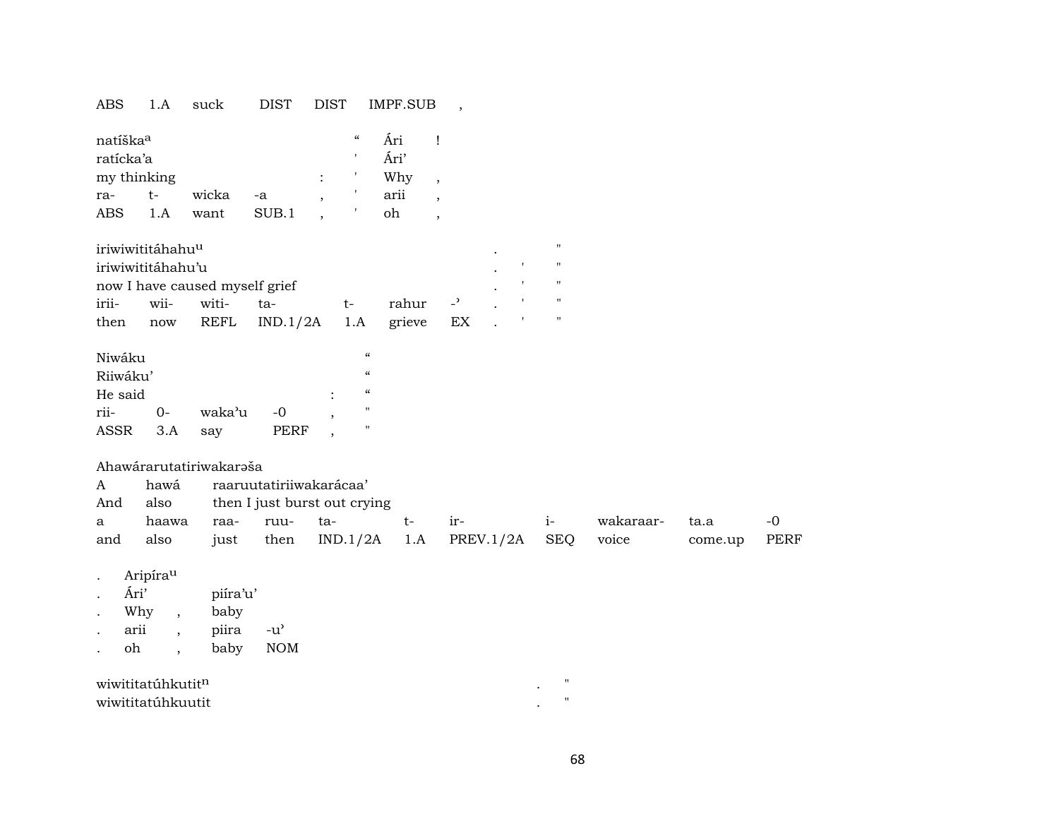| ABS | 1.A | suck | DIST | DIST | IMPF.SUB | , |
|---|---|---|---|---|---|---|

| natíška[a] | | | | | “ | Ári | ! |
|---|---|---|---|---|---|---|---|
| ratícka’a | | | | | ' | Ári’ | |
| my thinking | | | | : | ' | Why | , |
| ra- | t- | wicka | -a | , | ' | arii | , |
| ABS | 1.A | want | SUB.1 | , | ' | oh | , |

| iriwiwititáhahu[u] | | | | | | | . | | " |
|---|---|---|---|---|---|---|---|---|---|
| iriwiwititáhahu’u | | | | | | | . | ' | " |
| now I have caused myself grief | | | | | | | . | ' | " |
| irii- | wii- | witi- | ta- | t- | rahur | -ʾ | . | ' | " |
| then | now | REFL | IND.1/2A | 1.A | grieve | EX | . | ' | " |

| Niwáku | | | | | “ |
|---|---|---|---|---|---|
| Riiwáku’ | | | | | “ |
| He said | | | | : | “ |
| rii- | 0- | waka’u | -0 | , | " |
| ASSR | 3.A | say | PERF | , | " |

| Ahawárarutatiriwakarəša | | | | | | | | | | |
|---|---|---|---|---|---|---|---|---|---|---|
| A | hawá | raaruutatiriiwakarácaa’ | | | | | | | | |
| And | also | then I just burst out crying | | | | | | | | |
| a | haawa | raa- | ruu- | ta- | t- | ir- | i- | wakaraar- | ta.a | -0 |
| and | also | just | then | IND.1/2A | 1.A | PREV.1/2A | SEQ | voice | come.up | PERF |

| . | Aripíra[u] | | |
|---|---|---|---|
| . | Ári’ | piíra’u’ | |
| . | Why , | baby | |
| . | arii , | piira | -u’ |
| . | oh , | baby | NOM |

| wiwititatúhkutit[n] | . | " |
|---|---|---|
| wiwititatúhkuutit | . | " |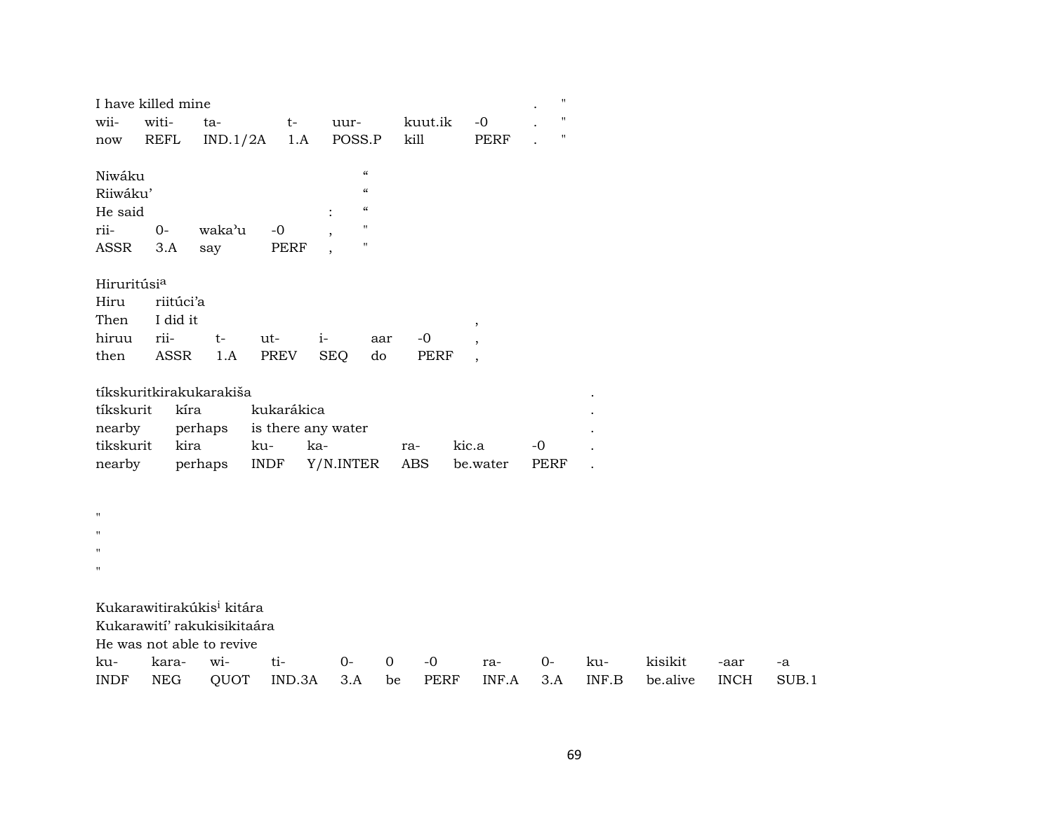I have killed mine . "

| wii- | witi- | ta- | t- | uur- | kuut.ik | -0 | . | " |
|---|---|---|---|---|---|---|---|---|
| now | REFL | IND.1/2A | 1.A | POSS.P | kill | PERF | . | " |

Niwáku "
Riiwáku' "
He said : "

| rii- | 0- | waka'u | -0 | , | " |
|---|---|---|---|---|---|
| ASSR | 3.A | say | PERF | , | " |

Hiruritúsi[a]

Hiru riitúci'a
Then I did it ,

| hiruu | rii- | t- | ut- | i- | aar | -0 | , |
|---|---|---|---|---|---|---|---|
| then | ASSR | 1.A | PREV | SEQ | do | PERF | , |

tíkskuritkirakukarakiša .
tíkskurit kíra kukarákica .
nearby perhaps is there any water .

| tikskurit | kira | ku- | ka- | ra- | kic.a | -0 | . |
|---|---|---|---|---|---|---|---|
| nearby | perhaps | INDF | Y/N.INTER | ABS | be.water | PERF | . |

"
"
"
"

Kukarawitirakúkis[i] kitára
Kukarawití' rakukisikitaára
He was not able to revive

| ku- | kara- | wi- | ti- | 0- | 0 | -0 | ra- | 0- | ku- | kisikit | -aar | -a |
|---|---|---|---|---|---|---|---|---|---|---|---|---|
| INDF | NEG | QUOT | IND.3A | 3.A | be | PERF | INF.A | 3.A | INF.B | be.alive | INCH | SUB.1 |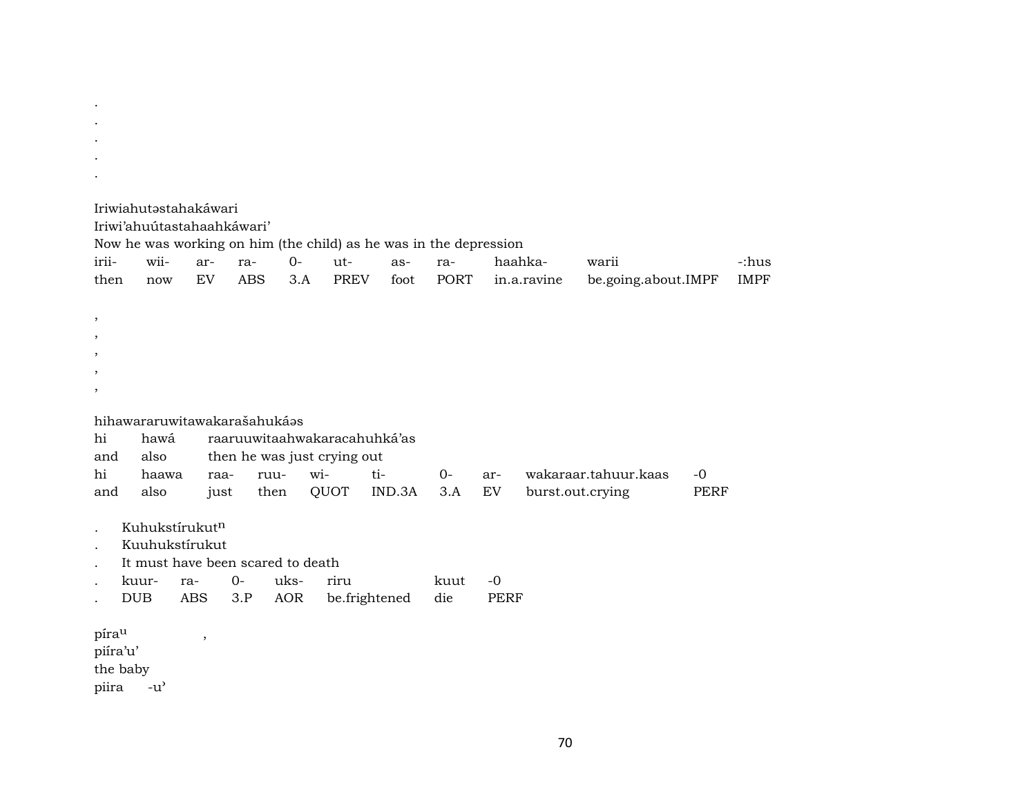.
.
.
.
.

Iriwiahutəstahakáwari
Iriwi'ahuútastahaahkáwari'
Now he was working on him (the child) as he was in the depression

| irii- | wii- | ar- | ra- | 0- | ut- | as- | ra- | haahka- | warii | -:hus |
|---|---|---|---|---|---|---|---|---|---|---|
| then | now | EV | ABS | 3.A | PREV | foot | PORT | in.a.ravine | be.going.about.IMPF | IMPF |

,
,
,
,
,

hihawararuwitawakarašahukáəs

| hi | hawá | raaruuwitaahwakaracahuhká'as |
|---|---|---|
| and | also | then he was just crying out |

| hi | haawa | raa- | ruu- | wi- | ti- | 0- | ar- | wakaraar.tahuur.kaas | -0 |
|---|---|---|---|---|---|---|---|---|---|
| and | also | just | then | QUOT | IND.3A | 3.A | EV | burst.out.crying | PERF |

. Kuhukstírukut$^{n}$
. Kuuhukstírukut
. It must have been scared to death

| . | kuur- | ra- | 0- | uks- | riru | kuut | -0 |
|---|---|---|---|---|---|---|---|
| . | DUB | ABS | 3.P | AOR | be.frightened | die | PERF |

píra$^{u}$ ,
piíra'u'
the baby

| piira | -u' |
|---|---|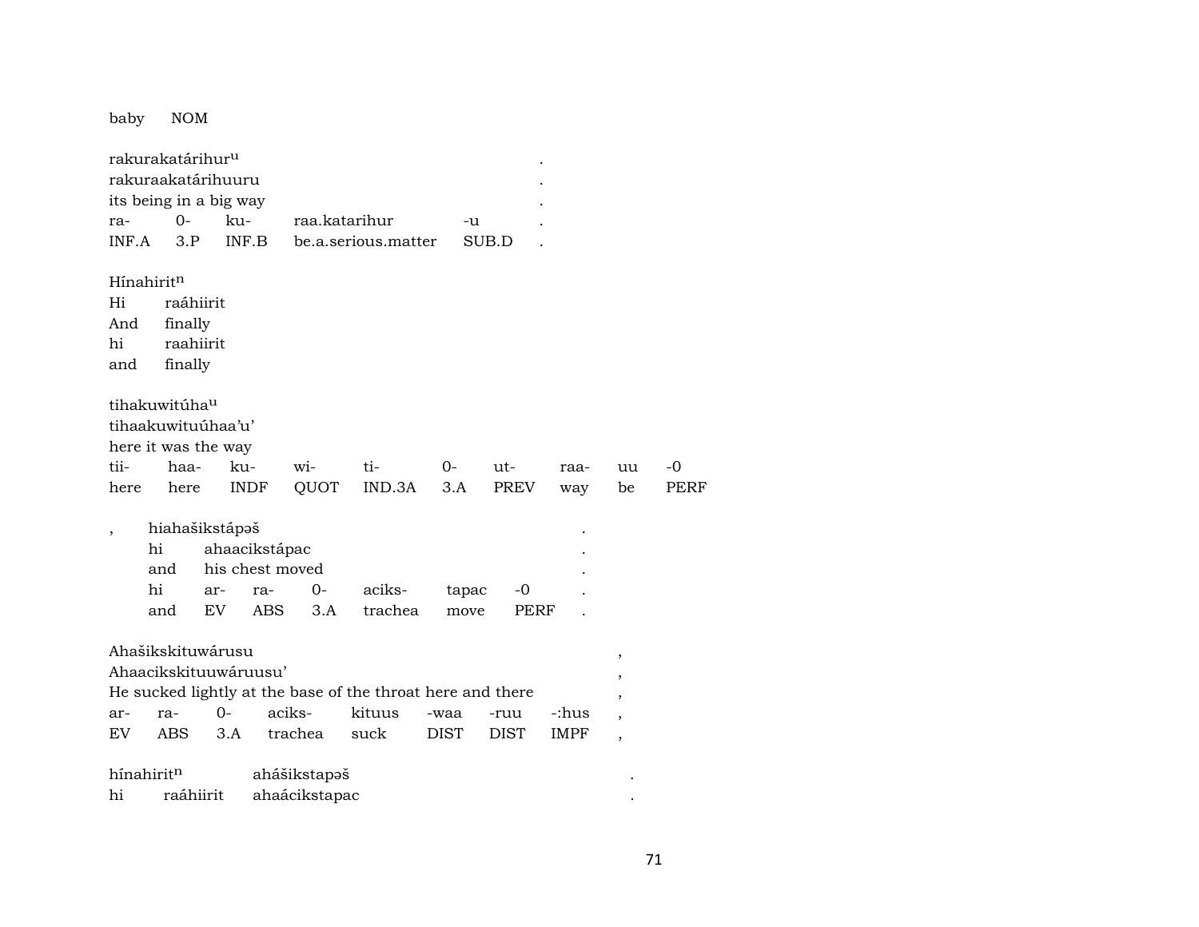baby NOM

rakurakatárihur^u .
rakuraakatárihuuru .
its being in a big way .

| ra- | 0- | ku- | raa.katarihur | -u | . |
|---|---|---|---|---|---|
| INF.A | 3.P | INF.B | be.a.serious.matter | SUB.D | . |

Hínahirit^n
Hi raáhiirit
And finally
hi raahiirit
and finally

tihakuwitúha^u
tihaakuwituúhaa'u'
here it was the way

| tii- | haa- | ku- | wi- | ti- | 0- | ut- | raa- | uu | -0 |
|---|---|---|---|---|---|---|---|---|---|
| here | here | INDF | QUOT | IND.3A | 3.A | PREV | way | be | PERF |

, hiahašikstápəš .
hi ahaacikstápac .
and his chest moved .

| hi | ar- | ra- | 0- | aciks- | tapac | -0 | . |
|---|---|---|---|---|---|---|---|
| and | EV | ABS | 3.A | trachea | move | PERF | . |

Ahašikskituwárusu ,
Ahaacikskituuwáruusu' ,
He sucked lightly at the base of the throat here and there ,

| ar- | ra- | 0- | aciks- | kituus | -waa | -ruu | -:hus | , |
|---|---|---|---|---|---|---|---|---|
| EV | ABS | 3.A | trachea | suck | DIST | DIST | IMPF | , |

hínahirit^n ahášikstapəš .
hi raáhiirit ahaácikstapac .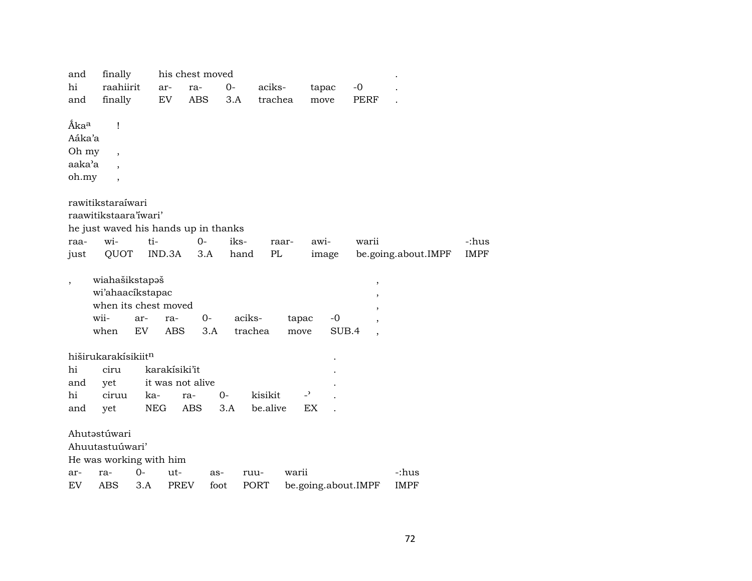| and | finally | his chest moved | | | | | | . |
|---|---|---|---|---|---|---|---|---|
| hi | raahiirit | ar- | ra- | 0- | aciks- | tapac | -0 | . |
| and | finally | EV | ABS | 3.A | trachea | move | PERF | . |

Ấka[a] !
Aáka'a
Oh my ,
aaka'a ,
oh.my ,

rawitikstaraíwari
raawitikstaara'íwari'
he just waved his hands up in thanks

| raa- | wi- | ti- | 0- | iks- | raar- | awi- | warii | -:hus |
|---|---|---|---|---|---|---|---|---|
| just | QUOT | IND.3A | 3.A | hand | PL | image | be.going.about.IMPF | IMPF |

| , | wiahašikstapəš | | | | | | , |
|---|---|---|---|---|---|---|---|
| | wi'ahaacíkstapac | | | | | | , |
| | when its chest moved | | | | | | , |
| | wii- | ar- | ra- | 0- | aciks- | tapac | -0 , |
| | when | EV | ABS | 3.A | trachea | move | SUB.4 , |

| hiširukarakísikiit[n] | | | | | | | . |
|---|---|---|---|---|---|---|---|
| hi | ciru | karakísiki'it | | | | | . |
| and | yet | it was not alive | | | | | . |
| hi | ciruu | ka- | ra- | 0- | kisikit | -ʾ | . |
| and | yet | NEG | ABS | 3.A | be.alive | EX | . |

Ahutəstúwari
Ahuutastuúwari'
He was working with him

| ar- | ra- | 0- | ut- | as- | ruu- | warii | -:hus |
|---|---|---|---|---|---|---|---|
| EV | ABS | 3.A | PREV | foot | PORT | be.going.about.IMPF | IMPF |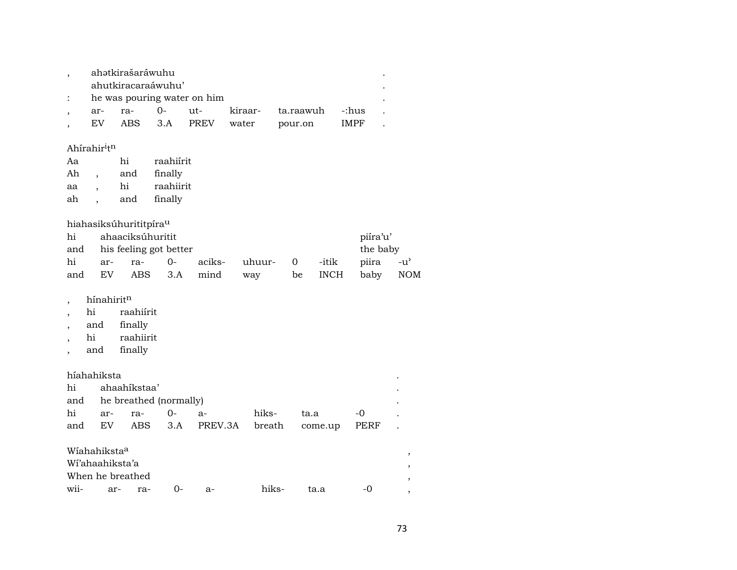| , | ahətkirašaráwuhu | | | | | | | . |
|---|---|---|---|---|---|---|---|---|
| | ahutkiracaraáwuhu’ | | | | | | | . |
| : | he was pouring water on him | | | | | | | . |
| , | ar- | ra- | 0- | ut- | kiraar- | ta.raawuh | -:hus | . |
| , | EV | ABS | 3.A | PREV | water | pour.on | IMPF | . |

Ahírahir[i]t[n]

| Aa | | hi | raahiírit |
|---|---|---|---|
| Ah | , | and | finally |
| aa | , | hi | raahiirit |
| ah | , | and | finally |

hiahasiksúhurititpíra[u]

| hi | ahaaciksúhuritit | | | | | | | piíra’u’ | |
|---|---|---|---|---|---|---|---|---|---|
| and | his feeling got better | | | | | | | the baby | |
| hi | ar- | ra- | 0- | aciks- | uhuur- | 0 | -itik | piira | -u’ |
| and | EV | ABS | 3.A | mind | way | be | INCH | baby | NOM |

| , | hínahirit[n] | |
|---|---|---|
| , | hi | raahiírit |
| , | and | finally |
| , | hi | raahiirit |
| , | and | finally |

híahahiksta

| hi | ahaahíkstaa’ | | | | | | | . |
|---|---|---|---|---|---|---|---|---|
| and | he breathed (normally) | | | | | | | . |
| hi | ar- | ra- | 0- | a- | hiks- | ta.a | -0 | . |
| and | EV | ABS | 3.A | PREV.3A | breath | come.up | PERF | . |

| Wíahahiksta[a] | | | | | | | | , |
|---|---|---|---|---|---|---|---|---|
| Wí’ahaahiksta’a | | | | | | | | , |
| When he breathed | | | | | | | | , |
| wii- | ar- | ra- | 0- | a- | hiks- | ta.a | -0 | , |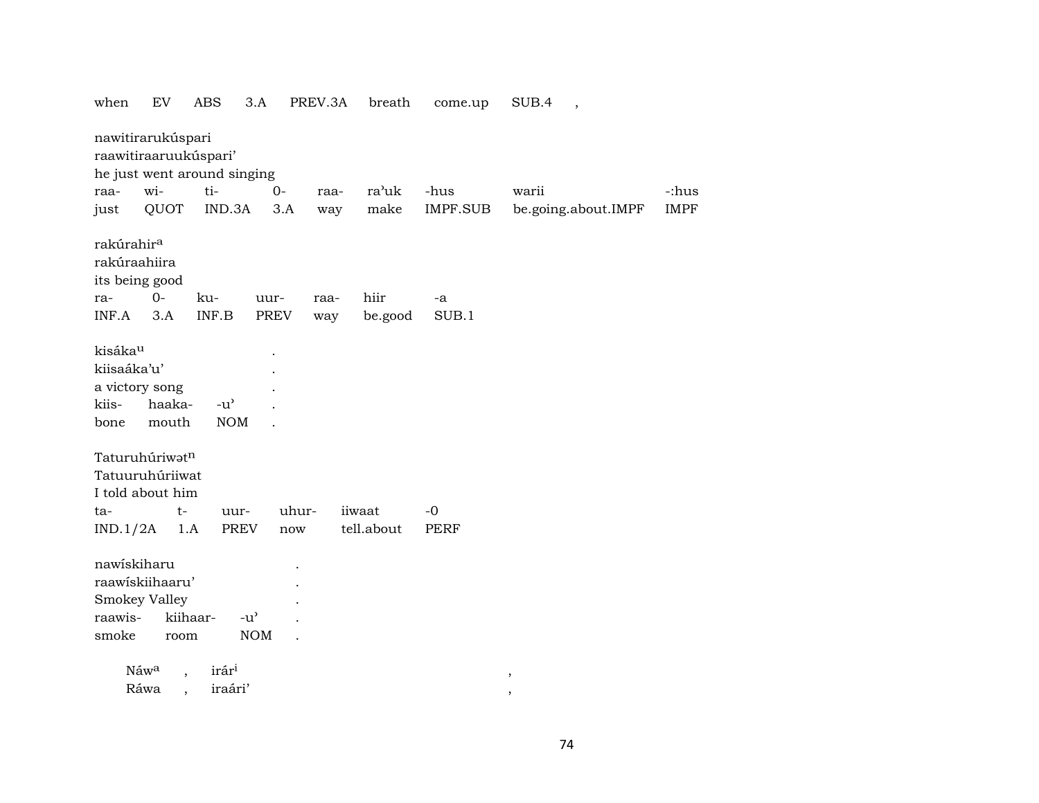| when | EV | ABS | 3.A | PREV.3A | breath | come.up | SUB.4 | , |
|---|---|---|---|---|---|---|---|---|

nawitirarukúspari
raawitiraaruukúspari'
he just went around singing

| raa- | wi- | ti- | 0- | raa- | ra'uk | -hus | warii | -:hus |
|---|---|---|---|---|---|---|---|---|
| just | QUOT | IND.3A | 3.A | way | make | IMPF.SUB | be.going.about.IMPF | IMPF |

rakúrahir[a]
rakúraahiira
its being good

| ra- | 0- | ku- | uur- | raa- | hiir | -a |
|---|---|---|---|---|---|---|
| INF.A | 3.A | INF.B | PREV | way | be.good | SUB.1 |

kisáka[u] .
kiisaáka'u' .
a victory song .

| kiis- | haaka- | -u' | . |
|---|---|---|---|
| bone | mouth | NOM | . |

Taturuhúriwət[n]
Tatuuruhúriiwat
I told about him

| ta- | t- | uur- | uhur- | iiwaat | -0 |
|---|---|---|---|---|---|
| IND.1/2A | 1.A | PREV | now | tell.about | PERF |

nawískiharu .
raawískiihaaru' .
Smokey Valley .

| raawis- | kiihaar- | -u' | . |
|---|---|---|---|
| smoke | room | NOM | . |

Náw[a] , irár[i] ,
Ráwa , iraári' ,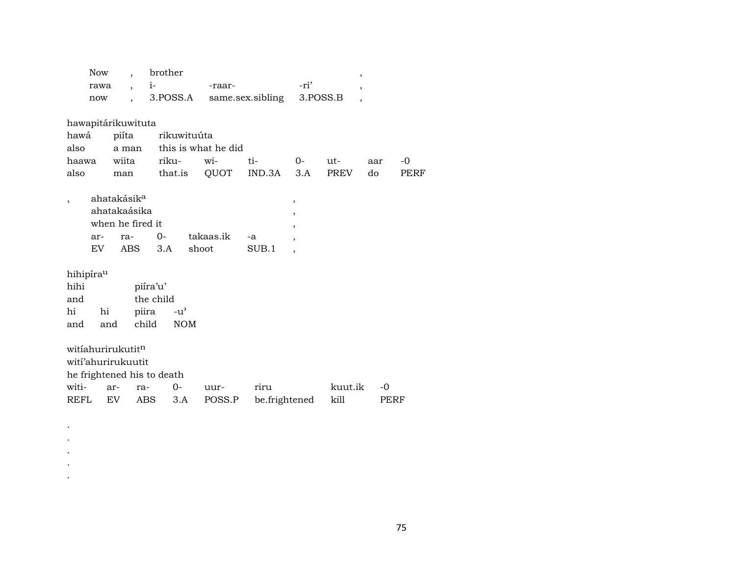| Now | , | brother | | | , |
|---|---|---|---|---|---|
| rawa | , | i- | -raar- | -ri’ | , |
| now | , | 3.POSS.A | same.sex.sibling | 3.POSS.B | , |

hawapitárikuwituta

| hawá | piíta | rikuwituúta | | | | | | |
|---|---|---|---|---|---|---|---|---|
| also | a man | this is what he did | | | | | | |
| haawa | wiita | riku- | wi- | ti- | 0- | ut- | aar | -0 |
| also | man | that.is | QUOT | IND.3A | 3.A | PREV | do | PERF |

| , | ahatakásik[a] | | | | | , |
|---|---|---|---|---|---|---|
| | ahatakaásika | | | | | , |
| | when he fired it | | | | | , |
| | ar- | ra- | 0- | takaas.ik | -a | , |
| | EV | ABS | 3.A | shoot | SUB.1 | , |

hihipíra[u]

| hihi | | piíra’u’ | |
|---|---|---|---|
| and | | the child | |
| hi | hi | piira | -u’ |
| and | and | child | NOM |

witíahurirukutit[n]

wití’ahurirukuutit

he frightened his to death

| witi- | ar- | ra- | 0- | uur- | riru | kuut.ik | -0 |
|---|---|---|---|---|---|---|---|
| REFL | EV | ABS | 3.A | POSS.P | be.frightened | kill | PERF |

.

.

.

.

.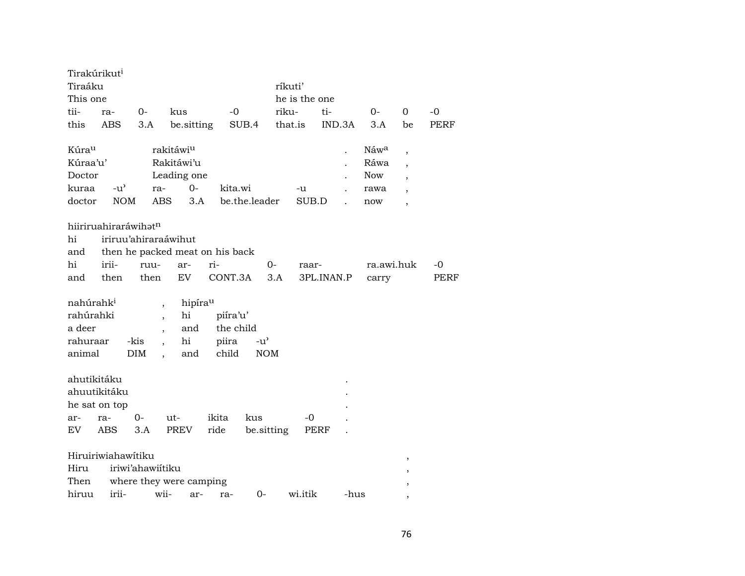Tirakúrikut[i]

| Tiraáku | | | | | ríkuti’ | | | | |
|---|---|---|---|---|---|---|---|---|---|
| This one | | | | | he is the one | | | | |
| tii- | ra- | 0- | kus | -0 | riku- | ti- | 0- | 0 | -0 |
| this | ABS | 3.A | be.sitting | SUB.4 | that.is | IND.3A | 3.A | be | PERF |

| Kúra[u] | | rakitáwi[u] | | | | . | Náw[a] | , |
|---|---|---|---|---|---|---|---|---|
| Kúraa’u’ | | Rakitáwi’u | | | | . | Ráwa | , |
| Doctor | | Leading one | | | | . | Now | , |
| kuraa | -u’ | ra- | 0- | kita.wi | -u | . | rawa | , |
| doctor | NOM | ABS | 3.A | be.the.leader | SUB.D | . | now | , |

hiiriruahiraráwihət[n]

| hi | iriruu’ahiraraáwihut | | | | | | | |
|---|---|---|---|---|---|---|---|---|
| and | then he packed meat on his back | | | | | | | |
| hi | irii- | ruu- | ar- | ri- | 0- | raar- | ra.awi.huk | -0 |
| and | then | then | EV | CONT.3A | 3.A | 3PL.INAN.P | carry | PERF |

| nahúrahk[i] | | , | hipíra[u] | |
|---|---|---|---|---|
| rahúrahki | | , | hi | piíra’u’ |
| a deer | | , | and | the child |
| rahuraar | -kis | , | hi | piira | -u’ |
| animal | DIM | , | and | child | NOM |

| ahutikitáku | | | | | | | . |
|---|---|---|---|---|---|---|---|
| ahuutikitáku | | | | | | | . |
| he sat on top | | | | | | | . |
| ar- | ra- | 0- | ut- | ikita | kus | -0 | . |
| EV | ABS | 3.A | PREV | ride | be.sitting | PERF | . |

| Hiruiriwiahawítiku | | | | | | | , |
|---|---|---|---|---|---|---|---|
| Hiru | iriwi’ahawiítiku | | | | | | , |
| Then | where they were camping | | | | | | , |
| hiruu | irii- | wii- | ar- | ra- | 0- | wi.itik | -hus | , |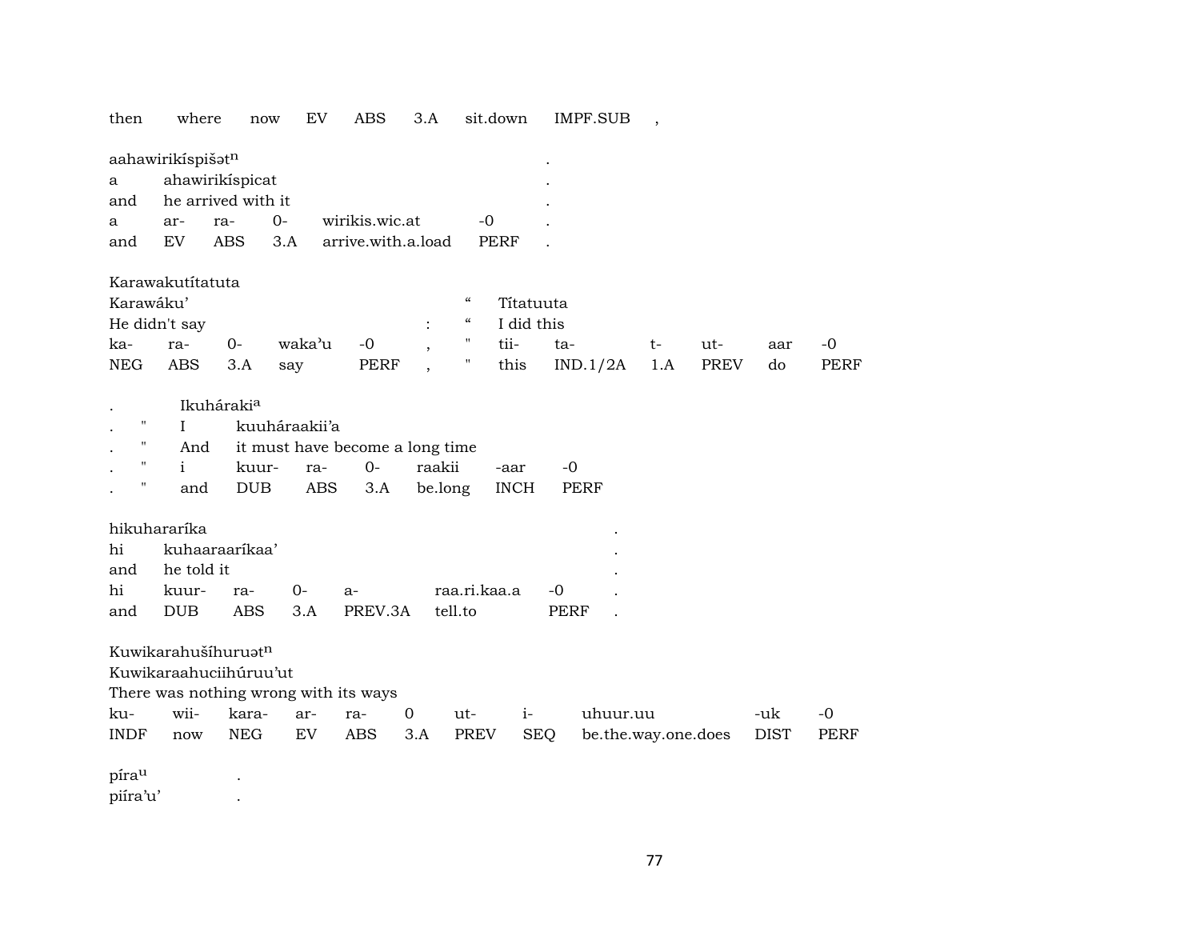| then | where | now | EV | ABS | 3.A | sit.down | IMPF.SUB | , |
|---|---|---|---|---|---|---|---|---|

aahawirikíspišət[n] .
a ahawirikíspicat .
and he arrived with it .

| a | ar- | ra- | 0- | wirikis.wic.at | -0 | . |
|---|---|---|---|---|---|---|
| and | EV | ABS | 3.A | arrive.with.a.load | PERF | . |

Karawakutítatuta
Karawáku' " Títatuuta
He didn't say : " I did this

| ka- | ra- | 0- | waka'u | -0 | , | " | tii- | ta- | t- | ut- | aar | -0 |
|---|---|---|---|---|---|---|---|---|---|---|---|---|
| NEG | ABS | 3.A | say | PERF | , | " | this | IND.1/2A | 1.A | PREV | do | PERF |

. Ikuháraki[a]
. " I kuuháraakii'a
. " And it must have become a long time

| . | " | i | kuur- | ra- | 0- | raakii | -aar | -0 |
|---|---|---|---|---|---|---|---|---|
| . | " | and | DUB | ABS | 3.A | be.long | INCH | PERF |

hikuhararíka .
hi kuhaaraaríkaa' .
and he told it .

| hi | kuur- | ra- | 0- | a- | raa.ri.kaa.a | -0 | . |
|---|---|---|---|---|---|---|---|
| and | DUB | ABS | 3.A | PREV.3A | tell.to | PERF | . |

Kuwikarahušíhuruət[n]
Kuwikaraahuciihúruu'ut
There was nothing wrong with its ways

| ku- | wii- | kara- | ar- | ra- | 0 | ut- | i- | uhuur.uu | -uk | -0 |
|---|---|---|---|---|---|---|---|---|---|---|
| INDF | now | NEG | EV | ABS | 3.A | PREV | SEQ | be.the.way.one.does | DIST | PERF |

píra[u] .
piíra'u' .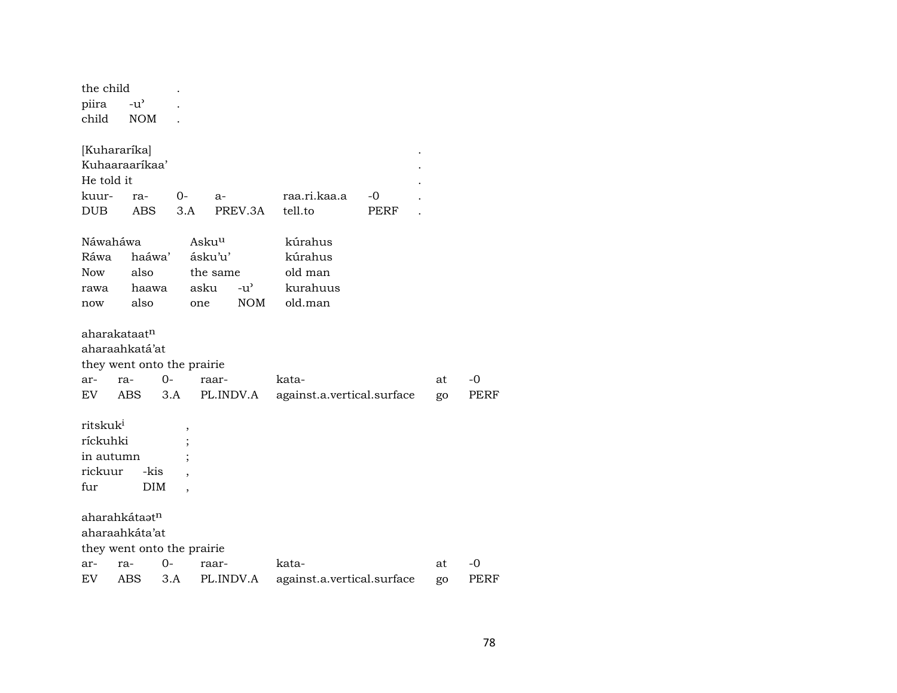| the child | | . |
|---|---|---|
| piira | -u’ | . |
| child | NOM | . |

| [Kuhararíka] | | | | | | . |
|---|---|---|---|---|---|---|
| Kuhaaraaríkaa’ | | | | | | . |
| He told it | | | | | | . |
| kuur- | ra- | 0- | a- | raa.ri.kaa.a | -0 | . |
| DUB | ABS | 3.A | PREV.3A | tell.to | PERF | . |

| Náwaháwa | | Asku$^{u}$ | | kúrahus |
|---|---|---|---|---|
| Ráwa | haáwa’ | ásku’u’ | | kúrahus |
| Now | also | the same | | old man |
| rawa | haawa | asku | -u’ | kurahuus |
| now | also | one | NOM | old.man |

| aharakataat$^{n}$ | | | | | | |
|---|---|---|---|---|---|---|
| aharaahkatá’at | | | | | | |
| they went onto the prairie | | | | | | |
| ar- | ra- | 0- | raar- | kata- | at | -0 |
| EV | ABS | 3.A | PL.INDV.A | against.a.vertical.surface | go | PERF |

| ritskuk$^{i}$ | | , |
|---|---|---|
| ríckuhki | | ; |
| in autumn | | ; |
| rickuur | -kis | , |
| fur | DIM | , |

| aharahkátaət$^{n}$ | | | | | | |
|---|---|---|---|---|---|---|
| aharaahkáta’at | | | | | | |
| they went onto the prairie | | | | | | |
| ar- | ra- | 0- | raar- | kata- | at | -0 |
| EV | ABS | 3.A | PL.INDV.A | against.a.vertical.surface | go | PERF |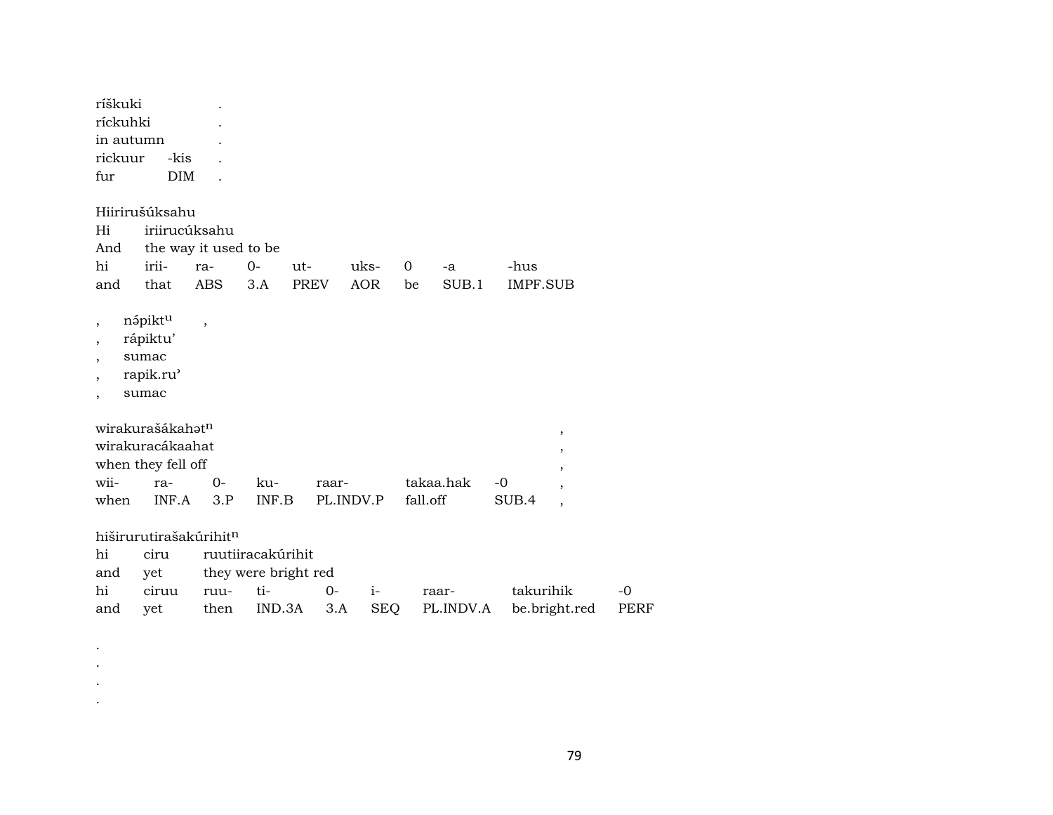rí̌skuki .
ríckuhki .
in autumn .

| rickuur | -kis | . |
|---|---|---|
| fur | DIM | . |

Hiirirušúksahu

| Hi | iriirucúksahu | | | | | | | |
|---|---|---|---|---|---|---|---|---|
| And | the way it used to be | | | | | | | |
| hi | irii- | ra- | 0- | ut- | uks- | 0 | -a | -hus |
| and | that | ABS | 3.A | PREV | AOR | be | SUB.1 | IMPF.SUB |

, nə́pikt$^{u}$ ,
, rápiktu’
, sumac
, rapik.ru’
, sumac

wirakurašákahət$^{n}$ ,
wirakuracákaahat ,
when they fell off ,

| wii- | ra- | 0- | ku- | raar- | takaa.hak | -0 | , |
|---|---|---|---|---|---|---|---|
| when | INF.A | 3.P | INF.B | PL.INDV.P | fall.off | SUB.4 | , |

hiširurutirašakúrihit$^{n}$

| hi | ciru | ruutiiracakúrihit | | | | | |
|---|---|---|---|---|---|---|---|
| and | yet | they were bright red | | | | | |
| hi | ciruu | ruu- | ti- | 0- | i- | raar- | takurihik | -0 |
| and | yet | then | IND.3A | 3.A | SEQ | PL.INDV.A | be.bright.red | PERF |

.
.
.
.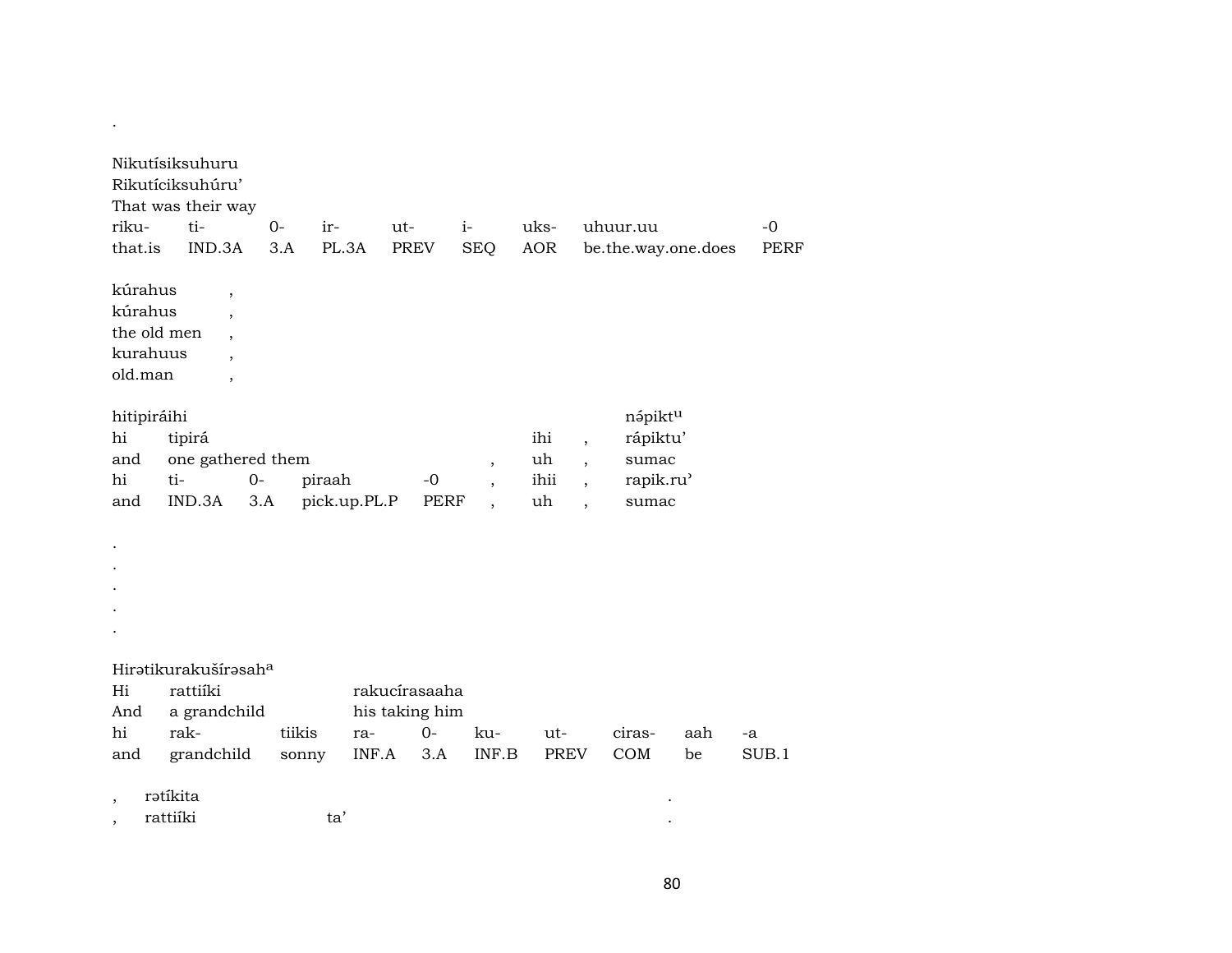.

Nikutísiksuhuru
Rikutíciksuhúru'
That was their way

| riku- | ti- | 0- | ir- | ut- | i- | uks- | uhuur.uu | -0 |
|---|---|---|---|---|---|---|---|---|
| that.is | IND.3A | 3.A | PL.3A | PREV | SEQ | AOR | be.the.way.one.does | PERF |

kúrahus ,
kúrahus ,
the old men ,
kurahuus ,
old.man ,

| hitipiráihi | | | | | | | nəpikt[u] |
|---|---|---|---|---|---|---|---|
| hi | tipirá | | | | ihi | , | rápiktu' |
| and | one gathered them | | | , | uh | , | sumac |
| hi | ti- | 0- | piraah | -0 | , | ihii | , | rapik.ru' |
| and | IND.3A | 3.A | pick.up.PL.P | PERF | , | uh | , | sumac |

.
.
.
.
.

Hirətikurakušírəsah[a]

| Hi | rattiíki | | rakucírasaaha | | | | | | |
|---|---|---|---|---|---|---|---|---|---|
| And | a grandchild | | his taking him | | | | | | |
| hi | rak- | tiikis | ra- | 0- | ku- | ut- | ciras- | aah | -a |
| and | grandchild | sonny | INF.A | 3.A | INF.B | PREV | COM | be | SUB.1 |

, rətíkita .
, rattiíki ta' .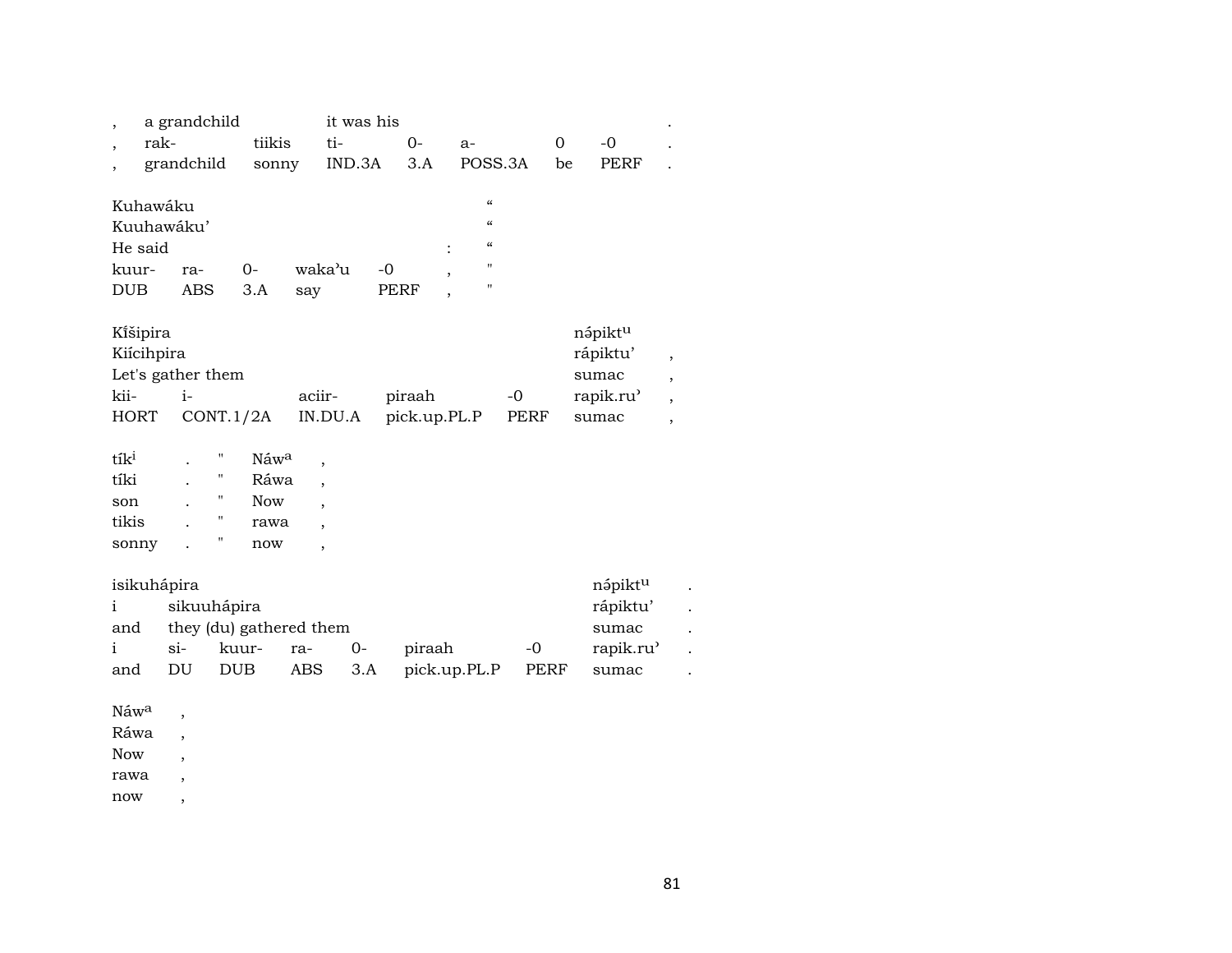| , | a grandchild | | it was his | | | | | . |
|---|---|---|---|---|---|---|---|---|
| , | rak- | tiikis | ti- | 0- | a- | 0 | -0 | . |
| , | grandchild | sonny | IND.3A | 3.A | POSS.3A | be | PERF | . |

| Kuhawáku | | | | | | “ |
|---|---|---|---|---|---|---|
| Kuuhawáku’ | | | | | | “ |
| He said | | | | | : | “ |
| kuur- | ra- | 0- | waka’u | -0 | , | " |
| DUB | ABS | 3.A | say | PERF | , | " |

| Kíšipira | | | | | nə́piktᵘ | |
|---|---|---|---|---|---|---|
| Kiícihpira | | | | | rápiktu’ | , |
| Let's gather them | | | | | sumac | , |
| kii- | i- | aciir- | piraah | -0 | rapik.ru’ | , |
| HORT | CONT.1/2A | IN.DU.A | pick.up.PL.P | PERF | sumac | , |

| tíkⁱ | . | " | Náwᵃ | , |
|---|---|---|---|---|
| tíki | . | " | Ráwa | , |
| son | . | " | Now | , |
| tikis | . | " | rawa | , |
| sonny | . | " | now | , |

| isikuhápira | | | | | | | nə́piktᵘ | . |
|---|---|---|---|---|---|---|---|---|
| i | sikuuhápira | | | | | | rápiktu’ | . |
| and | they (du) gathered them | | | | | | sumac | . |
| i | si- | kuur- | ra- | 0- | piraah | -0 | rapik.ru’ | . |
| and | DU | DUB | ABS | 3.A | pick.up.PL.P | PERF | sumac | . |

| Náwᵃ | , |
|---|---|
| Ráwa | , |
| Now | , |
| rawa | , |
| now | , |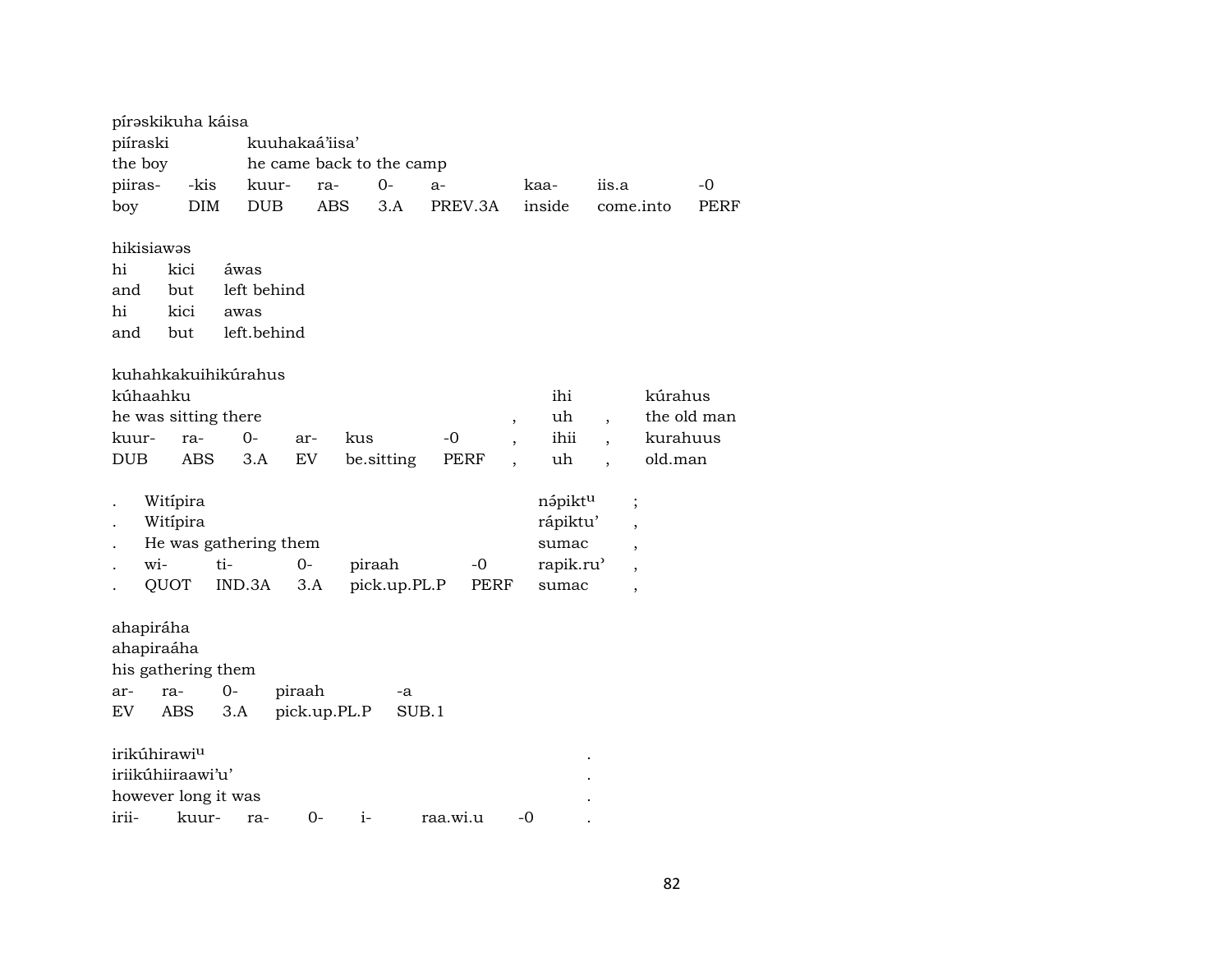píraskikuha káisa

| piíraski | | kuuhakaá'iisa' | | | | | | |
|---|---|---|---|---|---|---|---|---|
| the boy | | he came back to the camp | | | | | | |
| piiras- | -kis | kuur- | ra- | 0- | a- | kaa- | iis.a | -0 |
| boy | DIM | DUB | ABS | 3.A | PREV.3A | inside | come.into | PERF |

hikisiawəs

| hi | kici | áwas |
|---|---|---|
| and | but | left behind |
| hi | kici | awas |
| and | but | left.behind |

kuhahkakuihikúrahus

| kúhaahku | | | | | | | ihi | | kúrahus |
|---|---|---|---|---|---|---|---|---|---|
| he was sitting there | | | | | | , | uh | , | the old man |
| kuur- | ra- | 0- | ar- | kus | -0 | , | ihii | , | kurahuus |
| DUB | ABS | 3.A | EV | be.sitting | PERF | , | uh | , | old.man |

| . | Witípira | | | | | nə́pikt[u] | ; |
|---|---|---|---|---|---|---|---|
| . | Witípira | | | | | rápiktu' | , |
| . | He was gathering them | | | | | sumac | , |
| . | wi- | ti- | 0- | piraah | -0 | rapik.ru' | , |
| . | QUOT | IND.3A | 3.A | pick.up.PL.P | PERF | sumac | , |

ahapiráha

| ahapiraáha | | | | |
|---|---|---|---|---|
| his gathering them | | | | |
| ar- | ra- | 0- | piraah | -a |
| EV | ABS | 3.A | pick.up.PL.P | SUB.1 |

irikúhirawi[u]

| iriikúhiiraawi'u' | | | | | | | . |
|---|---|---|---|---|---|---|---|
| however long it was | | | | | | | . |
| irii- | kuur- | ra- | 0- | i- | raa.wi.u | -0 | . |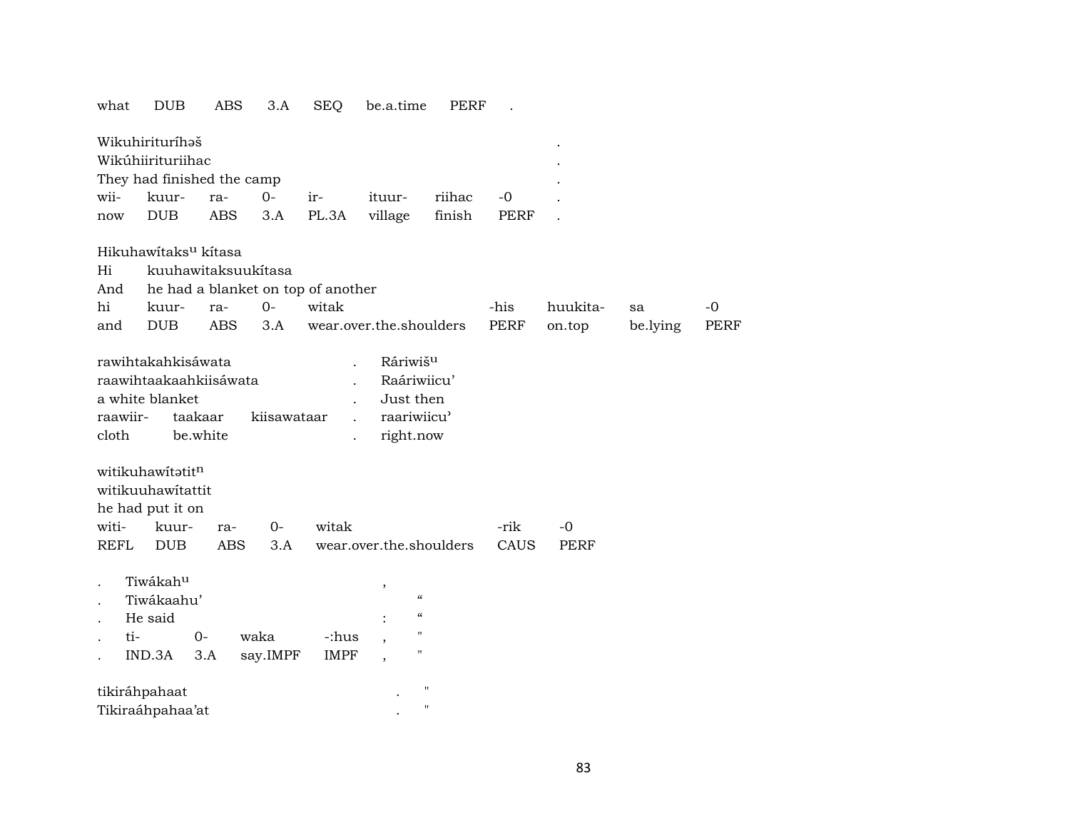| what | DUB | ABS | 3.A | SEQ | be.a.time | PERF | . |
|---|---|---|---|---|---|---|---|

Wikuhirituríhəš .
Wikúhiirituriihac .
They had finished the camp .

| wii- | kuur- | ra- | 0- | ir- | ituur- | riihac | -0 | . |
|---|---|---|---|---|---|---|---|---|
| now | DUB | ABS | 3.A | PL.3A | village | finish | PERF | . |

Hikuhawítaks^u kítasa
Hi kuuhawitaksuukítasa
And he had a blanket on top of another

| hi | kuur- | ra- | 0- | witak | -his | huukita- | sa | -0 |
|---|---|---|---|---|---|---|---|---|
| and | DUB | ABS | 3.A | wear.over.the.shoulders | PERF | on.top | be.lying | PERF |

rawihtakahkisáwata . Ráriwiš^u
raawihtaakaahkiisáwata . Raáriwiicu'
a white blanket . Just then

| raawiir- | taakaar | kiisawataar | . | raariwiicu' |
|---|---|---|---|---|
| cloth | be.white | | . | right.now |

witikuhawítətit^n
witikuuhawítattit
he had put it on

| witi- | kuur- | ra- | 0- | witak | -rik | -0 |
|---|---|---|---|---|---|---|
| REFL | DUB | ABS | 3.A | wear.over.the.shoulders | CAUS | PERF |

. Tiwákah^u ,
. Tiwákaahu' "
. He said : "

| . | ti- | 0- | waka | -:hus | , | " |
|---|---|---|---|---|---|---|
| . | IND.3A | 3.A | say.IMPF | IMPF | , | " |

tikiráhpahaat . "
Tikiraáhpahaa'at . "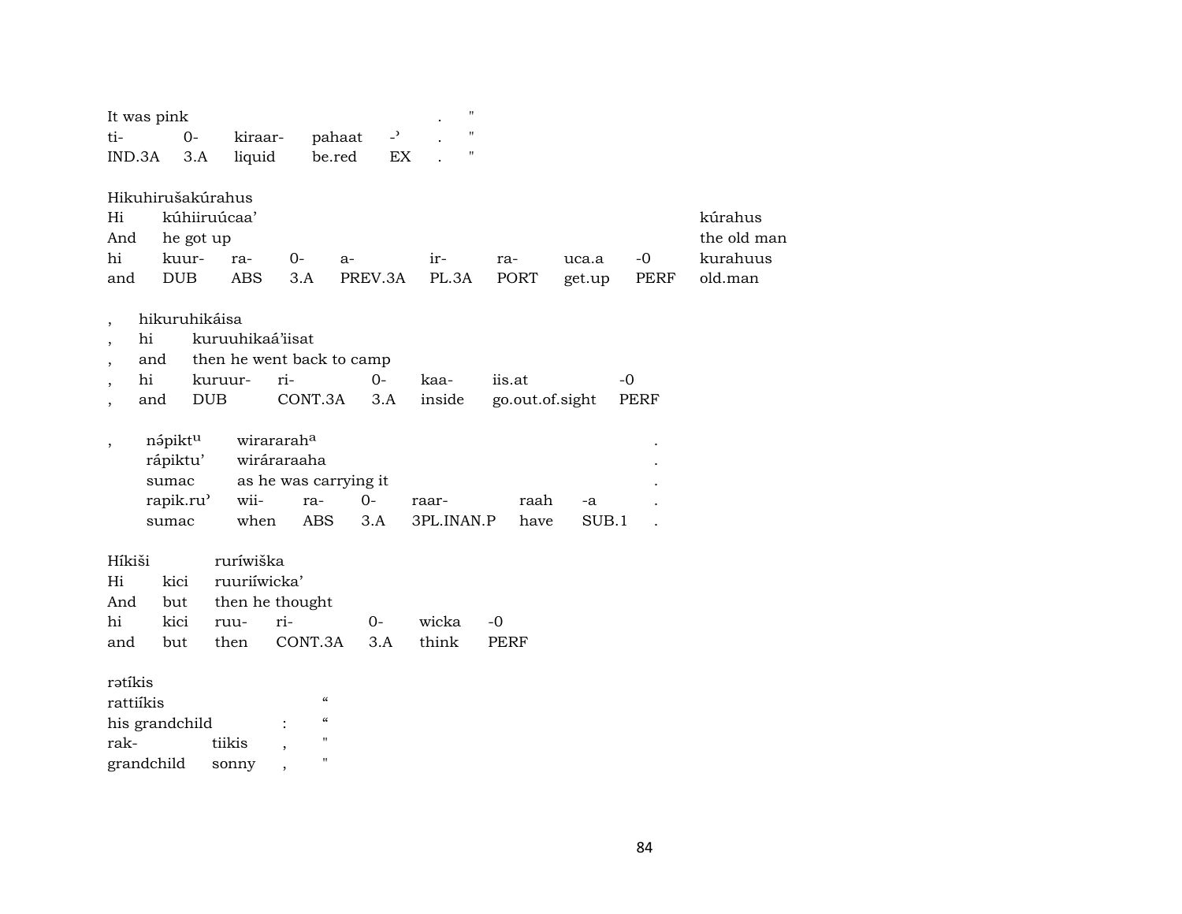It was pink . "
ti- 0- kiraar- pahaat -ʾ . "
IND.3A 3.A liquid be.red EX . "

Hikuhirušakúrahus

| Hi | kúhiiruúcaa' | | | | | | | | kúrahus |
|---|---|---|---|---|---|---|---|---|---|
| And | he got up | | | | | | | | the old man |
| hi | kuur- | ra- | 0- | a- | ir- | ra- | uca.a | -0 | kurahuus |
| and | DUB | ABS | 3.A | PREV.3A | PL.3A | PORT | get.up | PERF | old.man |

| , | hikuruhikáisa | | | | | | |
|---|---|---|---|---|---|---|---|
| , | hi | kuruuhikaá'iisat | | | | | |
| , | and | then he went back to camp | | | | | |
| , | hi | kuruur- | ri- | 0- | kaa- | iis.at | -0 |
| , | and | DUB | CONT.3A | 3.A | inside | go.out.of.sight | PERF |

| , | nə́piktᵘ | wirararahᵃ | | | | | | . |
|---|---|---|---|---|---|---|---|---|
| | rápiktu' | wiráraraaha | | | | | | . |
| | sumac | as he was carrying it | | | | | | . |
| | rapik.ruʾ | wii- | ra- | 0- | raar- | raah | -a | . |
| | sumac | when | ABS | 3.A | 3PL.INAN.P | have | SUB.1 | . |

| Híkiši | | ruríwiška | | | | |
|---|---|---|---|---|---|---|
| Hi | kici | ruuriíwicka' | | | | |
| And | but | then he thought | | | | |
| hi | kici | ruu- | ri- | 0- | wicka | -0 |
| and | but | then | CONT.3A | 3.A | think | PERF |

rətíkis
rattiíkis "
his grandchild : "
rak- tiikis , "
grandchild sonny , "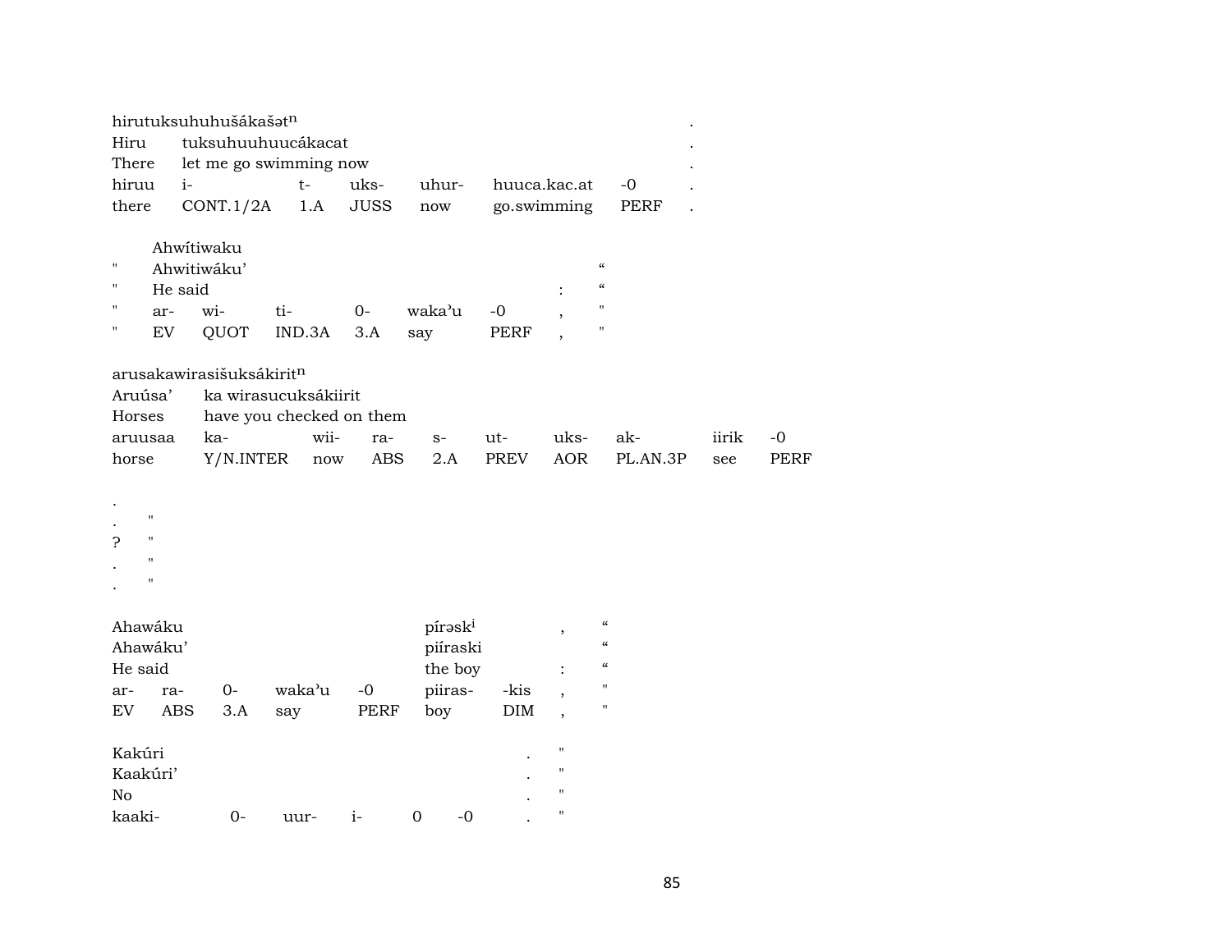hirutuksuhuhušákašət$^{n}$ .
Hiru tuksuhuuhuucákacat .
There let me go swimming now .

| hiruu | i- | t- | uks- | uhur- | huuca.kac.at | -0 | . |
|---|---|---|---|---|---|---|---|
| there | CONT.1/2A | 1.A | JUSS | now | go.swimming | PERF | . |

Ahwítiwaku
" Ahwitiwáku' “
" He said : “

| " | ar- | wi- | ti- | 0- | waka'u | -0 | , | " |
|---|---|---|---|---|---|---|---|---|
| " | EV | QUOT | IND.3A | 3.A | say | PERF | , | " |

arusakawirasišuksákirit$^{n}$
Aruúsa' ka wirasucuksákiirit
Horses have you checked on them

| aruusaa | ka- | wii- | ra- | s- | ut- | uks- | ak- | iirik | -0 |
|---|---|---|---|---|---|---|---|---|---|
| horse | Y/N.INTER | now | ABS | 2.A | PREV | AOR | PL.AN.3P | see | PERF |

.
. "
? "
. "
. "

Ahawáku píraski , “
Ahawáku' piíraski “
He said the boy : “

| ar- | ra- | 0- | waka'u | -0 | piiras- | -kis | , | " |
|---|---|---|---|---|---|---|---|---|
| EV | ABS | 3.A | say | PERF | boy | DIM | , | " |

Kakúri . "
Kaakúri' . "
No . "

| kaaki- | 0- | uur- | i- | 0 | -0 | . | " |
|---|---|---|---|---|---|---|---|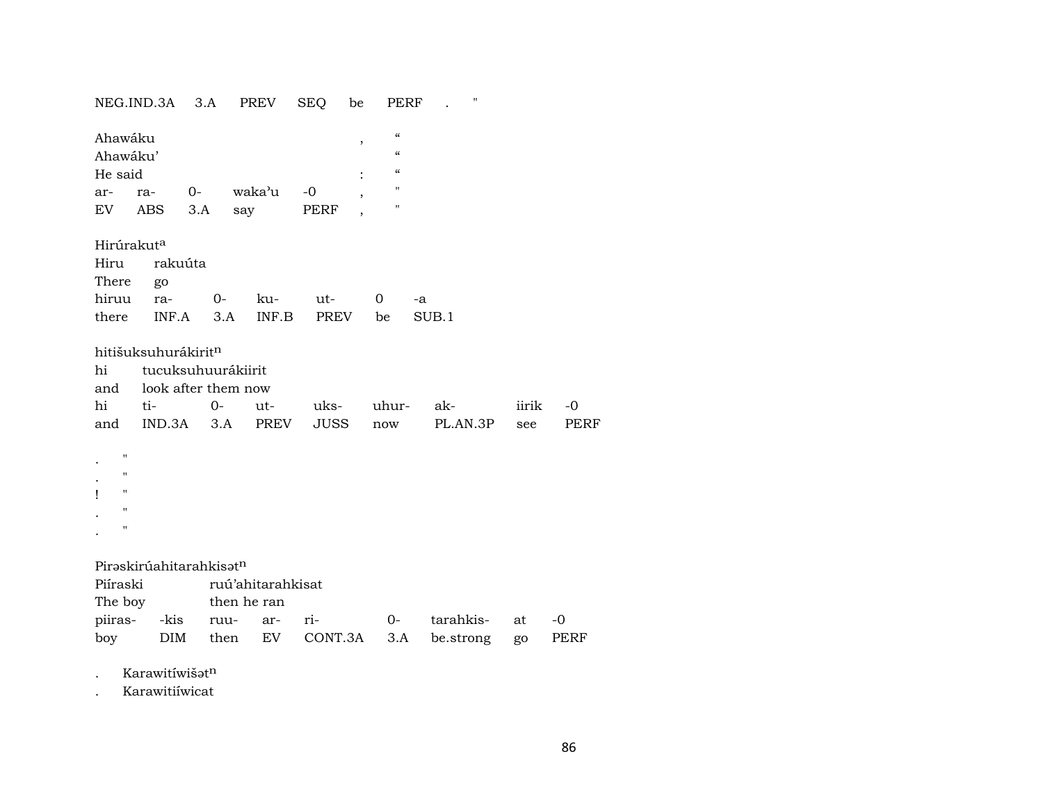NEG.IND.3A 3.A PREV SEQ be PERF . "

| Ahawáku | | | | | , | “ |
|---|---|---|---|---|---|---|
| Ahawáku’ | | | | | | “ |
| He said | | | | | : | “ |
| ar- | ra- | 0- | waka’u | -0 | , | " |
| EV | ABS | 3.A | say | PERF | , | " |

| Hirúrakut$^{a}$ | | | | | | |
|---|---|---|---|---|---|---|
| Hiru | rakuúta | | | | | |
| There | go | | | | | |
| hiruu | ra- | 0- | ku- | ut- | 0 | -a |
| there | INF.A | 3.A | INF.B | PREV | be | SUB.1 |

| hitišuksuhurákirit$^{n}$ | | | | | | | | |
|---|---|---|---|---|---|---|---|---|
| hi | tucuksuhuurákiirit | | | | | | | |
| and | look after them now | | | | | | | |
| hi | ti- | 0- | ut- | uks- | uhur- | ak- | iirik | -0 |
| and | IND.3A | 3.A | PREV | JUSS | now | PL.AN.3P | see | PERF |

. "
. "
! "
. "
. "

| Pirəskirúahitarahkisət$^{n}$ | | | | | | | | |
|---|---|---|---|---|---|---|---|---|
| Piíraski | | ruú’ahitarahkisat | | | | | | |
| The boy | | then he ran | | | | | | |
| piiras- | -kis | ruu- | ar- | ri- | 0- | tarahkis- | at | -0 |
| boy | DIM | then | EV | CONT.3A | 3.A | be.strong | go | PERF |

. Karawitíwišət$^{n}$
. Karawitiíwicat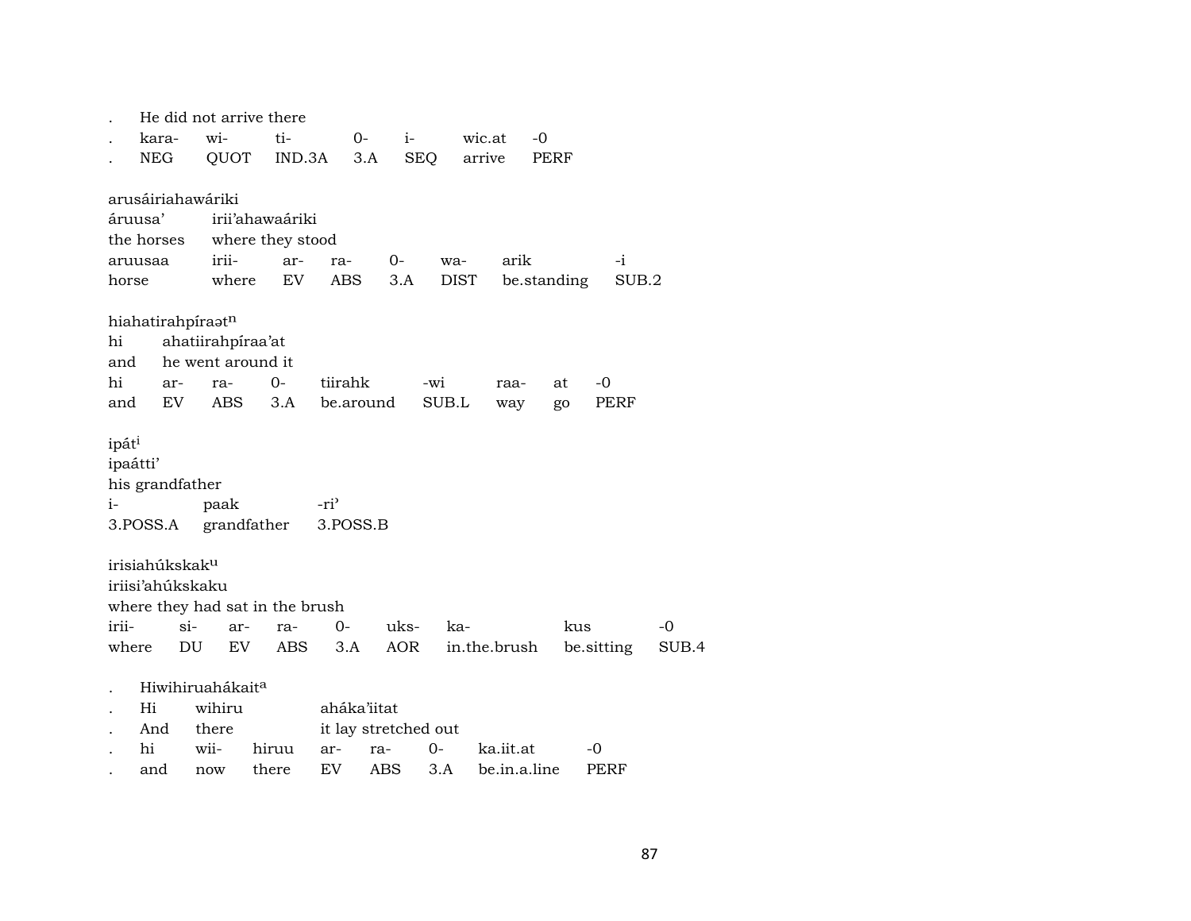. He did not arrive there

| . | kara- | wi- | ti- | 0- | i- | wic.at | -0 |
|---|---|---|---|---|---|---|---|
| . | NEG | QUOT | IND.3A | 3.A | SEQ | arrive | PERF |

arusáiriahawáriki

áruusa' irii'ahawaáriki

the horses where they stood

| aruusaa | irii- | ar- | ra- | 0- | wa- | arik | -i |
|---|---|---|---|---|---|---|---|
| horse | where | EV | ABS | 3.A | DIST | be.standing | SUB.2 |

hiahatirahpíraət[n]

hi ahatiirahpíraa'at

and he went around it

| hi | ar- | ra- | 0- | tiirahk | -wi | raa- | at | -0 |
|---|---|---|---|---|---|---|---|---|
| and | EV | ABS | 3.A | be.around | SUB.L | way | go | PERF |

ipát[i]

ipaátti'

his grandfather

| i- | paak | -ri' |
|---|---|---|
| 3.POSS.A | grandfather | 3.POSS.B |

irisiahúkskak[u]

iriisi'ahúkskaku

where they had sat in the brush

| irii- | si- | ar- | ra- | 0- | uks- | ka- | kus | -0 |
|---|---|---|---|---|---|---|---|---|
| where | DU | EV | ABS | 3.A | AOR | in.the.brush | be.sitting | SUB.4 |

. Hiwihiruahákait[a]

. Hi wihiru aháka'iitat

. And there it lay stretched out

| . | hi | wii- | hiruu | ar- | ra- | 0- | ka.iit.at | -0 |
|---|---|---|---|---|---|---|---|---|
| . | and | now | there | EV | ABS | 3.A | be.in.a.line | PERF |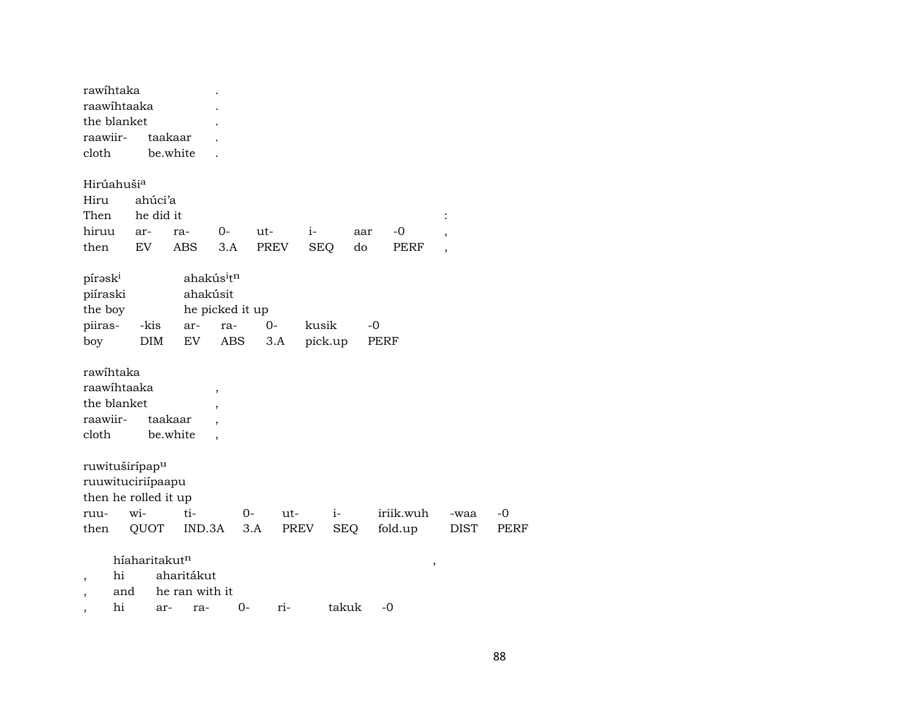| rawíhtaka | | . |
|---|---|---|
| raawíhtaaka | | . |
| the blanket | | . |
| raawiir- | taakaar | . |
| cloth | be.white | . |

Hirúahuši[a]

| Hiru | ahúci'a | | | | | | | |
|---|---|---|---|---|---|---|---|---|
| Then | he did it | | | | | | | : |
| hiruu | ar- | ra- | 0- | ut- | i- | aar | -0 | , |
| then | EV | ABS | 3.A | PREV | SEQ | do | PERF | , |

| pírəsk[i] | | ahakús[i]t[n] | | | | |
|---|---|---|---|---|---|---|
| piíraski | | ahakúsit | | | | |
| the boy | | he picked it up | | | | |
| piiras- | -kis | ar- | ra- | 0- | kusik | -0 |
| boy | DIM | EV | ABS | 3.A | pick.up | PERF |

| rawíhtaka | | |
|---|---|---|
| raawíhtaaka | | , |
| the blanket | | , |
| raawiir- | taakaar | , |
| cloth | be.white | , |

ruwituširipap[u]

| ruuwituciriípaapu | | | | | | | | |
|---|---|---|---|---|---|---|---|---|
| then he rolled it up | | | | | | | | |
| ruu- | wi- | ti- | 0- | ut- | i- | iriik.wuh | -waa | -0 |
| then | QUOT | IND.3A | 3.A | PREV | SEQ | fold.up | DIST | PERF |

| | híaharitakut[n] | | | | | | , |
|---|---|---|---|---|---|---|---|
| , | hi | aharitákut | | | | | |
| , | and | he ran with it | | | | | |
| , | hi | ar- | ra- | 0- | ri- | takuk | -0 |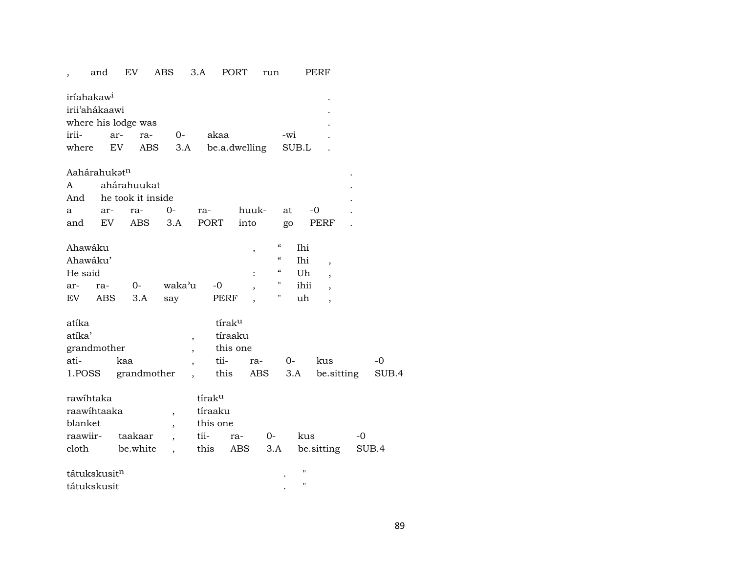| , | and | EV | ABS | 3.A | PORT | run | PERF |
|---|---|---|---|---|---|---|---|

| iríahakaw$^{i}$ | | | | | | . |
|---|---|---|---|---|---|---|
| irii'ahákaawi | | | | | | . |
| where his lodge was | | | | | | . |
| irii- | ar- | ra- | 0- | akaa | -wi | . |
| where | EV | ABS | 3.A | be.a.dwelling | SUB.L | . |

| Aahárahukət$^{n}$ | | | | | | | | . |
|---|---|---|---|---|---|---|---|---|
| A | ahárahuukat | | | | | | | . |
| And | he took it inside | | | | | | | . |
| a | ar- | ra- | 0- | ra- | huuk- | at | -0 | . |
| and | EV | ABS | 3.A | PORT | into | go | PERF | . |

| Ahawáku | | | | | , | " | Ihi | |
|---|---|---|---|---|---|---|---|---|
| Ahawáku' | | | | | | " | Ihi | , |
| He said | | | | | : | " | Uh | , |
| ar- | ra- | 0- | waka'u | -0 | , | " | ihii | , |
| EV | ABS | 3.A | say | PERF | , | " | uh | , |

| atíka | | | tírak$^{u}$ | | | | |
|---|---|---|---|---|---|---|---|
| atíka' | | , | tíraaku | | | | |
| grandmother | | , | this one | | | | |
| ati- | kaa | , | tii- | ra- | 0- | kus | -0 |
| 1.POSS | grandmother | , | this | ABS | 3.A | be.sitting | SUB.4 |

| rawíhtaka | | | tírak$^{u}$ | | | | |
|---|---|---|---|---|---|---|---|
| raawíhtaaka | | , | tíraaku | | | | |
| blanket | | , | this one | | | | |
| raawiir- | taakaar | , | tii- | ra- | 0- | kus | -0 |
| cloth | be.white | , | this | ABS | 3.A | be.sitting | SUB.4 |

| tátukskusit$^{n}$ | . | " |
|---|---|---|
| tátukskusit | . | " |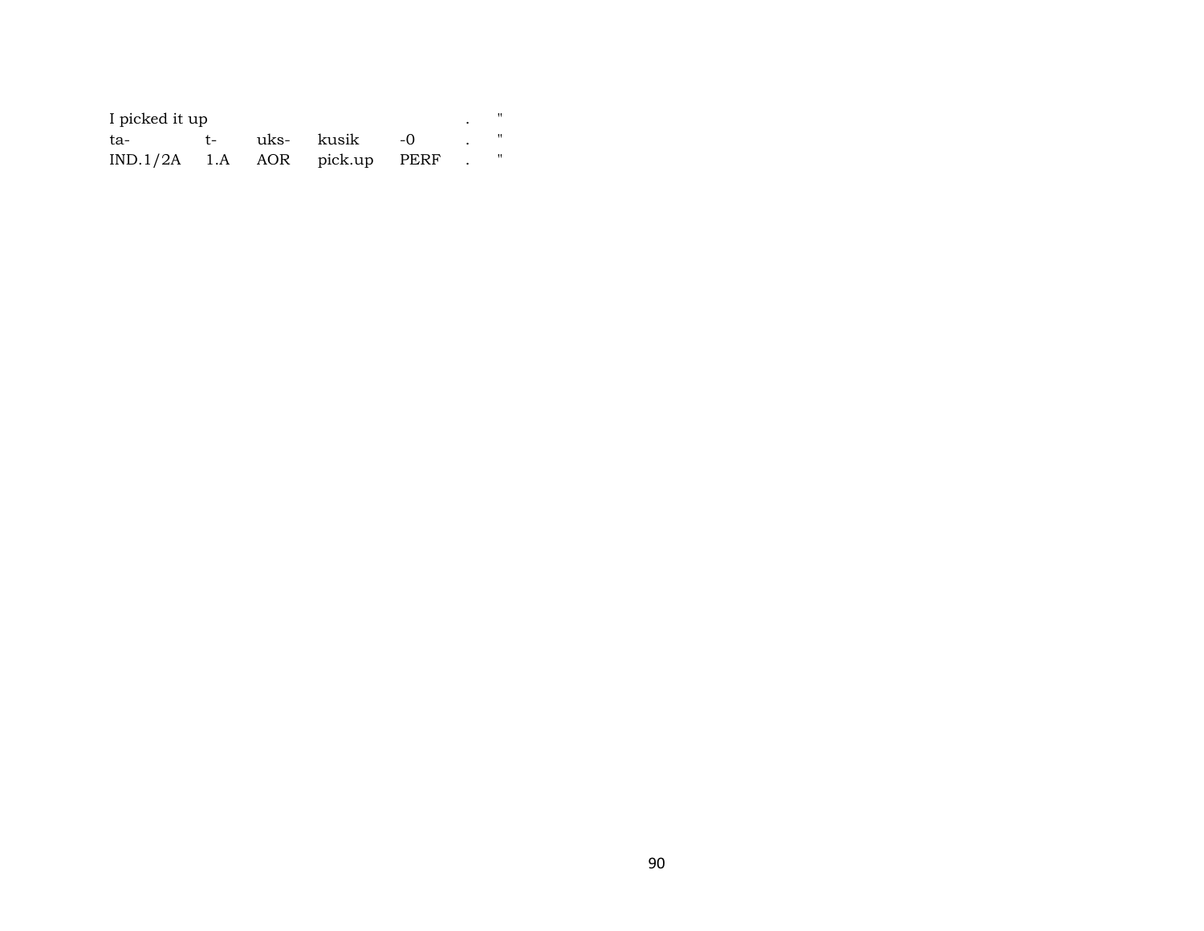I picked it up . "

| | | | | | | |
|---|---|---|---|---|---|---|
| ta- | t- | uks- | kusik | -0 | . | " |
| IND.1/2A | 1.A | AOR | pick.up | PERF | . | " |